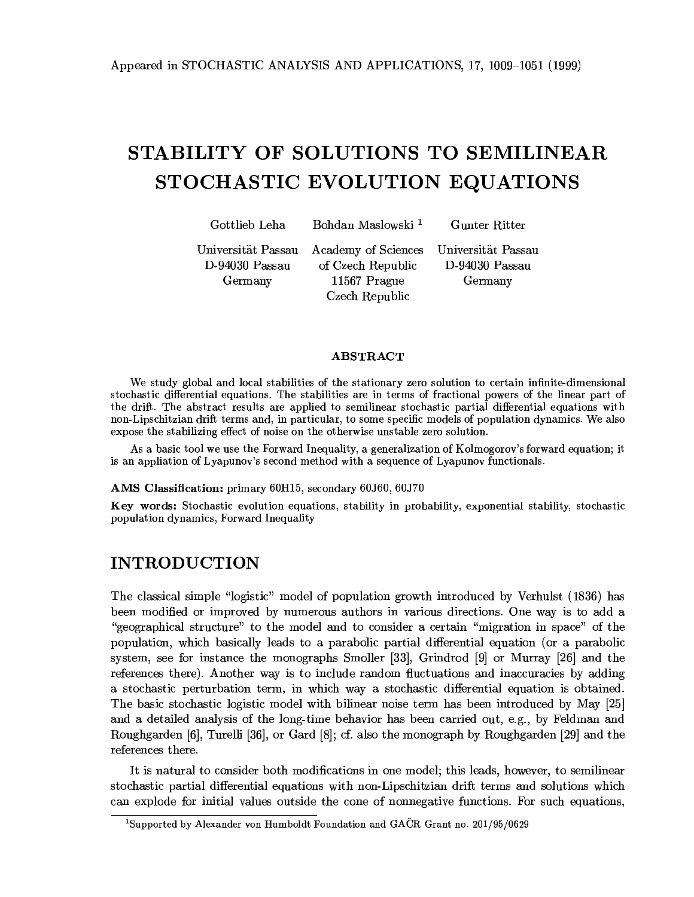Appeared in STOCHASTIC ANALYSIS AND APPLICATIONS, 17, 1009–1051 (1999)

# STABILITY OF SOLUTIONS TO SEMILINEAR STOCHASTIC EVOLUTION EQUATIONS

| Gottlieb Leha | Bohdan Maslowski [1] | Gunter Ritter |
|---|---|---|
| Universität Passau<br>D-94030 Passau<br>Germany | Academy of Sciences<br>of Czech Republic<br>11567 Prague<br>Czech Republic | Universität Passau<br>D-94030 Passau<br>Germany |

### ABSTRACT

We study global and local stabilities of the stationary zero solution to certain infinite-dimensional stochastic differential equations. The stabilities are in terms of fractional powers of the linear part of the drift. The abstract results are applied to semilinear stochastic partial differential equations with non-Lipschitzian drift terms and, in particular, to some specific models of population dynamics. We also expose the stabilizing effect of noise on the otherwise unstable zero solution.

As a basic tool we use the Forward Inequality, a generalization of Kolmogorov's forward equation; it is an appliation of Lyapunov's second method with a sequence of Lyapunov functionals.

**AMS Classification:** primary 60H15, secondary 60J60, 60J70

**Key words:** Stochastic evolution equations, stability in probability, exponential stability, stochastic population dynamics, Forward Inequality

## INTRODUCTION

The classical simple "logistic" model of population growth introduced by Verhulst (1836) has been modified or improved by numerous authors in various directions. One way is to add a "geographical structure" to the model and to consider a certain "migration in space" of the population, which basically leads to a parabolic partial differential equation (or a parabolic system, see for instance the monographs Smoller [33], Grindrod [9] or Murray [26] and the references there). Another way is to include random fluctuations and inaccuracies by adding a stochastic perturbation term, in which way a stochastic differential equation is obtained. The basic stochastic logistic model with bilinear noise term has been introduced by May [25] and a detailed analysis of the long-time behavior has been carried out, e.g., by Feldman and Roughgarden [6], Turelli [36], or Gard [8]; cf. also the monograph by Roughgarden [29] and the references there.

It is natural to consider both modifications in one model; this leads, however, to semilinear stochastic partial differential equations with non-Lipschitzian drift terms and solutions which can explode for initial values outside the cone of nonnegative functions. For such equations,

[1] Supported by Alexander von Humboldt Foundation and GAČR Grant no. 201/95/0629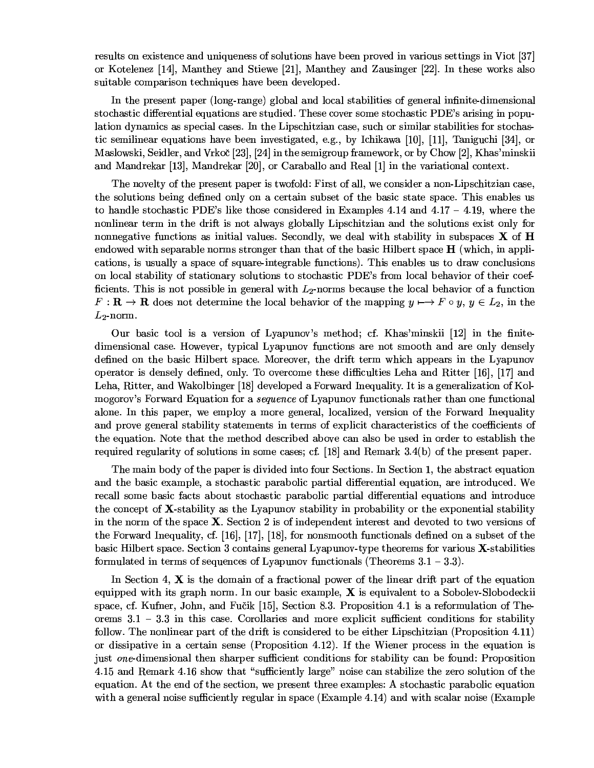results on existence and uniqueness of solutions have been proved in various settings in Viot [37] or Kotelenez [14], Manthey and Stiewe [21], Manthey and Zausinger [22]. In these works also suitable comparison techniques have been developed.

In the present paper (long-range) global and local stabilities of general infinite-dimensional stochastic differential equations are studied. These cover some stochastic PDE's arising in population dynamics as special cases. In the Lipschitzian case, such or similar stabilities for stochastic semilinear equations have been investigated, e.g., by Ichikawa [10], [11], Taniguchi [34], or Maslowski, Seidler, and Vrkoč [23], [24] in the semigroup framework, or by Chow [2], Khas'minskii and Mandrekar [13], Mandrekar [20], or Caraballo and Real [1] in the variational context.

The novelty of the present paper is twofold: First of all, we consider a non-Lipschitzian case, the solutions being defined only on a certain subset of the basic state space. This enables us to handle stochastic PDE's like those considered in Examples 4.14 and 4.17 – 4.19, where the nonlinear term in the drift is not always globally Lipschitzian and the solutions exist only for nonnegative functions as initial values. Secondly, we deal with stability in subspaces $\mathbf{X}$ of $\mathbf{H}$ endowed with separable norms stronger than that of the basic Hilbert space $\mathbf{H}$ (which, in applications, is usually a space of square-integrable functions). This enables us to draw conclusions on local stability of stationary solutions to stochastic PDE's from local behavior of their coefficients. This is not possible in general with $L_2$-norms because the local behavior of a function $F : \mathbf{R} \to \mathbf{R}$ does not determine the local behavior of the mapping $y \longmapsto F \circ y$, $y \in L_2$, in the $L_2$-norm.

Our basic tool is a version of Lyapunov's method; cf. Khas'minskii [12] in the finite-dimensional case. However, typical Lyapunov functions are not smooth and are only densely defined on the basic Hilbert space. Moreover, the drift term which appears in the Lyapunov operator is densely defined, only. To overcome these difficulties Leha and Ritter [16], [17] and Leha, Ritter, and Wakolbinger [18] developed a Forward Inequality. It is a generalization of Kolmogorov's Forward Equation for a *sequence* of Lyapunov functionals rather than one functional alone. In this paper, we employ a more general, localized, version of the Forward Inequality and prove general stability statements in terms of explicit characteristics of the coefficients of the equation. Note that the method described above can also be used in order to establish the required regularity of solutions in some cases; cf. [18] and Remark 3.4(b) of the present paper.

The main body of the paper is divided into four Sections. In Section 1, the abstract equation and the basic example, a stochastic parabolic partial differential equation, are introduced. We recall some basic facts about stochastic parabolic partial differential equations and introduce the concept of $\mathbf{X}$-stability as the Lyapunov stability in probability or the exponential stability in the norm of the space $\mathbf{X}$. Section 2 is of independent interest and devoted to two versions of the Forward Inequality, cf. [16], [17], [18], for nonsmooth functionals defined on a subset of the basic Hilbert space. Section 3 contains general Lyapunov-type theorems for various $\mathbf{X}$-stabilities formulated in terms of sequences of Lyapunov functionals (Theorems 3.1 – 3.3).

In Section 4, $\mathbf{X}$ is the domain of a fractional power of the linear drift part of the equation equipped with its graph norm. In our basic example, $\mathbf{X}$ is equivalent to a Sobolev-Slobodeckii space, cf. Kufner, John, and Fučík [15], Section 8.3. Proposition 4.1 is a reformulation of Theorems 3.1 – 3.3 in this case. Corollaries and more explicit sufficient conditions for stability follow. The nonlinear part of the drift is considered to be either Lipschitzian (Proposition 4.11) or dissipative in a certain sense (Proposition 4.12). If the Wiener process in the equation is just *one*-dimensional then sharper sufficient conditions for stability can be found: Proposition 4.15 and Remark 4.16 show that "sufficiently large" noise can stabilize the zero solution of the equation. At the end of the section, we present three examples: A stochastic parabolic equation with a general noise sufficiently regular in space (Example 4.14) and with scalar noise (Example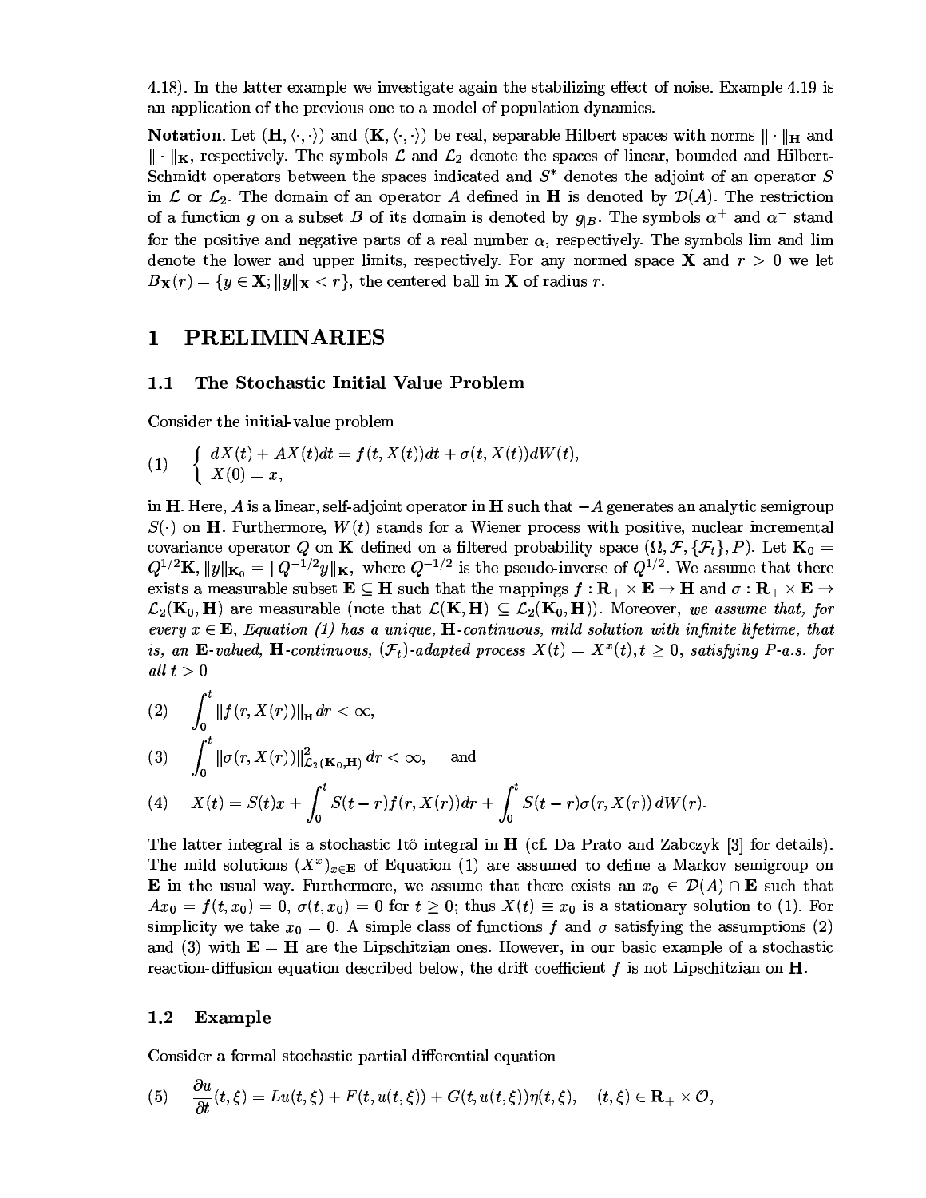4.18). In the latter example we investigate again the stabilizing effect of noise. Example 4.19 is an application of the previous one to a model of population dynamics.

**Notation**. Let $(\mathbf{H}, \langle\cdot,\cdot\rangle)$ and $(\mathbf{K}, \langle\cdot,\cdot\rangle)$ be real, separable Hilbert spaces with norms $\|\cdot\|_{\mathbf{H}}$ and $\|\cdot\|_{\mathbf{K}}$, respectively. The symbols $\mathcal{L}$ and $\mathcal{L}_2$ denote the spaces of linear, bounded and Hilbert-Schmidt operators between the spaces indicated and $S^*$ denotes the adjoint of an operator $S$ in $\mathcal{L}$ or $\mathcal{L}_2$. The domain of an operator $A$ defined in $\mathbf{H}$ is denoted by $\mathcal{D}(A)$. The restriction of a function $g$ on a subset $B$ of its domain is denoted by $g_{|B}$. The symbols $\alpha^+$ and $\alpha^-$ stand for the positive and negative parts of a real number $\alpha$, respectively. The symbols $\underline{\lim}$ and $\overline{\lim}$ denote the lower and upper limits, respectively. For any normed space $\mathbf{X}$ and $r > 0$ we let $B_{\mathbf{X}}(r) = \{y \in \mathbf{X}; \|y\|_{\mathbf{X}} < r\}$, the centered ball in $\mathbf{X}$ of radius $r$.

# 1 PRELIMINARIES

## 1.1 The Stochastic Initial Value Problem

Consider the initial-value problem

$$
(1) \qquad \begin{cases} dX(t) + AX(t)dt = f(t, X(t))dt + \sigma(t, X(t))dW(t), \\ X(0) = x, \end{cases}
$$

in $\mathbf{H}$. Here, $A$ is a linear, self-adjoint operator in $\mathbf{H}$ such that $-A$ generates an analytic semigroup $S(\cdot)$ on $\mathbf{H}$. Furthermore, $W(t)$ stands for a Wiener process with positive, nuclear incremental covariance operator $Q$ on $\mathbf{K}$ defined on a filtered probability space $(\Omega, \mathcal{F}, \{\mathcal{F}_t\}, P)$. Let $\mathbf{K}_0 = Q^{1/2}\mathbf{K}$, $\|y\|_{\mathbf{K}_0} = \|Q^{-1/2}y\|_{\mathbf{K}}$, where $Q^{-1/2}$ is the pseudo-inverse of $Q^{1/2}$. We assume that there exists a measurable subset $\mathbf{E} \subseteq \mathbf{H}$ such that the mappings $f : \mathbf{R}_+ \times \mathbf{E} \to \mathbf{H}$ and $\sigma : \mathbf{R}_+ \times \mathbf{E} \to \mathcal{L}_2(\mathbf{K}_0, \mathbf{H})$ are measurable (note that $\mathcal{L}(\mathbf{K}, \mathbf{H}) \subseteq \mathcal{L}_2(\mathbf{K}_0, \mathbf{H})$). Moreover, *we assume that, for every $x \in \mathbf{E}$, Equation (1) has a unique, $\mathbf{H}$-continuous, mild solution with infinite lifetime, that is, an $\mathbf{E}$-valued, $\mathbf{H}$-continuous, $(\mathcal{F}_t)$-adapted process $X(t) = X^x(t), t \geq 0$, satisfying $P$-a.s. for all $t > 0$*

$$
(2) \qquad \int_0^t \|f(r, X(r))\|_{\mathbf{H}}\, dr < \infty,
$$

$$
(3) \qquad \int_0^t \|\sigma(r, X(r))\|^2_{\mathcal{L}_2(\mathbf{K}_0,\mathbf{H})}\, dr < \infty, \qquad \text{and}
$$

$$
(4) \qquad X(t) = S(t)x + \int_0^t S(t-r)f(r, X(r))dr + \int_0^t S(t-r)\sigma(r, X(r))\, dW(r).
$$

The latter integral is a stochastic Itô integral in $\mathbf{H}$ (cf. Da Prato and Zabczyk [3] for details). The mild solutions $(X^x)_{x\in\mathbf{E}}$ of Equation (1) are assumed to define a Markov semigroup on $\mathbf{E}$ in the usual way. Furthermore, we assume that there exists an $x_0 \in \mathcal{D}(A) \cap \mathbf{E}$ such that $Ax_0 = f(t, x_0) = 0$, $\sigma(t, x_0) = 0$ for $t \geq 0$; thus $X(t) \equiv x_0$ is a stationary solution to (1). For simplicity we take $x_0 = 0$. A simple class of functions $f$ and $\sigma$ satisfying the assumptions (2) and (3) with $\mathbf{E} = \mathbf{H}$ are the Lipschitzian ones. However, in our basic example of a stochastic reaction-diffusion equation described below, the drift coefficient $f$ is not Lipschitzian on $\mathbf{H}$.

## 1.2 Example

Consider a formal stochastic partial differential equation

$$
(5) \qquad \frac{\partial u}{\partial t}(t, \xi) = Lu(t, \xi) + F(t, u(t, \xi)) + G(t, u(t, \xi))\eta(t, \xi), \quad (t, \xi) \in \mathbf{R}_+ \times \mathcal{O},
$$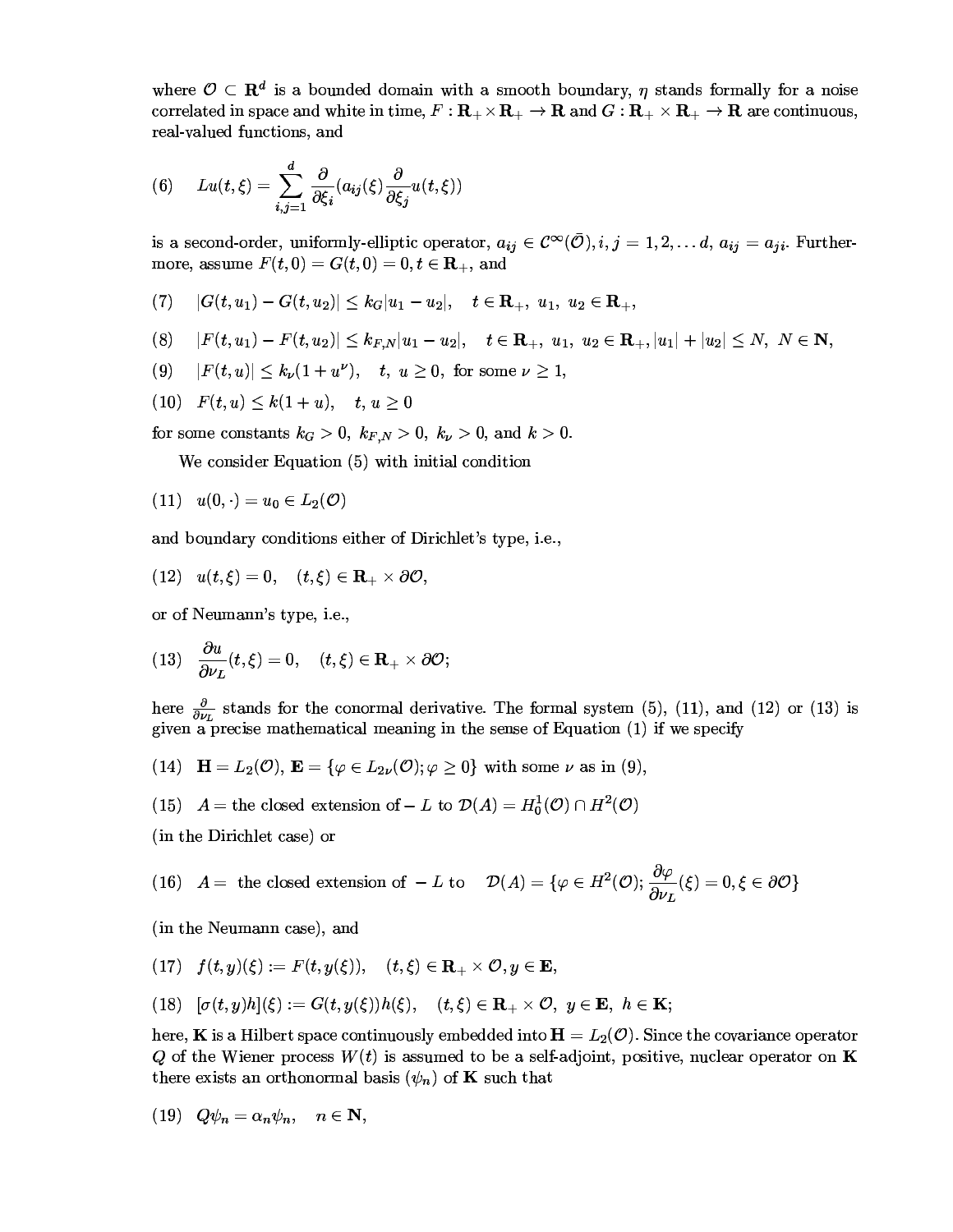where $\mathcal{O} \subset \mathbf{R}^d$ is a bounded domain with a smooth boundary, $\eta$ stands formally for a noise correlated in space and white in time, $F : \mathbf{R}_+ \times \mathbf{R}_+ \to \mathbf{R}$ and $G : \mathbf{R}_+ \times \mathbf{R}_+ \to \mathbf{R}$ are continuous, real-valued functions, and

$$(6) \quad Lu(t,\xi) = \sum_{i,j=1}^{d} \frac{\partial}{\partial \xi_i}(a_{ij}(\xi)\frac{\partial}{\partial \xi_j}u(t,\xi))$$

is a second-order, uniformly-elliptic operator, $a_{ij} \in \mathcal{C}^\infty(\bar{\mathcal{O}}), i,j = 1,2,\ldots d$, $a_{ij} = a_{ji}$. Furthermore, assume $F(t,0) = G(t,0) = 0, t \in \mathbf{R}_+$, and

$$(7) \quad |G(t,u_1) - G(t,u_2)| \le k_G|u_1 - u_2|, \quad t \in \mathbf{R}_+,\ u_1,\ u_2 \in \mathbf{R}_+,$$

$$(8) \quad |F(t,u_1) - F(t,u_2)| \le k_{F,N}|u_1 - u_2|, \quad t \in \mathbf{R}_+,\ u_1,\ u_2 \in \mathbf{R}_+, |u_1| + |u_2| \le N,\ N \in \mathbf{N},$$

$$(9) \quad |F(t,u)| \le k_\nu(1 + u^\nu), \quad t,\ u \ge 0, \text{ for some } \nu \ge 1,$$

$$(10) \quad F(t,u) \le k(1 + u), \quad t, u \ge 0$$

for some constants $k_G > 0$, $k_{F,N} > 0$, $k_\nu > 0$, and $k > 0$.

We consider Equation (5) with initial condition

$$(11) \quad u(0,\cdot) = u_0 \in L_2(\mathcal{O})$$

and boundary conditions either of Dirichlet's type, i.e.,

$$(12) \quad u(t,\xi) = 0, \quad (t,\xi) \in \mathbf{R}_+ \times \partial\mathcal{O},$$

or of Neumann's type, i.e.,

$$(13) \quad \frac{\partial u}{\partial \nu_L}(t,\xi) = 0, \quad (t,\xi) \in \mathbf{R}_+ \times \partial\mathcal{O};$$

here $\frac{\partial}{\partial \nu_L}$ stands for the conormal derivative. The formal system (5), (11), and (12) or (13) is given a precise mathematical meaning in the sense of Equation (1) if we specify

$$(14) \quad \mathbf{H} = L_2(\mathcal{O}),\ \mathbf{E} = \{\varphi \in L_{2\nu}(\mathcal{O}); \varphi \ge 0\} \text{ with some } \nu \text{ as in (9)},$$

$$(15) \quad A = \text{the closed extension of} - L \text{ to } \mathcal{D}(A) = H_0^1(\mathcal{O}) \cap H^2(\mathcal{O})$$

(in the Dirichlet case) or

$$(16) \quad A = \text{ the closed extension of } -L \text{ to } \quad \mathcal{D}(A) = \{\varphi \in H^2(\mathcal{O}); \frac{\partial \varphi}{\partial \nu_L}(\xi) = 0, \xi \in \partial\mathcal{O}\}$$

(in the Neumann case), and

$$(17) \quad f(t,y)(\xi) := F(t,y(\xi)), \quad (t,\xi) \in \mathbf{R}_+ \times \mathcal{O}, y \in \mathbf{E},$$

$$(18) \quad [\sigma(t,y)h](\xi) := G(t,y(\xi))h(\xi), \quad (t,\xi) \in \mathbf{R}_+ \times \mathcal{O},\ y \in \mathbf{E},\ h \in \mathbf{K};$$

here, $\mathbf{K}$ is a Hilbert space continuously embedded into $\mathbf{H} = L_2(\mathcal{O})$. Since the covariance operator $Q$ of the Wiener process $W(t)$ is assumed to be a self-adjoint, positive, nuclear operator on $\mathbf{K}$ there exists an orthonormal basis $(\psi_n)$ of $\mathbf{K}$ such that

$$(19) \quad Q\psi_n = \alpha_n\psi_n, \quad n \in \mathbf{N},$$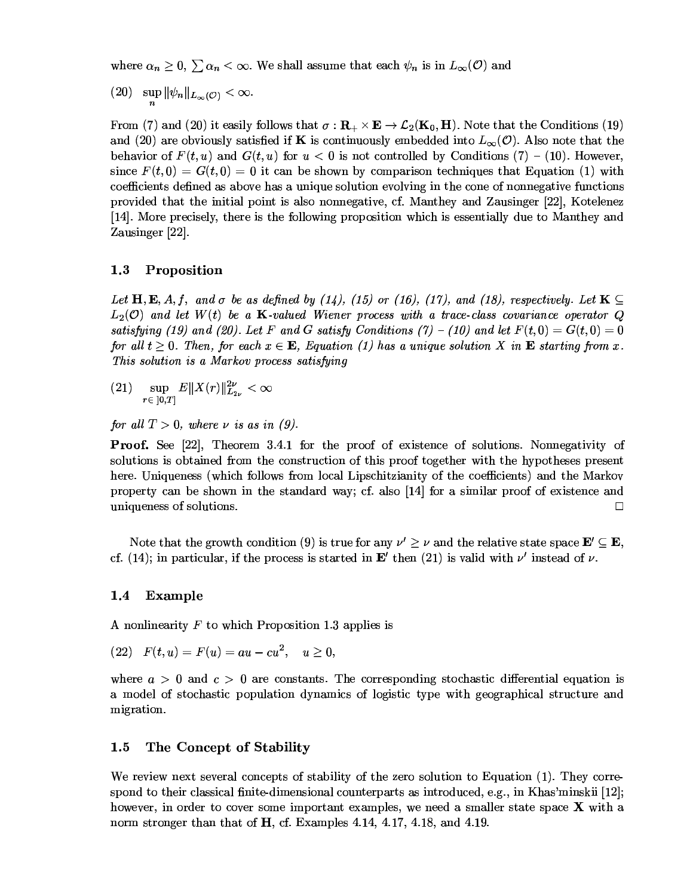where $\alpha_n \geq 0$, $\sum \alpha_n < \infty$. We shall assume that each $\psi_n$ is in $L_\infty(\mathcal{O})$ and

$$\text{(20)} \quad \sup_n \|\psi_n\|_{L_\infty(\mathcal{O})} < \infty.$$

From (7) and (20) it easily follows that $\sigma : \mathbf{R}_+ \times \mathbf{E} \to \mathcal{L}_2(\mathbf{K}_0, \mathbf{H})$. Note that the Conditions (19) and (20) are obviously satisfied if $\mathbf{K}$ is continuously embedded into $L_\infty(\mathcal{O})$. Also note that the behavior of $F(t,u)$ and $G(t,u)$ for $u < 0$ is not controlled by Conditions (7) – (10). However, since $F(t,0) = G(t,0) = 0$ it can be shown by comparison techniques that Equation (1) with coefficients defined as above has a unique solution evolving in the cone of nonnegative functions provided that the initial point is also nonnegative, cf. Manthey and Zausinger [22], Kotelenez [14]. More precisely, there is the following proposition which is essentially due to Manthey and Zausinger [22].

### 1.3 Proposition

*Let $\mathbf{H}, \mathbf{E}, A, f,$ and $\sigma$ be as defined by (14), (15) or (16), (17), and (18), respectively. Let $\mathbf{K} \subseteq L_2(\mathcal{O})$ and let $W(t)$ be a $\mathbf{K}$-valued Wiener process with a trace-class covariance operator $Q$ satisfying (19) and (20). Let $F$ and $G$ satisfy Conditions (7) – (10) and let $F(t,0) = G(t,0) = 0$ for all $t \geq 0$. Then, for each $x \in \mathbf{E}$, Equation (1) has a unique solution $X$ in $\mathbf{E}$ starting from $x$. This solution is a Markov process satisfying*

$$\text{(21)} \quad \sup_{r \in \,]0,T]} E\|X(r)\|_{L_{2\nu}}^{2\nu} < \infty$$

*for all $T > 0$, where $\nu$ is as in (9).*

**Proof.** See [22], Theorem 3.4.1 for the proof of existence of solutions. Nonnegativity of solutions is obtained from the construction of this proof together with the hypotheses present here. Uniqueness (which follows from local Lipschitzianity of the coefficients) and the Markov property can be shown in the standard way; cf. also [14] for a similar proof of existence and uniqueness of solutions. □

Note that the growth condition (9) is true for any $\nu' \geq \nu$ and the relative state space $\mathbf{E}' \subseteq \mathbf{E}$, cf. (14); in particular, if the process is started in $\mathbf{E}'$ then (21) is valid with $\nu'$ instead of $\nu$.

### 1.4 Example

A nonlinearity $F$ to which Proposition 1.3 applies is

$$\text{(22)} \quad F(t,u) = F(u) = au - cu^2, \quad u \geq 0,$$

where $a > 0$ and $c > 0$ are constants. The corresponding stochastic differential equation is a model of stochastic population dynamics of logistic type with geographical structure and migration.

### 1.5 The Concept of Stability

We review next several concepts of stability of the zero solution to Equation (1). They correspond to their classical finite-dimensional counterparts as introduced, e.g., in Khas'minskii [12]; however, in order to cover some important examples, we need a smaller state space $\mathbf{X}$ with a norm stronger than that of $\mathbf{H}$, cf. Examples 4.14, 4.17, 4.18, and 4.19.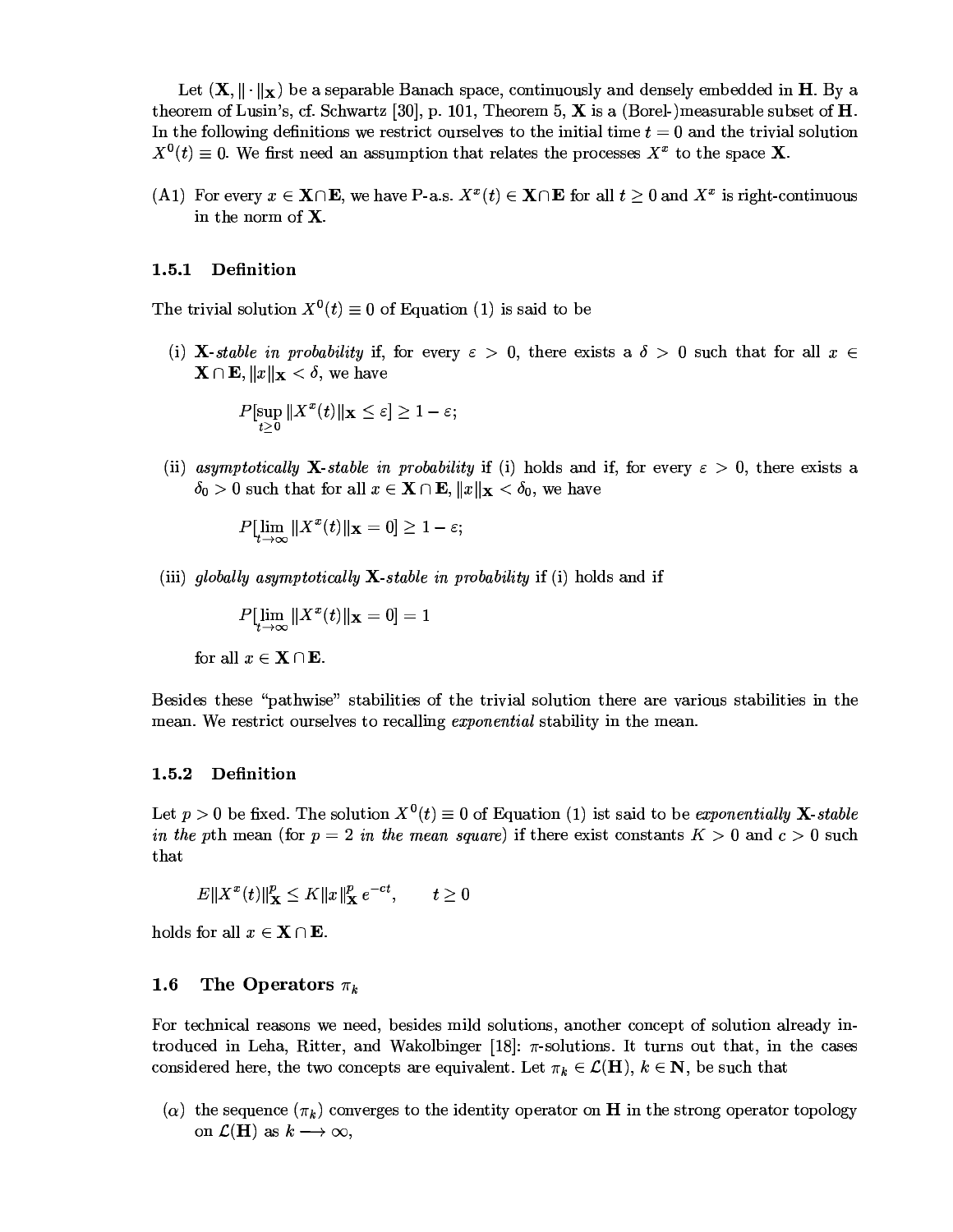Let $(\mathbf{X}, \|\cdot\|_{\mathbf{X}})$ be a separable Banach space, continuously and densely embedded in $\mathbf{H}$. By a theorem of Lusin's, cf. Schwartz [30], p. 101, Theorem 5, $\mathbf{X}$ is a (Borel-)measurable subset of $\mathbf{H}$. In the following definitions we restrict ourselves to the initial time $t = 0$ and the trivial solution $X^0(t) \equiv 0$. We first need an assumption that relates the processes $X^x$ to the space $\mathbf{X}$.

(A1) For every $x \in \mathbf{X} \cap \mathbf{E}$, we have P-a.s. $X^x(t) \in \mathbf{X} \cap \mathbf{E}$ for all $t \geq 0$ and $X^x$ is right-continuous in the norm of $\mathbf{X}$.

### 1.5.1 Definition

The trivial solution $X^0(t) \equiv 0$ of Equation (1) is said to be

(i) **$\mathbf{X}$**-*stable in probability* if, for every $\varepsilon > 0$, there exists a $\delta > 0$ such that for all $x \in \mathbf{X} \cap \mathbf{E}$, $\|x\|_{\mathbf{X}} < \delta$, we have

$$P[\sup_{t \geq 0} \|X^x(t)\|_{\mathbf{X}} \leq \varepsilon] \geq 1 - \varepsilon;$$

(ii) *asymptotically* **$\mathbf{X}$**-*stable in probability* if (i) holds and if, for every $\varepsilon > 0$, there exists a $\delta_0 > 0$ such that for all $x \in \mathbf{X} \cap \mathbf{E}$, $\|x\|_{\mathbf{X}} < \delta_0$, we have

$$P[\lim_{t \to \infty} \|X^x(t)\|_{\mathbf{X}} = 0] \geq 1 - \varepsilon;$$

(iii) *globally asymptotically* **$\mathbf{X}$**-*stable in probability* if (i) holds and if

$$P[\lim_{t \to \infty} \|X^x(t)\|_{\mathbf{X}} = 0] = 1$$

for all $x \in \mathbf{X} \cap \mathbf{E}$.

Besides these "pathwise" stabilities of the trivial solution there are various stabilities in the mean. We restrict ourselves to recalling *exponential* stability in the mean.

### 1.5.2 Definition

Let $p > 0$ be fixed. The solution $X^0(t) \equiv 0$ of Equation (1) ist said to be *exponentially* **$\mathbf{X}$**-*stable in the* $p$th *mean* (for $p = 2$ *in the mean square*) if there exist constants $K > 0$ and $c > 0$ such that

$$E\|X^x(t)\|_{\mathbf{X}}^p \leq K \|x\|_{\mathbf{X}}^p \, e^{-ct}, \qquad t \geq 0$$

holds for all $x \in \mathbf{X} \cap \mathbf{E}$.

## 1.6 The Operators $\pi_k$

For technical reasons we need, besides mild solutions, another concept of solution already introduced in Leha, Ritter, and Wakolbinger [18]: $\pi$-solutions. It turns out that, in the cases considered here, the two concepts are equivalent. Let $\pi_k \in \mathcal{L}(\mathbf{H})$, $k \in \mathbf{N}$, be such that

($\alpha$) the sequence $(\pi_k)$ converges to the identity operator on $\mathbf{H}$ in the strong operator topology on $\mathcal{L}(\mathbf{H})$ as $k \longrightarrow \infty$,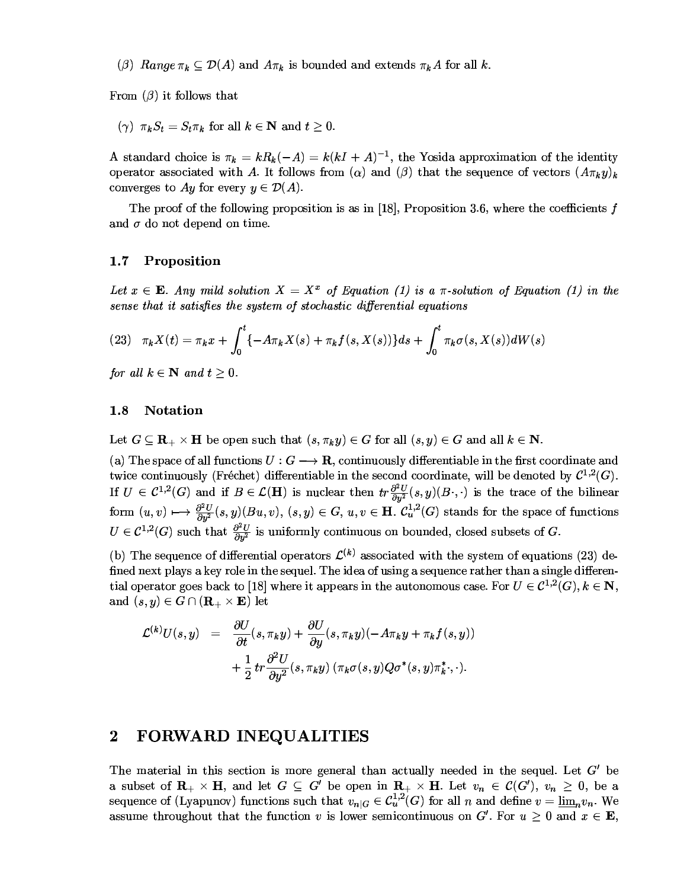($\beta$) *Range* $\pi_k \subseteq \mathcal{D}(A)$ and $A\pi_k$ is bounded and extends $\pi_k A$ for all $k$.

From ($\beta$) it follows that

($\gamma$) $\pi_k S_t = S_t \pi_k$ for all $k \in \mathbf{N}$ and $t \geq 0$.

A standard choice is $\pi_k = kR_k(-A) = k(kI + A)^{-1}$, the Yosida approximation of the identity operator associated with $A$. It follows from ($\alpha$) and ($\beta$) that the sequence of vectors $(A\pi_k y)_k$ converges to $Ay$ for every $y \in \mathcal{D}(A)$.

The proof of the following proposition is as in [18], Proposition 3.6, where the coefficients $f$ and $\sigma$ do not depend on time.

### 1.7 Proposition

*Let $x \in \mathbf{E}$. Any mild solution $X = X^x$ of Equation (1) is a $\pi$-solution of Equation (1) in the sense that it satisfies the system of stochastic differential equations*

$$(23) \quad \pi_k X(t) = \pi_k x + \int_0^t \{-A\pi_k X(s) + \pi_k f(s, X(s))\} ds + \int_0^t \pi_k \sigma(s, X(s)) dW(s)$$

*for all $k \in \mathbf{N}$ and $t \geq 0$.*

### 1.8 Notation

Let $G \subseteq \mathbf{R}_+ \times \mathbf{H}$ be open such that $(s, \pi_k y) \in G$ for all $(s, y) \in G$ and all $k \in \mathbf{N}$.

(a) The space of all functions $U : G \longrightarrow \mathbf{R}$, continuously differentiable in the first coordinate and twice continuously (Fréchet) differentiable in the second coordinate, will be denoted by $\mathcal{C}^{1,2}(G)$. If $U \in \mathcal{C}^{1,2}(G)$ and if $B \in \mathcal{L}(\mathbf{H})$ is nuclear then $tr\,\frac{\partial^2 U}{\partial y^2}(s, y)(B\cdot, \cdot)$ is the trace of the bilinear form $(u, v) \longmapsto \frac{\partial^2 U}{\partial y^2}(s, y)(Bu, v)$, $(s, y) \in G$, $u, v \in \mathbf{H}$. $\mathcal{C}^{1,2}_u(G)$ stands for the space of functions $U \in \mathcal{C}^{1,2}(G)$ such that $\frac{\partial^2 U}{\partial y^2}$ is uniformly continuous on bounded, closed subsets of $G$.

(b) The sequence of differential operators $\mathcal{L}^{(k)}$ associated with the system of equations (23) defined next plays a key role in the sequel. The idea of using a sequence rather than a single differential operator goes back to [18] where it appears in the autonomous case. For $U \in \mathcal{C}^{1,2}(G)$, $k \in \mathbf{N}$, and $(s, y) \in G \cap (\mathbf{R}_+ \times \mathbf{E})$ let

$$\begin{aligned}
\mathcal{L}^{(k)} U(s, y) \quad &= \quad \frac{\partial U}{\partial t}(s, \pi_k y) + \frac{\partial U}{\partial y}(s, \pi_k y)(-A\pi_k y + \pi_k f(s, y)) \\
&\quad + \frac{1}{2}\, tr \frac{\partial^2 U}{\partial y^2}(s, \pi_k y)\, (\pi_k \sigma(s, y) Q \sigma^*(s, y) \pi_k^* \cdot, \cdot).
\end{aligned}$$

## 2 FORWARD INEQUALITIES

The material in this section is more general than actually needed in the sequel. Let $G'$ be a subset of $\mathbf{R}_+ \times \mathbf{H}$, and let $G \subseteq G'$ be open in $\mathbf{R}_+ \times \mathbf{H}$. Let $v_n \in \mathcal{C}(G')$, $v_n \geq 0$, be a sequence of (Lyapunov) functions such that $v_{n|G} \in \mathcal{C}^{1,2}_u(G)$ for all $n$ and define $v = \underline{\lim}_n v_n$. We assume throughout that the function $v$ is lower semicontinuous on $G'$. For $u \geq 0$ and $x \in \mathbf{E}$,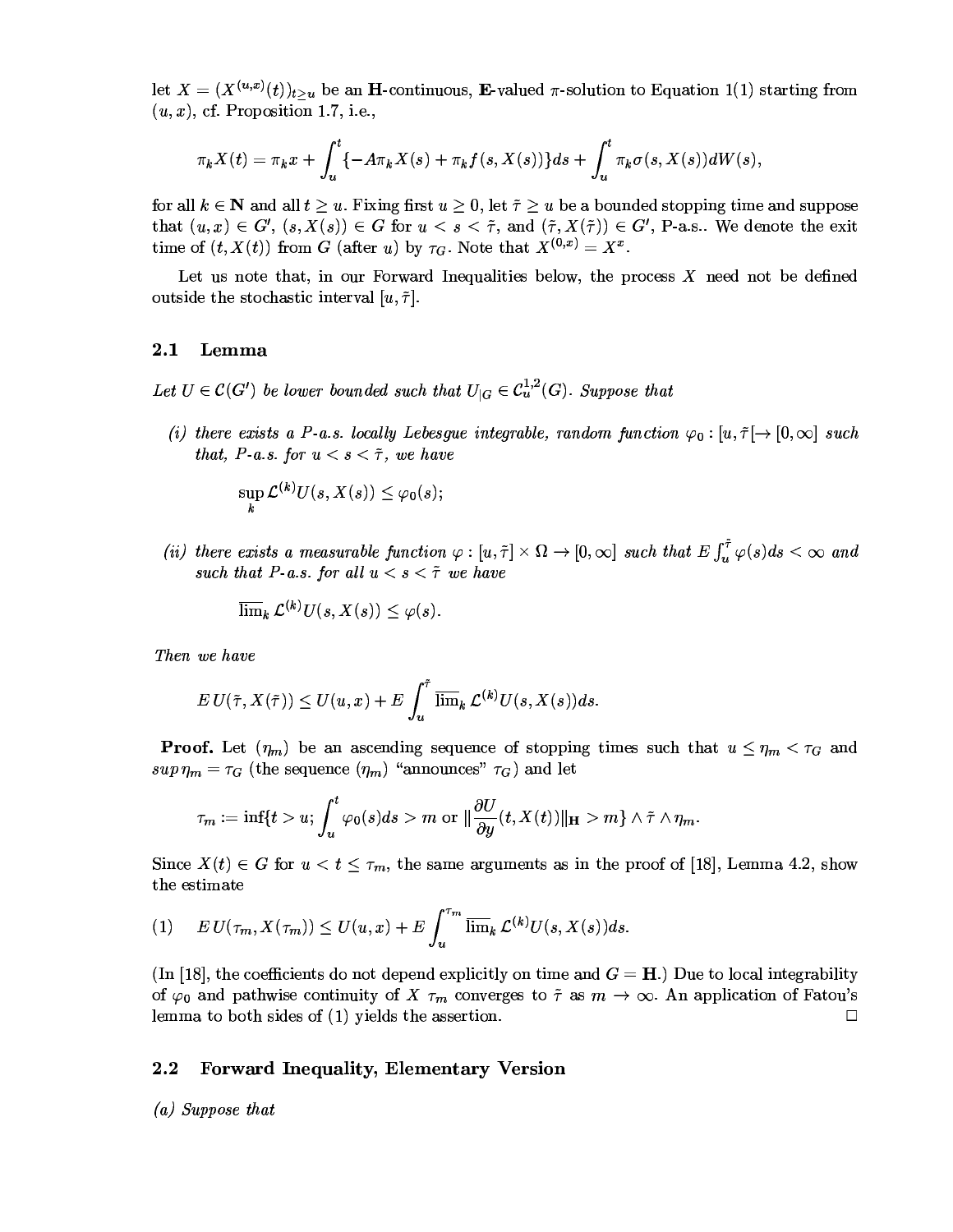let $X = (X^{(u,x)}(t))_{t \geq u}$ be an $\mathbf{H}$-continuous, $\mathbf{E}$-valued $\pi$-solution to Equation 1(1) starting from $(u, x)$, cf. Proposition 1.7, i.e.,

$$\pi_k X(t) = \pi_k x + \int_u^t \{-A\pi_k X(s) + \pi_k f(s, X(s))\} ds + \int_u^t \pi_k \sigma(s, X(s)) dW(s),$$

for all $k \in \mathbf{N}$ and all $t \geq u$. Fixing first $u \geq 0$, let $\tilde{\tau} \geq u$ be a bounded stopping time and suppose that $(u, x) \in G'$, $(s, X(s)) \in G$ for $u < s < \tilde{\tau}$, and $(\tilde{\tau}, X(\tilde{\tau})) \in G'$, P-a.s.. We denote the exit time of $(t, X(t))$ from $G$ (after $u$) by $\tau_G$. Note that $X^{(0,x)} = X^x$.

Let us note that, in our Forward Inequalities below, the process $X$ need not be defined outside the stochastic interval $[u, \tilde{\tau}]$.

### 2.1 Lemma

*Let $U \in \mathcal{C}(G')$ be lower bounded such that $U_{|G} \in \mathcal{C}_u^{1,2}(G)$. Suppose that*

*(i) there exists a P-a.s. locally Lebesgue integrable, random function $\varphi_0 : [u, \tilde{\tau}[ \to [0, \infty]$ such that, P-a.s. for $u < s < \tilde{\tau}$, we have*

$$\sup_k \mathcal{L}^{(k)} U(s, X(s)) \leq \varphi_0(s);$$

*(ii) there exists a measurable function $\varphi : [u, \tilde{\tau}] \times \Omega \to [0, \infty]$ such that $E \int_u^{\tilde{\tau}} \varphi(s) ds < \infty$ and such that P-a.s. for all $u < s < \tilde{\tau}$ we have*

$$\overline{\lim}_k \mathcal{L}^{(k)} U(s, X(s)) \leq \varphi(s).$$

*Then we have*

$$E\, U(\tilde{\tau}, X(\tilde{\tau})) \leq U(u, x) + E \int_u^{\tilde{\tau}} \overline{\lim}_k \mathcal{L}^{(k)} U(s, X(s)) ds.$$

**Proof.** Let $(\eta_m)$ be an ascending sequence of stopping times such that $u \leq \eta_m < \tau_G$ and $sup\, \eta_m = \tau_G$ (the sequence $(\eta_m)$ "announces" $\tau_G$) and let

$$\tau_m := \inf\{t > u; \int_u^t \varphi_0(s) ds > m \text{ or } \|\frac{\partial U}{\partial y}(t, X(t))\|_{\mathbf{H}} > m\} \wedge \tilde{\tau} \wedge \eta_m.$$

Since $X(t) \in G$ for $u < t \leq \tau_m$, the same arguments as in the proof of [18], Lemma 4.2, show the estimate

$$(1) \quad E\, U(\tau_m, X(\tau_m)) \leq U(u, x) + E \int_u^{\tau_m} \overline{\lim}_k \mathcal{L}^{(k)} U(s, X(s)) ds.$$

(In [18], the coefficients do not depend explicitly on time and $G = \mathbf{H}$.) Due to local integrability of $\varphi_0$ and pathwise continuity of $X$ $\tau_m$ converges to $\tilde{\tau}$ as $m \to \infty$. An application of Fatou's lemma to both sides of (1) yields the assertion. $\square$

### 2.2 Forward Inequality, Elementary Version

*(a) Suppose that*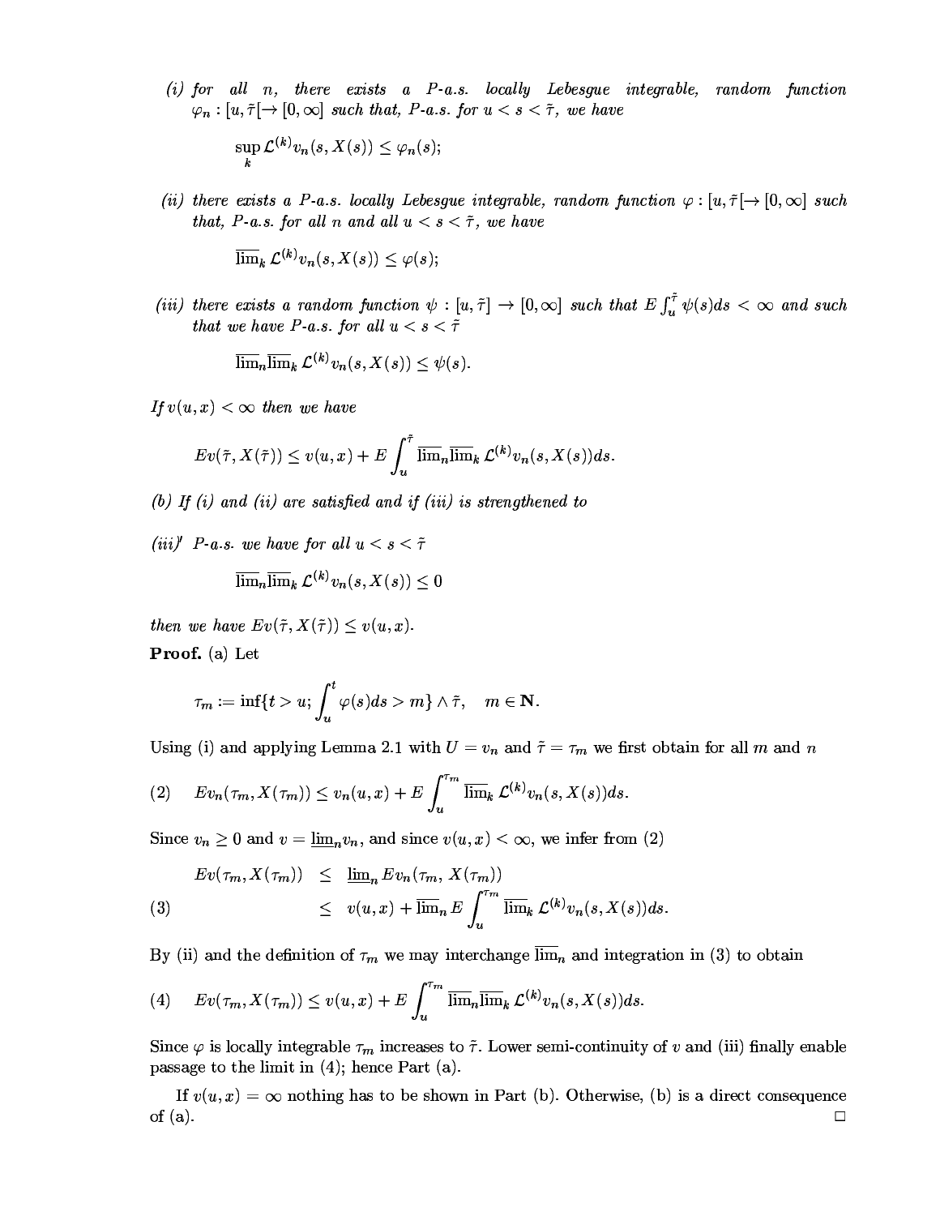*(i) for all $n$, there exists a $P$-a.s. locally Lebesgue integrable, random function $\varphi_n : [u, \tilde{\tau}[ \to [0, \infty]$ such that, $P$-a.s. for $u < s < \tilde{\tau}$, we have*

$$\sup_k \mathcal{L}^{(k)} v_n(s, X(s)) \leq \varphi_n(s);$$

*(ii) there exists a $P$-a.s. locally Lebesgue integrable, random function $\varphi : [u, \tilde{\tau}[ \to [0, \infty]$ such that, $P$-a.s. for all $n$ and all $u < s < \tilde{\tau}$, we have*

$$\overline{\lim}_k \, \mathcal{L}^{(k)} v_n(s, X(s)) \leq \varphi(s);$$

*(iii) there exists a random function $\psi : [u, \tilde{\tau}] \to [0, \infty]$ such that $E \int_u^{\tilde{\tau}} \psi(s) ds < \infty$ and such that we have $P$-a.s. for all $u < s < \tilde{\tau}$*

$$\overline{\lim}_n \overline{\lim}_k \, \mathcal{L}^{(k)} v_n(s, X(s)) \leq \psi(s).$$

*If $v(u, x) < \infty$ then we have*

$$Ev(\tilde{\tau}, X(\tilde{\tau})) \leq v(u, x) + E \int_u^{\tilde{\tau}} \overline{\lim}_n \overline{\lim}_k \, \mathcal{L}^{(k)} v_n(s, X(s)) ds.$$

*(b) If (i) and (ii) are satisfied and if (iii) is strengthened to*

*(iii)' $P$-a.s. we have for all $u < s < \tilde{\tau}$*

$$\overline{\lim}_n \overline{\lim}_k \, \mathcal{L}^{(k)} v_n(s, X(s)) \leq 0$$

*then we have $Ev(\tilde{\tau}, X(\tilde{\tau})) \leq v(u, x)$.*

**Proof.** (a) Let

$$\tau_m := \inf\{t > u; \int_u^t \varphi(s) ds > m\} \wedge \tilde{\tau}, \quad m \in \mathbf{N}.$$

Using (i) and applying Lemma 2.1 with $U = v_n$ and $\tilde{\tau} = \tau_m$ we first obtain for all $m$ and $n$

$$Ev_n(\tau_m, X(\tau_m)) \leq v_n(u, x) + E \int_u^{\tau_m} \overline{\lim}_k \, \mathcal{L}^{(k)} v_n(s, X(s)) ds. \tag{2}$$

Since $v_n \geq 0$ and $v = \underline{\lim}_n v_n$, and since $v(u, x) < \infty$, we infer from (2)

$$\begin{aligned} Ev(\tau_m, X(\tau_m)) &\leq \underline{\lim}_n \, Ev_n(\tau_m, X(\tau_m)) \\ &\leq v(u, x) + \overline{\lim}_n \, E \int_u^{\tau_m} \overline{\lim}_k \, \mathcal{L}^{(k)} v_n(s, X(s)) ds. \end{aligned} \tag{3}$$

By (ii) and the definition of $\tau_m$ we may interchange $\overline{\lim}_n$ and integration in (3) to obtain

$$Ev(\tau_m, X(\tau_m)) \leq v(u, x) + E \int_u^{\tau_m} \overline{\lim}_n \overline{\lim}_k \, \mathcal{L}^{(k)} v_n(s, X(s)) ds. \tag{4}$$

Since $\varphi$ is locally integrable $\tau_m$ increases to $\tilde{\tau}$. Lower semi-continuity of $v$ and (iii) finally enable passage to the limit in (4); hence Part (a).

If $v(u, x) = \infty$ nothing has to be shown in Part (b). Otherwise, (b) is a direct consequence of (a). $\square$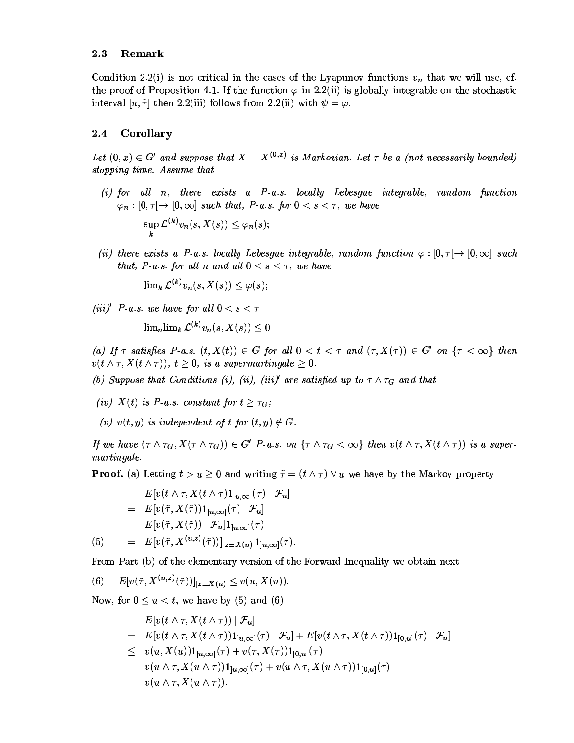### 2.3 Remark

Condition 2.2(i) is not critical in the cases of the Lyapunov functions $v_n$ that we will use, cf. the proof of Proposition 4.1. If the function $\varphi$ in 2.2(ii) is globally integrable on the stochastic interval $[u, \tilde{\tau}]$ then 2.2(iii) follows from 2.2(ii) with $\psi = \varphi$.

### 2.4 Corollary

*Let $(0, x) \in G'$ and suppose that $X = X^{(0,x)}$ is Markovian. Let $\tau$ be a (not necessarily bounded) stopping time. Assume that*

*(i) for all $n$, there exists a $P$-a.s. locally Lebesgue integrable, random function $\varphi_n : [0, \tau[\to [0, \infty]$ such that, $P$-a.s. for $0 < s < \tau$, we have*

$$\sup_k \mathcal{L}^{(k)} v_n(s, X(s)) \leq \varphi_n(s);$$

*(ii) there exists a $P$-a.s. locally Lebesgue integrable, random function $\varphi : [0, \tau[\to [0, \infty]$ such that, $P$-a.s. for all $n$ and all $0 < s < \tau$, we have*

$$\overline{\lim}_k \mathcal{L}^{(k)} v_n(s, X(s)) \leq \varphi(s);$$

*(iii)' $P$-a.s. we have for all $0 < s < \tau$*

$$\overline{\lim}_n \overline{\lim}_k \mathcal{L}^{(k)} v_n(s, X(s)) \leq 0$$

*(a) If $\tau$ satisfies $P$-a.s. $(t, X(t)) \in G$ for all $0 < t < \tau$ and $(\tau, X(\tau)) \in G'$ on $\{\tau < \infty\}$ then $v(t \wedge \tau, X(t \wedge \tau))$, $t \geq 0$, is a supermartingale $\geq 0$.*

*(b) Suppose that Conditions (i), (ii), (iii)' are satisfied up to $\tau \wedge \tau_G$ and that*

*(iv) $X(t)$ is $P$-a.s. constant for $t \geq \tau_G$;*

*(v) $v(t, y)$ is independent of $t$ for $(t, y) \notin G$.*

*If we have $(\tau \wedge \tau_G, X(\tau \wedge \tau_G)) \in G'$ $P$-a.s. on $\{\tau \wedge \tau_G < \infty\}$ then $v(t \wedge \tau, X(t \wedge \tau))$ is a supermartingale.*

**Proof.** (a) Letting $t > u \geq 0$ and writing $\tilde{\tau} = (t \wedge \tau) \vee u$ we have by the Markov property

$$\begin{aligned}
& E[v(t \wedge \tau, X(t \wedge \tau) 1_{]u,\infty]}(\tau) \mid \mathcal{F}_u] \\
= \; & E[v(\tilde{\tau}, X(\tilde{\tau})) 1_{]u,\infty]}(\tau) \mid \mathcal{F}_u] \\
= \; & E[v(\tilde{\tau}, X(\tilde{\tau})) \mid \mathcal{F}_u] 1_{]u,\infty]}(\tau) \\
= \; & E[v(\tilde{\tau}, X^{(u,z)}(\tilde{\tau}))]|_{z=X(u)} \, 1_{]u,\infty]}(\tau). \qquad (5)
\end{aligned}$$

From Part (b) of the elementary version of the Forward Inequality we obtain next

$$E[v(\tilde{\tau}, X^{(u,z)}(\tilde{\tau}))]|_{z=X(u)} \leq v(u, X(u)). \qquad (6)$$

Now, for $0 \leq u < t$, we have by (5) and (6)

$$\begin{aligned}
& E[v(t \wedge \tau, X(t \wedge \tau)) \mid \mathcal{F}_u] \\
= \; & E[v(t \wedge \tau, X(t \wedge \tau)) 1_{]u,\infty]}(\tau) \mid \mathcal{F}_u] + E[v(t \wedge \tau, X(t \wedge \tau)) 1_{[0,u]}(\tau) \mid \mathcal{F}_u] \\
\leq \; & v(u, X(u)) 1_{]u,\infty]}(\tau) + v(\tau, X(\tau)) 1_{[0,u]}(\tau) \\
= \; & v(u \wedge \tau, X(u \wedge \tau)) 1_{]u,\infty]}(\tau) + v(u \wedge \tau, X(u \wedge \tau)) 1_{[0,u]}(\tau) \\
= \; & v(u \wedge \tau, X(u \wedge \tau)).
\end{aligned}$$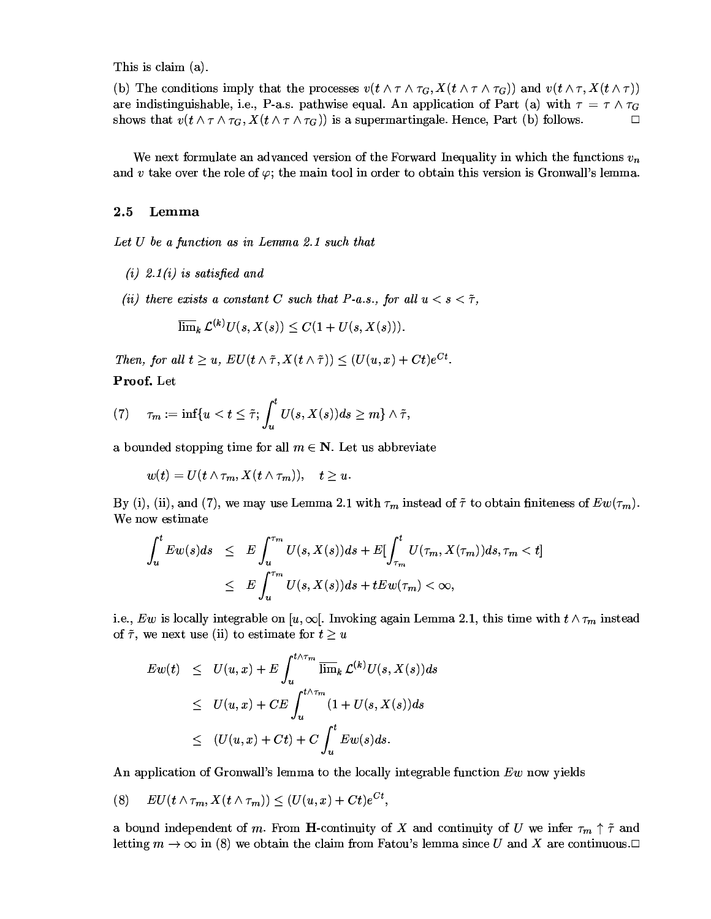This is claim (a).

(b) The conditions imply that the processes $v(t \wedge \tau \wedge \tau_G, X(t \wedge \tau \wedge \tau_G))$ and $v(t \wedge \tau, X(t \wedge \tau))$ are indistinguishable, i.e., P-a.s. pathwise equal. An application of Part (a) with $\tau = \tau \wedge \tau_G$ shows that $v(t \wedge \tau \wedge \tau_G, X(t \wedge \tau \wedge \tau_G))$ is a supermartingale. Hence, Part (b) follows. □

We next formulate an advanced version of the Forward Inequality in which the functions $v_n$ and $v$ take over the role of $\varphi$; the main tool in order to obtain this version is Gronwall's lemma.

## 2.5 Lemma

*Let $U$ be a function as in Lemma 2.1 such that*

*(i) 2.1(i) is satisfied and*

*(ii) there exists a constant $C$ such that P-a.s., for all $u < s < \tilde{\tau}$,*

$$\overline{\lim}_k \mathcal{L}^{(k)} U(s, X(s)) \leq C(1 + U(s, X(s))).$$

*Then, for all $t \geq u$, $EU(t \wedge \tilde{\tau}, X(t \wedge \tilde{\tau})) \leq (U(u,x) + Ct)e^{Ct}$.*

**Proof.** Let

$$(7) \qquad \tau_m := \inf\{u < t \leq \tilde{\tau};\ \int_u^t U(s, X(s))ds \geq m\} \wedge \tilde{\tau},$$

a bounded stopping time for all $m \in \mathbf{N}$. Let us abbreviate

$$w(t) = U(t \wedge \tau_m, X(t \wedge \tau_m)), \quad t \geq u.$$

By (i), (ii), and (7), we may use Lemma 2.1 with $\tau_m$ instead of $\tilde{\tau}$ to obtain finiteness of $Ew(\tau_m)$. We now estimate

$$\begin{aligned}
\int_u^t Ew(s)ds &\leq E\int_u^{\tau_m} U(s, X(s))ds + E[\int_{\tau_m}^t U(\tau_m, X(\tau_m))ds, \tau_m < t] \\
&\leq E\int_u^{\tau_m} U(s, X(s))ds + tEw(\tau_m) < \infty,
\end{aligned}$$

i.e., $Ew$ is locally integrable on $[u, \infty[$. Invoking again Lemma 2.1, this time with $t \wedge \tau_m$ instead of $\tilde{\tau}$, we next use (ii) to estimate for $t \geq u$

$$\begin{aligned}
Ew(t) &\leq U(u,x) + E\int_u^{t \wedge \tau_m} \overline{\lim}_k \mathcal{L}^{(k)} U(s, X(s))ds \\
&\leq U(u,x) + CE\int_u^{t \wedge \tau_m} (1 + U(s, X(s))ds \\
&\leq (U(u,x) + Ct) + C\int_u^t Ew(s)ds.
\end{aligned}$$

An application of Gronwall's lemma to the locally integrable function $Ew$ now yields

$$(8) \qquad EU(t \wedge \tau_m, X(t \wedge \tau_m)) \leq (U(u,x) + Ct)e^{Ct},$$

a bound independent of $m$. From **H**-continuity of $X$ and continuity of $U$ we infer $\tau_m \uparrow \tilde{\tau}$ and letting $m \to \infty$ in (8) we obtain the claim from Fatou's lemma since $U$ and $X$ are continuous.□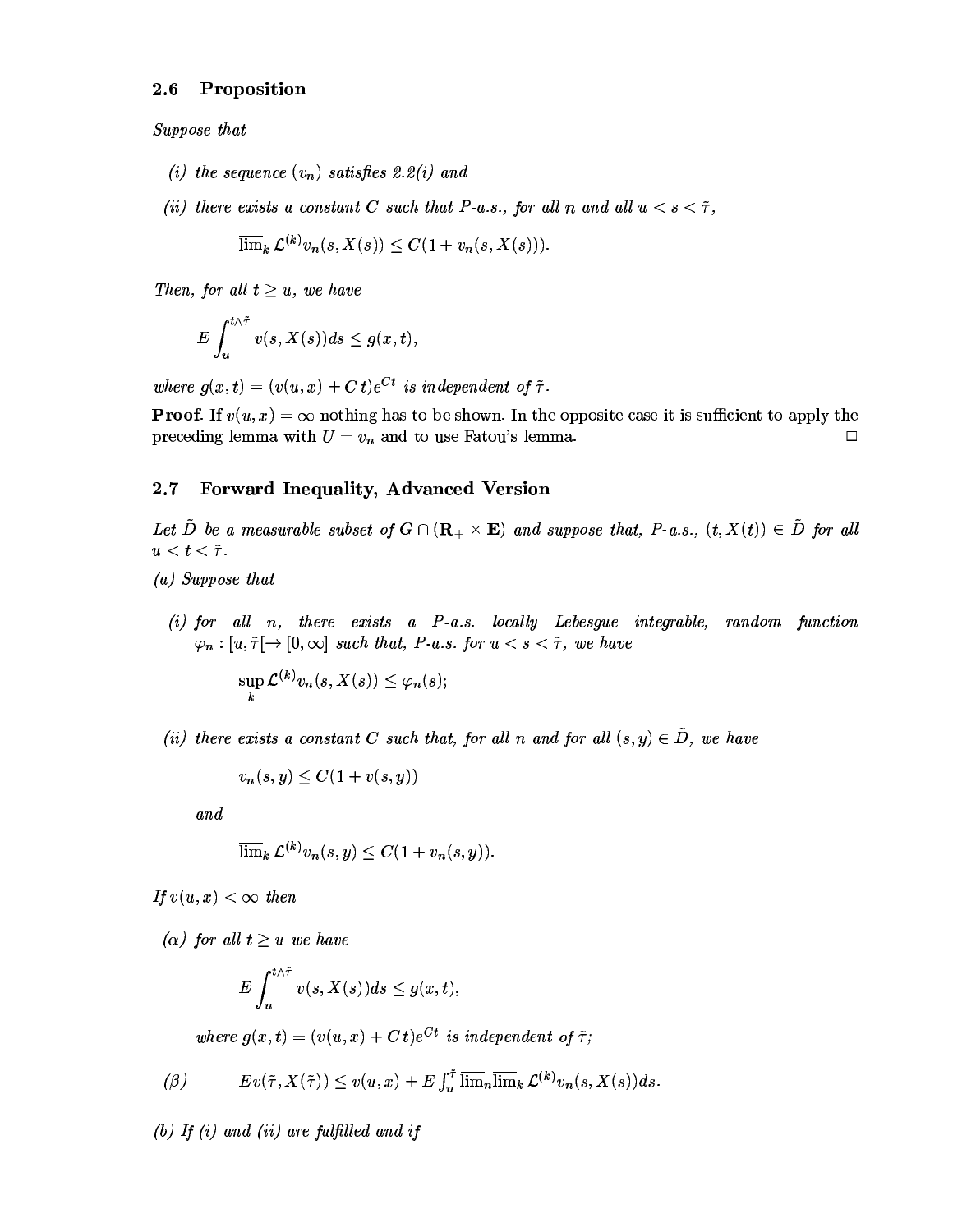### 2.6 Proposition

*Suppose that*

*(i) the sequence $(v_n)$ satisfies 2.2(i) and*

*(ii) there exists a constant $C$ such that $P$-a.s., for all $n$ and all $u < s < \tilde{\tau}$,*

$$\overline{\lim}_k \mathcal{L}^{(k)} v_n(s, X(s)) \leq C(1 + v_n(s, X(s))).$$

*Then, for all $t \geq u$, we have*

$$E \int_u^{t \wedge \tilde{\tau}} v(s, X(s)) ds \leq g(x, t),$$

*where $g(x,t) = (v(u,x) + C\,t)e^{Ct}$ is independent of $\tilde{\tau}$.*

**Proof**. If $v(u,x) = \infty$ nothing has to be shown. In the opposite case it is sufficient to apply the preceding lemma with $U = v_n$ and to use Fatou's lemma. □

### 2.7 Forward Inequality, Advanced Version

*Let $\tilde{D}$ be a measurable subset of $G \cap (\mathbf{R}_+ \times \mathbf{E})$ and suppose that, $P$-a.s., $(t, X(t)) \in \tilde{D}$ for all $u < t < \tilde{\tau}$.*

*(a) Suppose that*

*(i) for all $n$, there exists a $P$-a.s. locally Lebesgue integrable, random function $\varphi_n : [u, \tilde{\tau}[ \to [0, \infty]$ such that, $P$-a.s. for $u < s < \tilde{\tau}$, we have*

$$\sup_k \mathcal{L}^{(k)} v_n(s, X(s)) \leq \varphi_n(s);$$

*(ii) there exists a constant $C$ such that, for all $n$ and for all $(s,y) \in \tilde{D}$, we have*

$$v_n(s,y) \leq C(1 + v(s,y))$$

*and*

$$\overline{\lim}_k \mathcal{L}^{(k)} v_n(s,y) \leq C(1 + v_n(s,y)).$$

*If $v(u,x) < \infty$ then*

*($\alpha$) for all $t \geq u$ we have*

$$E \int_u^{t \wedge \tilde{\tau}} v(s, X(s)) ds \leq g(x,t),$$

*where $g(x,t) = (v(u,x) + C\,t)e^{Ct}$ is independent of $\tilde{\tau}$;*

*($\beta$)* $$E v(\tilde{\tau}, X(\tilde{\tau})) \leq v(u,x) + E \int_u^{\tilde{\tau}} \overline{\lim}_n \overline{\lim}_k \mathcal{L}^{(k)} v_n(s, X(s)) ds.$$

*(b) If (i) and (ii) are fulfilled and if*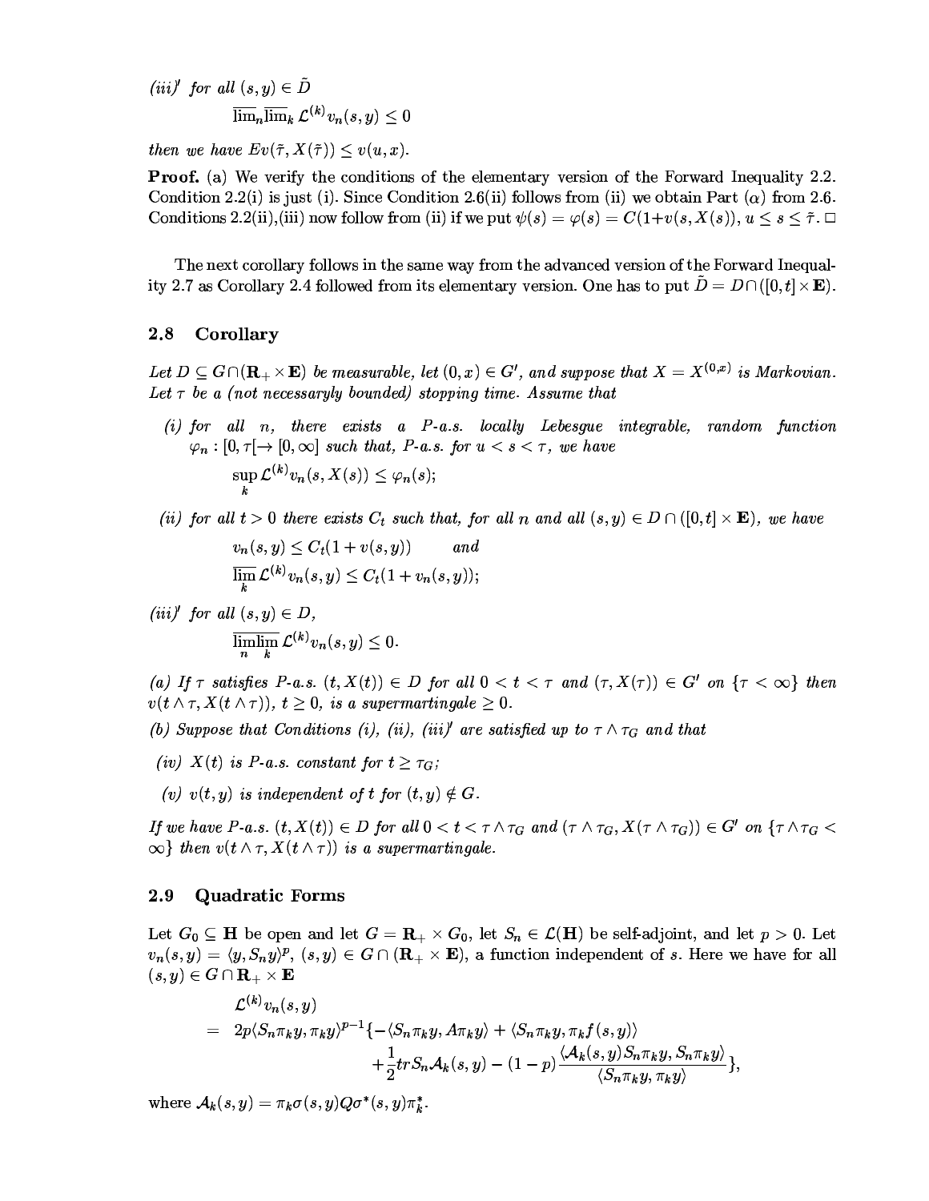*(iii)′ for all* $(s,y) \in \tilde{D}$

$$\overline{\lim}_n \overline{\lim}_k \mathcal{L}^{(k)} v_n(s,y) \leq 0$$

*then we have* $Ev(\tilde{\tau}, X(\tilde{\tau})) \leq v(u,x)$.

**Proof.** (a) We verify the conditions of the elementary version of the Forward Inequality 2.2. Condition 2.2(i) is just (i). Since Condition 2.6(ii) follows from (ii) we obtain Part ($\alpha$) from 2.6. Conditions 2.2(ii),(iii) now follow from (ii) if we put $\psi(s) = \varphi(s) = C(1+v(s,X(s)),\ u \leq s \leq \tilde{\tau}$. □

The next corollary follows in the same way from the advanced version of the Forward Inequality 2.7 as Corollary 2.4 followed from its elementary version. One has to put $\tilde{D} = D \cap ([0,t] \times \mathbf{E})$.

## 2.8 Corollary

*Let* $D \subseteq G \cap (\mathbf{R}_+ \times \mathbf{E})$ *be measurable, let* $(0,x) \in G'$*, and suppose that* $X = X^{(0,x)}$ *is Markovian. Let* $\tau$ *be a (not necessaryly bounded) stopping time. Assume that*

*(i) for all* $n$*, there exists a* $P$*-a.s. locally Lebesgue integrable, random function* $\varphi_n : [0,\tau[ \to [0,\infty]$ *such that,* $P$*-a.s. for* $u < s < \tau$*, we have*

$$\sup_k \mathcal{L}^{(k)} v_n(s, X(s)) \leq \varphi_n(s);$$

*(ii) for all* $t > 0$ *there exists* $C_t$ *such that, for all* $n$ *and all* $(s,y) \in D \cap ([0,t] \times \mathbf{E})$*, we have*

$$v_n(s,y) \leq C_t(1 + v(s,y)) \qquad \text{and}$$

$$\overline{\lim_k}\, \mathcal{L}^{(k)} v_n(s,y) \leq C_t(1 + v_n(s,y));$$

*(iii)′ for all* $(s,y) \in D$*,*

$$\overline{\lim_n}\,\overline{\lim_k}\, \mathcal{L}^{(k)} v_n(s,y) \leq 0.$$

*(a) If* $\tau$ *satisfies* $P$*-a.s.* $(t, X(t)) \in D$ *for all* $0 < t < \tau$ *and* $(\tau, X(\tau)) \in G'$ *on* $\{\tau < \infty\}$ *then* $v(t \wedge \tau, X(t \wedge \tau)),\ t \geq 0$*, is a supermartingale* $\geq 0$.

*(b) Suppose that Conditions (i), (ii), (iii)′ are satisfied up to* $\tau \wedge \tau_G$ *and that*

*(iv)* $X(t)$ *is* $P$*-a.s. constant for* $t \geq \tau_G$*;*

*(v)* $v(t,y)$ *is independent of* $t$ *for* $(t,y) \notin G$.

*If we have* $P$*-a.s.* $(t, X(t)) \in D$ *for all* $0 < t < \tau \wedge \tau_G$ *and* $(\tau \wedge \tau_G, X(\tau \wedge \tau_G)) \in G'$ *on* $\{\tau \wedge \tau_G < \infty\}$ *then* $v(t \wedge \tau, X(t \wedge \tau))$ *is a supermartingale.*

## 2.9 Quadratic Forms

Let $G_0 \subseteq \mathbf{H}$ be open and let $G = \mathbf{R}_+ \times G_0$, let $S_n \in \mathcal{L}(\mathbf{H})$ be self-adjoint, and let $p > 0$. Let $v_n(s,y) = \langle y, S_n y \rangle^p$, $(s,y) \in G \cap (\mathbf{R}_+ \times \mathbf{E})$, a function independent of $s$. Here we have for all $(s,y) \in G \cap \mathbf{R}_+ \times \mathbf{E}$

$$\begin{aligned}
&\mathcal{L}^{(k)} v_n(s,y) \\
&= 2p \langle S_n \pi_k y, \pi_k y \rangle^{p-1} \{ -\langle S_n \pi_k y, A \pi_k y \rangle + \langle S_n \pi_k y, \pi_k f(s,y) \rangle \\
&\qquad + \frac{1}{2} tr S_n \mathcal{A}_k(s,y) - (1-p) \frac{\langle \mathcal{A}_k(s,y) S_n \pi_k y, S_n \pi_k y \rangle}{\langle S_n \pi_k y, \pi_k y \rangle} \},
\end{aligned}$$

where $\mathcal{A}_k(s,y) = \pi_k \sigma(s,y) Q \sigma^*(s,y) \pi_k^*$.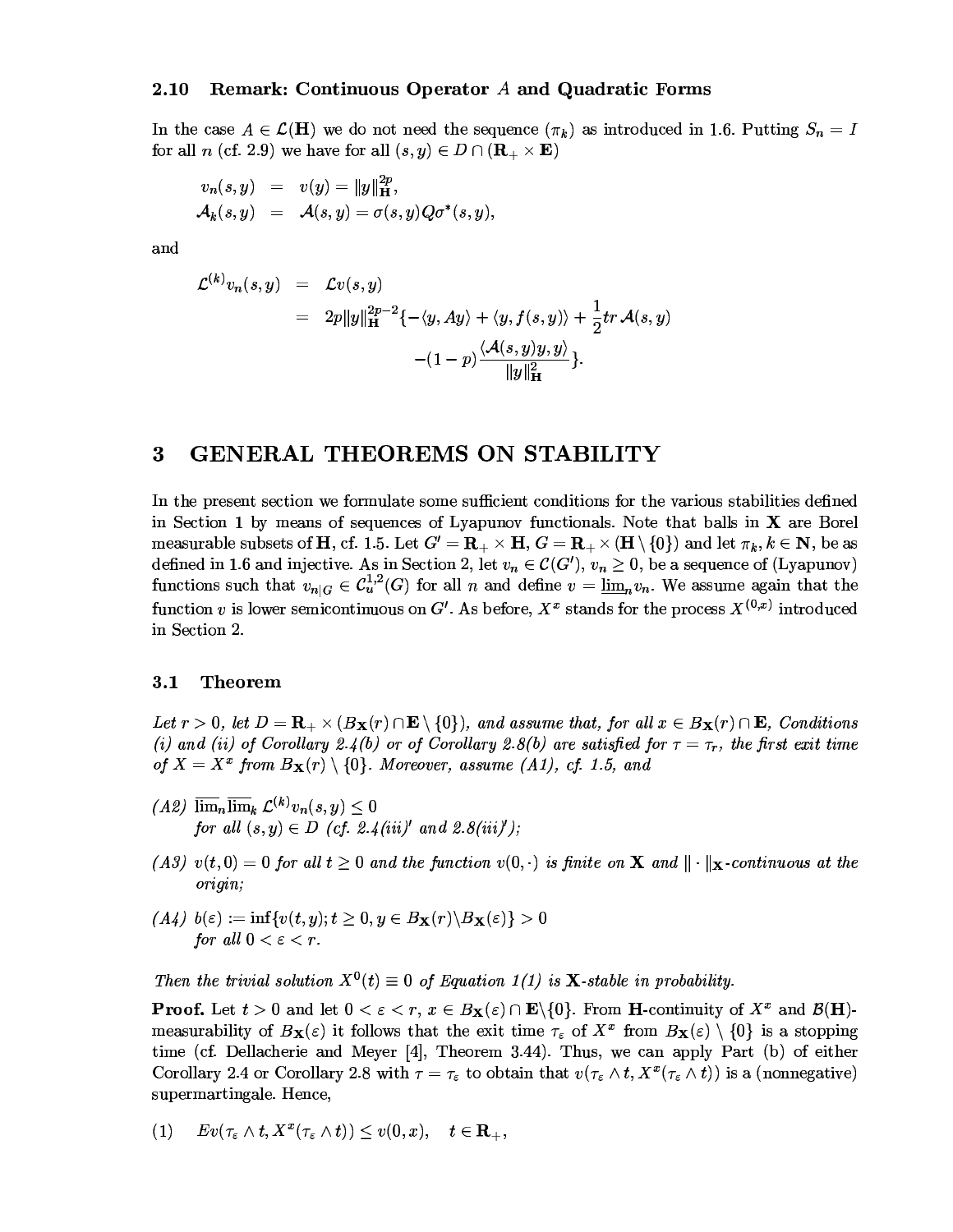### 2.10 Remark: Continuous Operator $A$ and Quadratic Forms

In the case $A \in \mathcal{L}(\mathbf{H})$ we do not need the sequence $(\pi_k)$ as introduced in 1.6. Putting $S_n = I$ for all $n$ (cf. 2.9) we have for all $(s,y) \in D \cap (\mathbf{R}_+ \times \mathbf{E})$

$$
\begin{aligned}
v_n(s,y) &= v(y) = \|y\|_{\mathbf{H}}^{2p}, \\
\mathcal{A}_k(s,y) &= \mathcal{A}(s,y) = \sigma(s,y) Q \sigma^*(s,y),
\end{aligned}
$$

and

$$
\begin{aligned}
\mathcal{L}^{(k)} v_n(s,y) &= \mathcal{L}v(s,y) \\
&= 2p\|y\|_{\mathbf{H}}^{2p-2}\{-\langle y, Ay\rangle + \langle y, f(s,y)\rangle + \frac{1}{2} tr\, \mathcal{A}(s,y) \\
&\quad -(1-p)\frac{\langle \mathcal{A}(s,y)y, y\rangle}{\|y\|_{\mathbf{H}}^2}\}.
\end{aligned}
$$

# 3 GENERAL THEOREMS ON STABILITY

In the present section we formulate some sufficient conditions for the various stabilities defined in Section 1 by means of sequences of Lyapunov functionals. Note that balls in $\mathbf{X}$ are Borel measurable subsets of $\mathbf{H}$, cf. 1.5. Let $G' = \mathbf{R}_+ \times \mathbf{H}$, $G = \mathbf{R}_+ \times (\mathbf{H} \setminus \{0\})$ and let $\pi_k$, $k \in \mathbf{N}$, be as defined in 1.6 and injective. As in Section 2, let $v_n \in \mathcal{C}(G')$, $v_n \geq 0$, be a sequence of (Lyapunov) functions such that $v_{n|G} \in \mathcal{C}_u^{1,2}(G)$ for all $n$ and define $v = \underline{\lim}_n v_n$. We assume again that the function $v$ is lower semicontinuous on $G'$. As before, $X^x$ stands for the process $X^{(0,x)}$ introduced in Section 2.

### 3.1 Theorem

*Let $r > 0$, let $D = \mathbf{R}_+ \times (B_{\mathbf{X}}(r) \cap \mathbf{E} \setminus \{0\})$, and assume that, for all $x \in B_{\mathbf{X}}(r) \cap \mathbf{E}$, Conditions (i) and (ii) of Corollary 2.4(b) or of Corollary 2.8(b) are satisfied for $\tau = \tau_r$, the first exit time of $X = X^x$ from $B_{\mathbf{X}}(r) \setminus \{0\}$. Moreover, assume (A1), cf. 1.5, and*

*(A2) $\overline{\lim}_n \overline{\lim}_k \mathcal{L}^{(k)} v_n(s,y) \leq 0$
for all $(s,y) \in D$ (cf. 2.4(iii)$'$ and 2.8(iii)$'$);*

*(A3) $v(t,0) = 0$ for all $t \geq 0$ and the function $v(0,\cdot)$ is finite on $\mathbf{X}$ and $\|\cdot\|_{\mathbf{X}}$-continuous at the origin;*

*(A4) $b(\varepsilon) := \inf\{v(t,y); t \geq 0, y \in B_{\mathbf{X}}(r) \backslash B_{\mathbf{X}}(\varepsilon)\} > 0$
for all $0 < \varepsilon < r$.*

*Then the trivial solution $X^0(t) \equiv 0$ of Equation 1(1) is $\mathbf{X}$-stable in probability.*

**Proof.** Let $t > 0$ and let $0 < \varepsilon < r$, $x \in B_{\mathbf{X}}(\varepsilon) \cap \mathbf{E} \backslash \{0\}$. From $\mathbf{H}$-continuity of $X^x$ and $\mathcal{B}(\mathbf{H})$-measurability of $B_{\mathbf{X}}(\varepsilon)$ it follows that the exit time $\tau_\varepsilon$ of $X^x$ from $B_{\mathbf{X}}(\varepsilon) \setminus \{0\}$ is a stopping time (cf. Dellacherie and Meyer [4], Theorem 3.44). Thus, we can apply Part (b) of either Corollary 2.4 or Corollary 2.8 with $\tau = \tau_\varepsilon$ to obtain that $v(\tau_\varepsilon \wedge t, X^x(\tau_\varepsilon \wedge t))$ is a (nonnegative) supermartingale. Hence,

$$
(1) \quad Ev(\tau_\varepsilon \wedge t, X^x(\tau_\varepsilon \wedge t)) \leq v(0,x), \quad t \in \mathbf{R}_+,
$$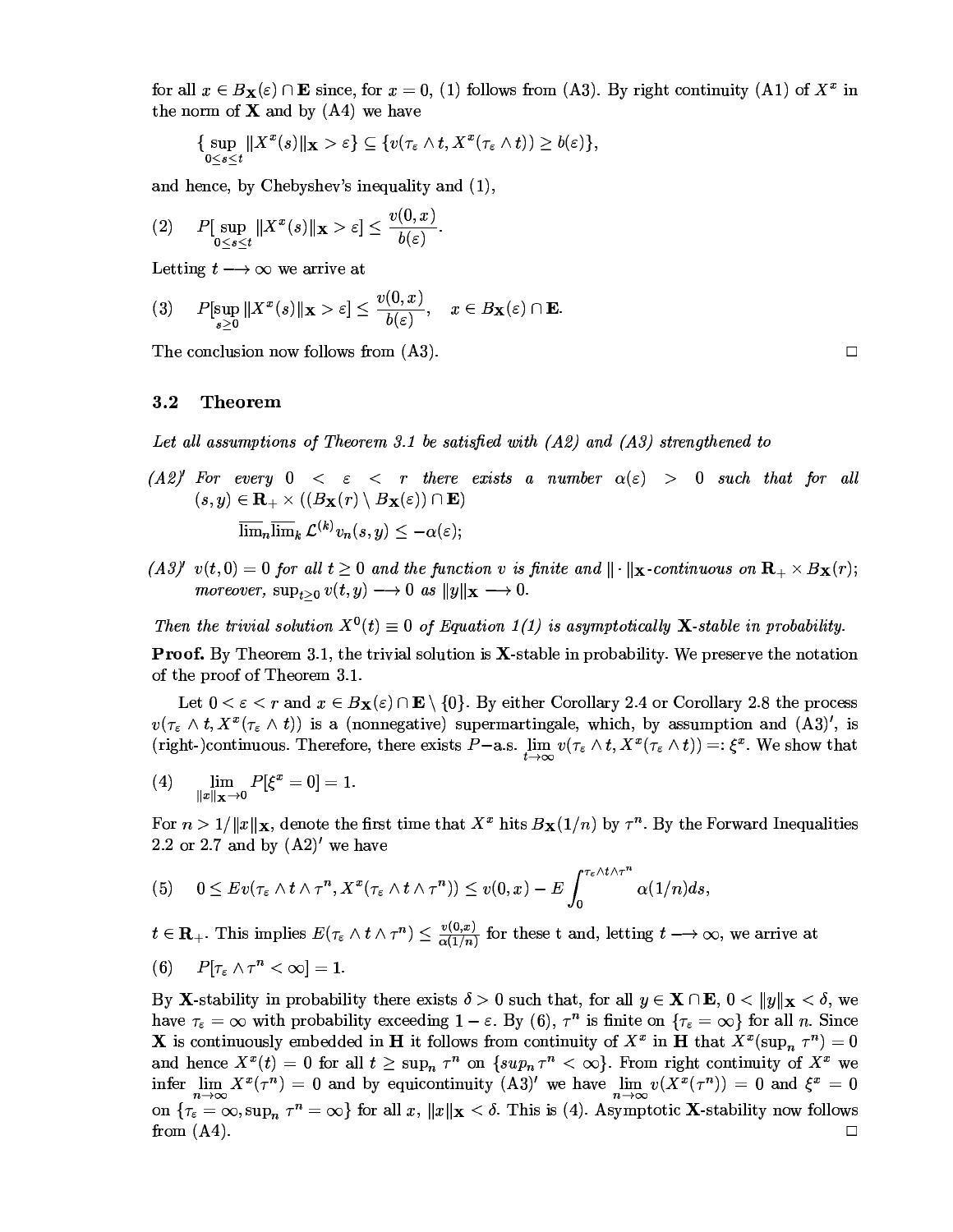for all $x \in B_{\mathbf{X}}(\varepsilon) \cap \mathbf{E}$ since, for $x = 0$, (1) follows from (A3). By right continuity (A1) of $X^x$ in the norm of $\mathbf{X}$ and by (A4) we have

$$\{\sup_{0 \leq s \leq t} \|X^x(s)\|_{\mathbf{X}} > \varepsilon\} \subseteq \{v(\tau_\varepsilon \wedge t, X^x(\tau_\varepsilon \wedge t)) \geq b(\varepsilon)\},$$

and hence, by Chebyshev's inequality and (1),

$$(2) \quad P[\sup_{0 \leq s \leq t} \|X^x(s)\|_{\mathbf{X}} > \varepsilon] \leq \frac{v(0,x)}{b(\varepsilon)}.$$

Letting $t \longrightarrow \infty$ we arrive at

$$(3) \quad P[\sup_{s \geq 0} \|X^x(s)\|_{\mathbf{X}} > \varepsilon] \leq \frac{v(0,x)}{b(\varepsilon)}, \quad x \in B_{\mathbf{X}}(\varepsilon) \cap \mathbf{E}.$$

The conclusion now follows from (A3). □

### 3.2 Theorem

*Let all assumptions of Theorem 3.1 be satisfied with (A2) and (A3) strengthened to*

*(A2)′ For every $0 < \varepsilon < r$ there exists a number $\alpha(\varepsilon) > 0$ such that for all $(s, y) \in \mathbf{R}_+ \times ((B_{\mathbf{X}}(r) \setminus B_{\mathbf{X}}(\varepsilon)) \cap \mathbf{E})$*

$$\overline{\lim}_n \overline{\lim}_k \mathcal{L}^{(k)} v_n(s,y) \leq -\alpha(\varepsilon);$$

*(A3)′ $v(t, 0) = 0$ for all $t \geq 0$ and the function $v$ is finite and $\|\cdot\|_{\mathbf{X}}$-continuous on $\mathbf{R}_+ \times B_{\mathbf{X}}(r)$; moreover, $\sup_{t \geq 0} v(t, y) \longrightarrow 0$ as $\|y\|_{\mathbf{X}} \longrightarrow 0$.*

*Then the trivial solution $X^0(t) \equiv 0$ of Equation 1(1) is asymptotically $\mathbf{X}$-stable in probability.*

**Proof.** By Theorem 3.1, the trivial solution is $\mathbf{X}$-stable in probability. We preserve the notation of the proof of Theorem 3.1.

Let $0 < \varepsilon < r$ and $x \in B_{\mathbf{X}}(\varepsilon) \cap \mathbf{E} \setminus \{0\}$. By either Corollary 2.4 or Corollary 2.8 the process $v(\tau_\varepsilon \wedge t, X^x(\tau_\varepsilon \wedge t))$ is a (nonnegative) supermartingale, which, by assumption and (A3)′, is (right-)continuous. Therefore, there exists $P$−a.s. $\lim_{t \to \infty} v(\tau_\varepsilon \wedge t, X^x(\tau_\varepsilon \wedge t)) =: \xi^x$. We show that

$$(4) \quad \lim_{\|x\|_{\mathbf{X}} \to 0} P[\xi^x = 0] = 1.$$

For $n > 1/\|x\|_{\mathbf{X}}$, denote the first time that $X^x$ hits $B_{\mathbf{X}}(1/n)$ by $\tau^n$. By the Forward Inequalities 2.2 or 2.7 and by (A2)′ we have

$$(5) \quad 0 \leq Ev(\tau_\varepsilon \wedge t \wedge \tau^n, X^x(\tau_\varepsilon \wedge t \wedge \tau^n)) \leq v(0,x) - E\int_0^{\tau_\varepsilon \wedge t \wedge \tau^n} \alpha(1/n) ds,$$

$t \in \mathbf{R}_+$. This implies $E(\tau_\varepsilon \wedge t \wedge \tau^n) \leq \frac{v(0,x)}{\alpha(1/n)}$ for these t and, letting $t \longrightarrow \infty$, we arrive at

$$(6) \quad P[\tau_\varepsilon \wedge \tau^n < \infty] = 1.$$

By $\mathbf{X}$-stability in probability there exists $\delta > 0$ such that, for all $y \in \mathbf{X} \cap \mathbf{E}$, $0 < \|y\|_{\mathbf{X}} < \delta$, we have $\tau_\varepsilon = \infty$ with probability exceeding $1 - \varepsilon$. By (6), $\tau^n$ is finite on $\{\tau_\varepsilon = \infty\}$ for all $n$. Since $\mathbf{X}$ is continuously embedded in $\mathbf{H}$ it follows from continuity of $X^x$ in $\mathbf{H}$ that $X^x(\sup_n \tau^n) = 0$ and hence $X^x(t) = 0$ for all $t \geq \sup_n \tau^n$ on $\{sup_n \tau^n < \infty\}$. From right continuity of $X^x$ we infer $\lim_{n \to \infty} X^x(\tau^n) = 0$ and by equicontinuity (A3)′ we have $\lim_{n \to \infty} v(X^x(\tau^n)) = 0$ and $\xi^x = 0$ on $\{\tau_\varepsilon = \infty, \sup_n \tau^n = \infty\}$ for all $x$, $\|x\|_{\mathbf{X}} < \delta$. This is (4). Asymptotic $\mathbf{X}$-stability now follows from (A4). □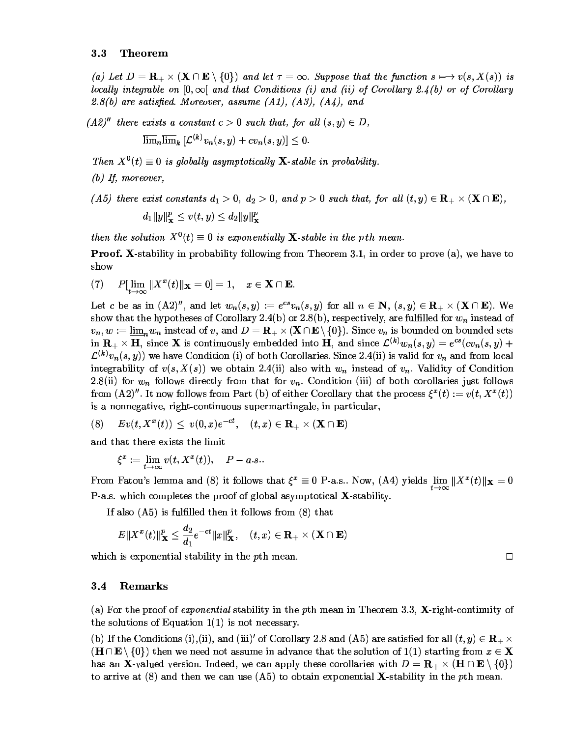### 3.3 Theorem

*(a) Let $D = \mathbf{R}_+ \times (\mathbf{X} \cap \mathbf{E} \setminus \{0\})$ and let $\tau = \infty$. Suppose that the function $s \longmapsto v(s, X(s))$ is locally integrable on $[0, \infty[$ and that Conditions (i) and (ii) of Corollary 2.4(b) or of Corollary 2.8(b) are satisfied. Moreover, assume (A1), (A3), (A4), and*

*(A2)″ there exists a constant $c > 0$ such that, for all $(s, y) \in D$,*

$$\overline{\lim}_n \overline{\lim}_k \left[\mathcal{L}^{(k)} v_n(s, y) + c v_n(s, y)\right] \leq 0.$$

*Then $X^0(t) \equiv 0$ is globally asymptotically $\mathbf{X}$-stable in probability.*

*(b) If, moreover,*

*(A5) there exist constants $d_1 > 0$, $d_2 > 0$, and $p > 0$ such that, for all $(t, y) \in \mathbf{R}_+ \times (\mathbf{X} \cap \mathbf{E})$,*

$$d_1 \|y\|_{\mathbf{X}}^p \leq v(t, y) \leq d_2 \|y\|_{\mathbf{X}}^p$$

*then the solution $X^0(t) \equiv 0$ is exponentially $\mathbf{X}$-stable in the $p$th mean.*

**Proof.** $\mathbf{X}$-stability in probability following from Theorem 3.1, in order to prove (a), we have to show

$$(7) \qquad P[\lim_{t\to\infty} \|X^x(t)\|_{\mathbf{X}} = 0] = 1, \quad x \in \mathbf{X} \cap \mathbf{E}.$$

Let $c$ be as in (A2)″, and let $w_n(s, y) := e^{cs} v_n(s, y)$ for all $n \in \mathbf{N}$, $(s, y) \in \mathbf{R}_+ \times (\mathbf{X} \cap \mathbf{E})$. We show that the hypotheses of Corollary 2.4(b) or 2.8(b), respectively, are fulfilled for $w_n$ instead of $v_n$, $w := \underline{\lim}_n w_n$ instead of $v$, and $D = \mathbf{R}_+ \times (\mathbf{X} \cap \mathbf{E} \setminus \{0\})$. Since $v_n$ is bounded on bounded sets in $\mathbf{R}_+ \times \mathbf{H}$, since $\mathbf{X}$ is continuously embedded into $\mathbf{H}$, and since $\mathcal{L}^{(k)} w_n(s, y) = e^{cs}(c v_n(s, y) + \mathcal{L}^{(k)} v_n(s, y))$ we have Condition (i) of both Corollaries. Since 2.4(ii) is valid for $v_n$ and from local integrability of $v(s, X(s))$ we obtain 2.4(ii) also with $w_n$ instead of $v_n$. Validity of Condition 2.8(ii) for $w_n$ follows directly from that for $v_n$. Condition (iii) of both corollaries just follows from (A2)″. It now follows from Part (b) of either Corollary that the process $\xi^x(t) := v(t, X^x(t))$ is a nonnegative, right-continuous supermartingale, in particular,

$$(8) \qquad Ev(t, X^x(t)) \leq v(0, x) e^{-ct}, \quad (t, x) \in \mathbf{R}_+ \times (\mathbf{X} \cap \mathbf{E})$$

and that there exists the limit

$$\xi^x := \lim_{t\to\infty} v(t, X^x(t)), \quad P-a.s..$$

From Fatou's lemma and (8) it follows that $\xi^x \equiv 0$ P-a.s.. Now, (A4) yields $\lim_{t\to\infty} \|X^x(t)\|_{\mathbf{X}} = 0$ P-a.s. which completes the proof of global asymptotical $\mathbf{X}$-stability.

If also (A5) is fulfilled then it follows from (8) that

$$E\|X^x(t)\|_{\mathbf{X}}^p \leq \frac{d_2}{d_1} e^{-ct} \|x\|_{\mathbf{X}}^p, \quad (t, x) \in \mathbf{R}_+ \times (\mathbf{X} \cap \mathbf{E})$$

which is exponential stability in the $p$th mean. □

### 3.4 Remarks

(a) For the proof of *exponential* stability in the $p$th mean in Theorem 3.3, $\mathbf{X}$-right-continuity of the solutions of Equation 1(1) is not necessary.

(b) If the Conditions (i),(ii), and (iii)′ of Corollary 2.8 and (A5) are satisfied for all $(t, y) \in \mathbf{R}_+ \times (\mathbf{H} \cap \mathbf{E} \setminus \{0\})$ then we need not assume in advance that the solution of 1(1) starting from $x \in \mathbf{X}$ has an $\mathbf{X}$-valued version. Indeed, we can apply these corollaries with $D = \mathbf{R}_+ \times (\mathbf{H} \cap \mathbf{E} \setminus \{0\})$ to arrive at (8) and then we can use (A5) to obtain exponential $\mathbf{X}$-stability in the $p$th mean.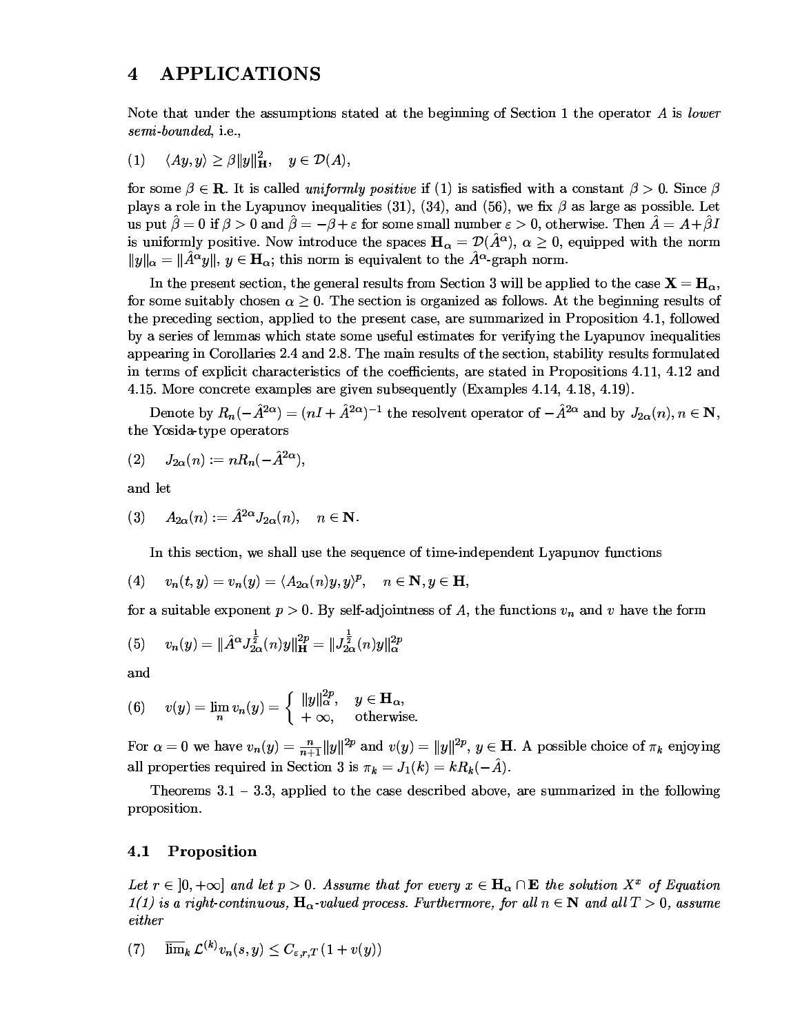# 4 APPLICATIONS

Note that under the assumptions stated at the beginning of Section 1 the operator $A$ is *lower semi-bounded*, i.e.,

$$(1) \quad \langle Ay, y\rangle \geq \beta\|y\|_{\mathbf{H}}^2, \quad y \in \mathcal{D}(A),$$

for some $\beta \in \mathbf{R}$. It is called *uniformly positive* if (1) is satisfied with a constant $\beta > 0$. Since $\beta$ plays a role in the Lyapunov inequalities (31), (34), and (56), we fix $\beta$ as large as possible. Let us put $\hat{\beta} = 0$ if $\beta > 0$ and $\hat{\beta} = -\beta + \varepsilon$ for some small number $\varepsilon > 0$, otherwise. Then $\hat{A} = A + \hat{\beta} I$ is uniformly positive. Now introduce the spaces $\mathbf{H}_\alpha = \mathcal{D}(\hat{A}^\alpha)$, $\alpha \geq 0$, equipped with the norm $\|y\|_\alpha = \|\hat{A}^\alpha y\|$, $y \in \mathbf{H}_\alpha$; this norm is equivalent to the $\hat{A}^\alpha$-graph norm.

In the present section, the general results from Section 3 will be applied to the case $\mathbf{X} = \mathbf{H}_\alpha$, for some suitably chosen $\alpha \geq 0$. The section is organized as follows. At the beginning results of the preceding section, applied to the present case, are summarized in Proposition 4.1, followed by a series of lemmas which state some useful estimates for verifying the Lyapunov inequalities appearing in Corollaries 2.4 and 2.8. The main results of the section, stability results formulated in terms of explicit characteristics of the coefficients, are stated in Propositions 4.11, 4.12 and 4.15. More concrete examples are given subsequently (Examples 4.14, 4.18, 4.19).

Denote by $R_n(-\hat{A}^{2\alpha}) = (nI + \hat{A}^{2\alpha})^{-1}$ the resolvent operator of $-\hat{A}^{2\alpha}$ and by $J_{2\alpha}(n)$, $n \in \mathbf{N}$, the Yosida-type operators

$$(2) \quad J_{2\alpha}(n) := nR_n(-\hat{A}^{2\alpha}),$$

and let

$$(3) \quad A_{2\alpha}(n) := \hat{A}^{2\alpha} J_{2\alpha}(n), \quad n \in \mathbf{N}.$$

In this section, we shall use the sequence of time-independent Lyapunov functions

$$(4) \quad v_n(t, y) = v_n(y) = \langle A_{2\alpha}(n)y, y\rangle^p, \quad n \in \mathbf{N}, y \in \mathbf{H},$$

for a suitable exponent $p > 0$. By self-adjointness of $A$, the functions $v_n$ and $v$ have the form

$$(5) \quad v_n(y) = \|\hat{A}^\alpha J_{2\alpha}^{\frac{1}{2}}(n)y\|_{\mathbf{H}}^{2p} = \|J_{2\alpha}^{\frac{1}{2}}(n)y\|_\alpha^{2p}$$

and

$$(6) \quad v(y) = \lim_n v_n(y) = \begin{cases} \|y\|_\alpha^{2p}, & y \in \mathbf{H}_\alpha, \\ +\infty, & \text{otherwise.} \end{cases}$$

For $\alpha = 0$ we have $v_n(y) = \frac{n}{n+1}\|y\|^{2p}$ and $v(y) = \|y\|^{2p}$, $y \in \mathbf{H}$. A possible choice of $\pi_k$ enjoying all properties required in Section 3 is $\pi_k = J_1(k) = kR_k(-\hat{A})$.

Theorems 3.1 – 3.3, applied to the case described above, are summarized in the following proposition.

## 4.1 Proposition

*Let $r \in\, ]0, +\infty]$ and let $p > 0$. Assume that for every $x \in \mathbf{H}_\alpha \cap \mathbf{E}$ the solution $X^x$ of Equation 1(1) is a right-continuous, $\mathbf{H}_\alpha$-valued process. Furthermore, for all $n \in \mathbf{N}$ and all $T > 0$, assume either*

$$(7) \quad \overline{\lim}_k\, \mathcal{L}^{(k)} v_n(s, y) \leq C_{\varepsilon,r,T}(1 + v(y))$$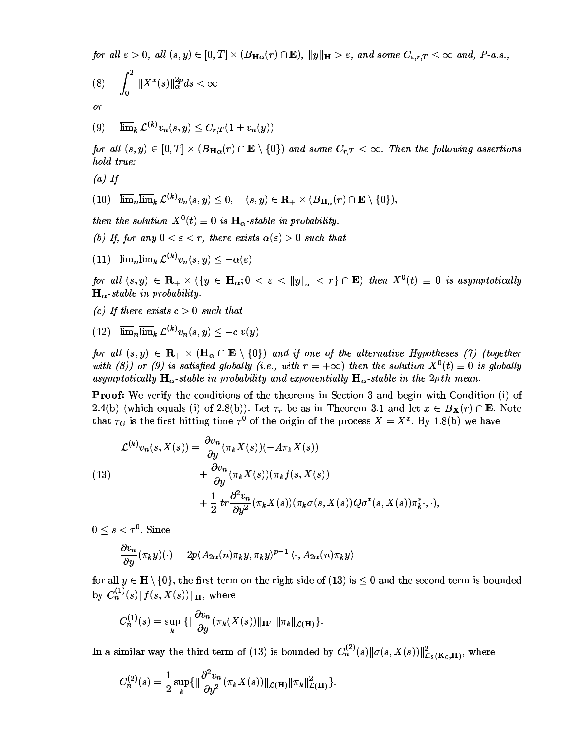*for all $\varepsilon > 0$, all $(s, y) \in [0, T] \times (B_{\mathbf{H}\alpha}(r) \cap \mathbf{E})$, $\|y\|_{\mathbf{H}} > \varepsilon$, and some $C_{\varepsilon,r,T} < \infty$ and, P-a.s.,*

$$
(8) \quad \int_0^T \|X^x(s)\|_\alpha^{2p} ds < \infty
$$

*or*

$$
(9) \quad \overline{\lim}_k \mathcal{L}^{(k)} v_n(s, y) \le C_{r,T}(1 + v_n(y))
$$

*for all $(s, y) \in [0, T] \times (B_{\mathbf{H}\alpha}(r) \cap \mathbf{E} \setminus \{0\})$ and some $C_{r,T} < \infty$. Then the following assertions hold true:*

*(a) If*

$$
(10) \quad \overline{\lim}_n \overline{\lim}_k \mathcal{L}^{(k)} v_n(s, y) \le 0, \quad (s, y) \in \mathbf{R}_+ \times (B_{\mathbf{H}_\alpha}(r) \cap \mathbf{E} \setminus \{0\}),
$$

*then the solution $X^0(t) \equiv 0$ is $\mathbf{H}_\alpha$-stable in probability.*

*(b) If, for any $0 < \varepsilon < r$, there exists $\alpha(\varepsilon) > 0$ such that*

$$
(11) \quad \overline{\lim}_n \overline{\lim}_k \mathcal{L}^{(k)} v_n(s, y) \le -\alpha(\varepsilon)
$$

*for all $(s, y) \in \mathbf{R}_+ \times (\{y \in \mathbf{H}_\alpha; 0 < \varepsilon < \|y\|_\alpha < r\} \cap \mathbf{E})$ then $X^0(t) \equiv 0$ is asymptotically $\mathbf{H}_\alpha$-stable in probability.*

*(c) If there exists $c > 0$ such that*

$$
(12) \quad \overline{\lim}_n \overline{\lim}_k \mathcal{L}^{(k)} v_n(s, y) \le -c\, v(y)
$$

*for all $(s, y) \in \mathbf{R}_+ \times (\mathbf{H}_\alpha \cap \mathbf{E} \setminus \{0\})$ and if one of the alternative Hypotheses (7) (together with (8)) or (9) is satisfied globally (i.e., with $r = +\infty$) then the solution $X^0(t) \equiv 0$ is globally asymptotically $\mathbf{H}_\alpha$-stable in probability and exponentially $\mathbf{H}_\alpha$-stable in the $2p$th mean.*

**Proof:** We verify the conditions of the theorems in Section 3 and begin with Condition (i) of 2.4(b) (which equals (i) of 2.8(b)). Let $\tau_r$ be as in Theorem 3.1 and let $x \in B_{\mathbf{X}}(r) \cap \mathbf{E}$. Note that $\tau_G$ is the first hitting time $\tau^0$ of the origin of the process $X = X^x$. By 1.8(b) we have

$$
(13) \quad
\begin{aligned}
\mathcal{L}^{(k)} v_n(s, X(s)) = & \frac{\partial v_n}{\partial y}(\pi_k X(s))(-A\pi_k X(s)) \\
& + \frac{\partial v_n}{\partial y}(\pi_k X(s))(\pi_k f(s, X(s)) \\
& + \frac{1}{2}\, tr \frac{\partial^2 v_n}{\partial y^2}(\pi_k X(s))(\pi_k \sigma(s, X(s)) Q \sigma^*(s, X(s)) \pi_k^* \cdot, \cdot),
\end{aligned}
$$

$0 \le s < \tau^0$. Since

$$
\frac{\partial v_n}{\partial y}(\pi_k y)(\cdot) = 2p \langle A_{2\alpha}(n) \pi_k y, \pi_k y \rangle^{p-1} \langle \cdot, A_{2\alpha}(n) \pi_k y \rangle
$$

for all $y \in \mathbf{H} \setminus \{0\}$, the first term on the right side of (13) is $\le 0$ and the second term is bounded by $C_n^{(1)}(s) \|f(s, X(s))\|_{\mathbf{H}}$, where

$$
C_n^{(1)}(s) = \sup_k \{ \| \frac{\partial v_n}{\partial y}(\pi_k(X(s)) \|_{\mathbf{H}'} \, \|\pi_k\|_{\mathcal{L}(\mathbf{H})} \}.
$$

In a similar way the third term of (13) is bounded by $C_n^{(2)}(s) \|\sigma(s, X(s))\|^2_{\mathcal{L}_2(\mathbf{K}_0, \mathbf{H})}$, where

$$
C_n^{(2)}(s) = \frac{1}{2} \sup_k \{ \| \frac{\partial^2 v_n}{\partial y^2}(\pi_k X(s)) \|_{\mathcal{L}(\mathbf{H})} \|\pi_k\|^2_{\mathcal{L}(\mathbf{H})} \}.
$$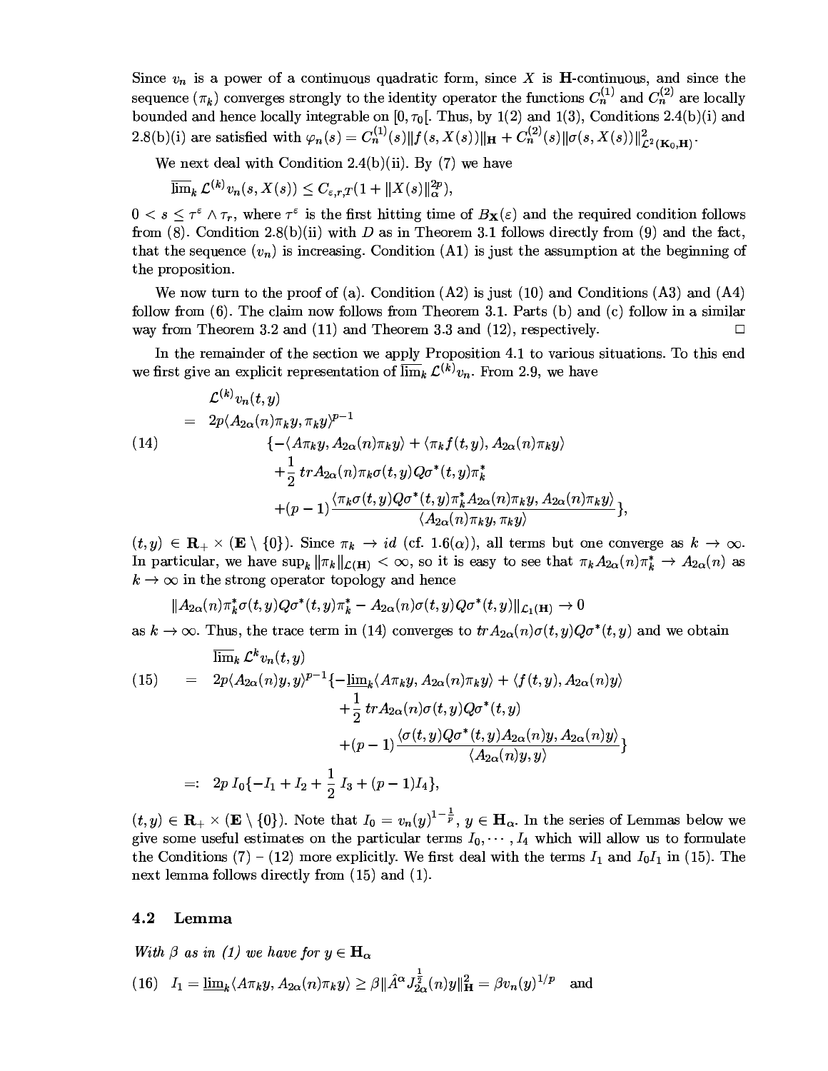Since $v_n$ is a power of a continuous quadratic form, since $X$ is $\mathbf{H}$-continuous, and since the sequence $(\pi_k)$ converges strongly to the identity operator the functions $C_n^{(1)}$ and $C_n^{(2)}$ are locally bounded and hence locally integrable on $[0, \tau_0[$. Thus, by 1(2) and 1(3), Conditions 2.4(b)(i) and 2.8(b)(i) are satisfied with $\varphi_n(s) = C_n^{(1)}(s)\|f(s, X(s))\|_{\mathbf{H}} + C_n^{(2)}(s)\|\sigma(s, X(s))\|^2_{\mathcal{L}^2(\mathbf{K_0},\mathbf{H})}$.

We next deal with Condition 2.4(b)(ii). By (7) we have

$$\overline{\lim}_k \, \mathcal{L}^{(k)} v_n(s, X(s)) \leq C_{\varepsilon,r,T}(1 + \|X(s)\|_\alpha^{2p}),$$

$0 < s \leq \tau^\varepsilon \wedge \tau_r$, where $\tau^\varepsilon$ is the first hitting time of $B_{\mathbf{X}}(\varepsilon)$ and the required condition follows from (8). Condition 2.8(b)(ii) with $D$ as in Theorem 3.1 follows directly from (9) and the fact, that the sequence $(v_n)$ is increasing. Condition (A1) is just the assumption at the beginning of the proposition.

We now turn to the proof of (a). Condition (A2) is just (10) and Conditions (A3) and (A4) follow from (6). The claim now follows from Theorem 3.1. Parts (b) and (c) follow in a similar way from Theorem 3.2 and (11) and Theorem 3.3 and (12), respectively. □

In the remainder of the section we apply Proposition 4.1 to various situations. To this end we first give an explicit representation of $\overline{\lim}_k \, \mathcal{L}^{(k)} v_n$. From 2.9, we have

$$
\begin{aligned}
&\mathcal{L}^{(k)} v_n(t, y) \\
&= 2p\langle A_{2\alpha}(n)\pi_k y, \pi_k y\rangle^{p-1} \\
&\qquad \{-\langle A\pi_k y, A_{2\alpha}(n)\pi_k y\rangle + \langle \pi_k f(t, y), A_{2\alpha}(n)\pi_k y\rangle \\
&\qquad + \frac{1}{2}\, tr A_{2\alpha}(n)\pi_k \sigma(t, y) Q\sigma^*(t, y)\pi_k^* \\
&\qquad + (p-1)\frac{\langle \pi_k \sigma(t, y)Q\sigma^*(t, y)\pi_k^* A_{2\alpha}(n)\pi_k y, A_{2\alpha}(n)\pi_k y\rangle}{\langle A_{2\alpha}(n)\pi_k y, \pi_k y\rangle}\},
\end{aligned}
\tag{14}
$$

$(t, y) \in \mathbf{R}_+ \times (\mathbf{E} \setminus \{0\})$. Since $\pi_k \to id$ (cf. 1.6($\alpha$)), all terms but one converge as $k \to \infty$. In particular, we have $\sup_k \|\pi_k\|_{\mathcal{L}(\mathbf{H})} < \infty$, so it is easy to see that $\pi_k A_{2\alpha}(n)\pi_k^* \to A_{2\alpha}(n)$ as $k \to \infty$ in the strong operator topology and hence

$$\|A_{2\alpha}(n)\pi_k^* \sigma(t, y)Q\sigma^*(t, y)\pi_k^* - A_{2\alpha}(n)\sigma(t, y)Q\sigma^*(t, y)\|_{\mathcal{L}_1(\mathbf{H})} \to 0$$

as $k \to \infty$. Thus, the trace term in (14) converges to $tr A_{2\alpha}(n)\sigma(t, y)Q\sigma^*(t, y)$ and we obtain

$$
\begin{aligned}
&\overline{\lim}_k \, \mathcal{L}^k v_n(t, y) \\
&= 2p\langle A_{2\alpha}(n)y, y\rangle^{p-1}\{-\underline{\lim}_k\langle A\pi_k y, A_{2\alpha}(n)\pi_k y\rangle + \langle f(t, y), A_{2\alpha}(n)y\rangle \\
&\qquad + \frac{1}{2}\, tr A_{2\alpha}(n)\sigma(t, y)Q\sigma^*(t, y) \\
&\qquad + (p-1)\frac{\langle \sigma(t, y)Q\sigma^*(t, y)A_{2\alpha}(n)y, A_{2\alpha}(n)y\rangle}{\langle A_{2\alpha}(n)y, y\rangle}\} \\
&=: 2p\, I_0\{-I_1 + I_2 + \frac{1}{2}\, I_3 + (p-1)I_4\},
\end{aligned}
\tag{15}
$$

$(t, y) \in \mathbf{R}_+ \times (\mathbf{E} \setminus \{0\})$. Note that $I_0 = v_n(y)^{1-\frac{1}{p}}$, $y \in \mathbf{H}_\alpha$. In the series of Lemmas below we give some useful estimates on the particular terms $I_0, \cdots, I_4$ which will allow us to formulate the Conditions (7) – (12) more explicitly. We first deal with the terms $I_1$ and $I_0 I_1$ in (15). The next lemma follows directly from (15) and (1).

## 4.2 Lemma

*With $\beta$ as in (1) we have for $y \in \mathbf{H}_\alpha$*

$$I_1 = \underline{\lim}_k\langle A\pi_k y, A_{2\alpha}(n)\pi_k y\rangle \geq \beta\|\hat{A}^\alpha J_{2\alpha}^{\frac{1}{2}}(n)y\|^2_{\mathbf{H}} = \beta v_n(y)^{1/p} \quad \text{and} \tag{16}$$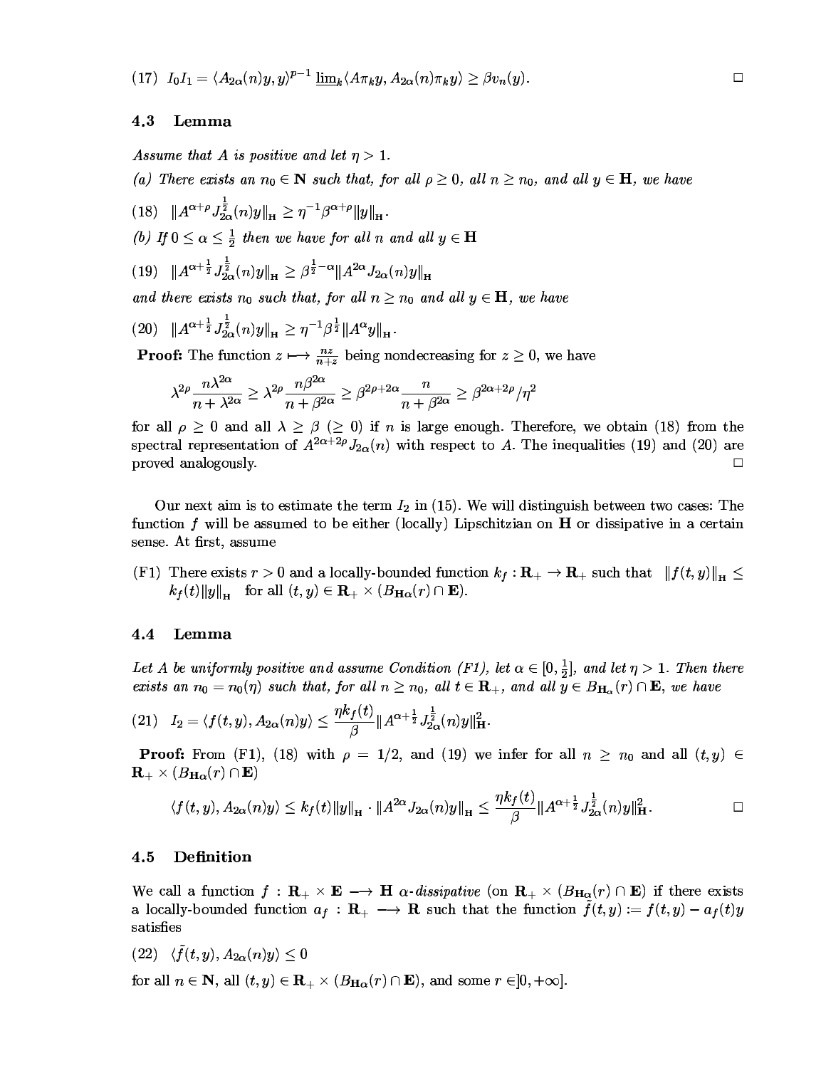(17) $I_0 I_1 = \langle A_{2\alpha}(n)y, y\rangle^{p-1} \underline{\lim}_k \langle A\pi_k y, A_{2\alpha}(n)\pi_k y\rangle \geq \beta v_n(y)$. □

### 4.3 Lemma

*Assume that $A$ is positive and let $\eta > 1$.*

*(a) There exists an $n_0 \in \mathbf{N}$ such that, for all $\rho \geq 0$, all $n \geq n_0$, and all $y \in \mathbf{H}$, we have*

(18) $\|A^{\alpha+\rho} J_{2\alpha}^{\frac{1}{2}}(n)y\|_{\mathbf{H}} \geq \eta^{-1}\beta^{\alpha+\rho}\|y\|_{\mathbf{H}}$.

*(b) If $0 \leq \alpha \leq \frac{1}{2}$ then we have for all $n$ and all $y \in \mathbf{H}$*

(19) $\|A^{\alpha+\frac{1}{2}} J_{2\alpha}^{\frac{1}{2}}(n)y\|_{\mathbf{H}} \geq \beta^{\frac{1}{2}-\alpha}\|A^{2\alpha} J_{2\alpha}(n)y\|_{\mathbf{H}}$

*and there exists $n_0$ such that, for all $n \geq n_0$ and all $y \in \mathbf{H}$, we have*

(20) $\|A^{\alpha+\frac{1}{2}} J_{2\alpha}^{\frac{1}{2}}(n)y\|_{\mathbf{H}} \geq \eta^{-1}\beta^{\frac{1}{2}}\|A^{\alpha}y\|_{\mathbf{H}}$.

**Proof:** The function $z \longmapsto \frac{nz}{n+z}$ being nondecreasing for $z \geq 0$, we have

$$\lambda^{2\rho}\frac{n\lambda^{2\alpha}}{n+\lambda^{2\alpha}} \geq \lambda^{2\rho}\frac{n\beta^{2\alpha}}{n+\beta^{2\alpha}} \geq \beta^{2\rho+2\alpha}\frac{n}{n+\beta^{2\alpha}} \geq \beta^{2\alpha+2\rho}/\eta^2$$

for all $\rho \geq 0$ and all $\lambda \geq \beta$ ($\geq 0$) if $n$ is large enough. Therefore, we obtain (18) from the spectral representation of $A^{2\alpha+2\rho}J_{2\alpha}(n)$ with respect to $A$. The inequalities (19) and (20) are proved analogously. □

Our next aim is to estimate the term $I_2$ in (15). We will distinguish between two cases: The function $f$ will be assumed to be either (locally) Lipschitzian on $\mathbf{H}$ or dissipative in a certain sense. At first, assume

(F1) There exists $r > 0$ and a locally-bounded function $k_f : \mathbf{R}_+ \to \mathbf{R}_+$ such that $\|f(t,y)\|_{\mathbf{H}} \leq k_f(t)\|y\|_{\mathbf{H}}$ for all $(t,y) \in \mathbf{R}_+ \times (B_{\mathbf{H}^\alpha}(r) \cap \mathbf{E})$.

### 4.4 Lemma

*Let $A$ be uniformly positive and assume Condition (F1), let $\alpha \in [0, \frac{1}{2}]$, and let $\eta > 1$. Then there exists an $n_0 = n_0(\eta)$ such that, for all $n \geq n_0$, all $t \in \mathbf{R}_+$, and all $y \in B_{\mathbf{H}_\alpha}(r) \cap \mathbf{E}$, we have*

(21) $I_2 = \langle f(t,y), A_{2\alpha}(n)y\rangle \leq \dfrac{\eta k_f(t)}{\beta}\|A^{\alpha+\frac{1}{2}} J_{2\alpha}^{\frac{1}{2}}(n)y\|_{\mathbf{H}}^2$.

**Proof:** From (F1), (18) with $\rho = 1/2$, and (19) we infer for all $n \geq n_0$ and all $(t,y) \in \mathbf{R}_+ \times (B_{\mathbf{H}\alpha}(r) \cap \mathbf{E})$

$$\langle f(t,y), A_{2\alpha}(n)y\rangle \leq k_f(t)\|y\|_{\mathbf{H}} \cdot \|A^{2\alpha}J_{2\alpha}(n)y\|_{\mathbf{H}} \leq \frac{\eta k_f(t)}{\beta}\|A^{\alpha+\frac{1}{2}} J_{2\alpha}^{\frac{1}{2}}(n)y\|_{\mathbf{H}}^2.$$ □

### 4.5 Definition

We call a function $f : \mathbf{R}_+ \times \mathbf{E} \longrightarrow \mathbf{H}$ *$\alpha$-dissipative* (on $\mathbf{R}_+ \times (B_{\mathbf{H}\alpha}(r) \cap \mathbf{E})$ if there exists a locally-bounded function $a_f : \mathbf{R}_+ \longrightarrow \mathbf{R}$ such that the function $\tilde{f}(t,y) := f(t,y) - a_f(t)y$ satisfies

(22) $\langle \tilde{f}(t,y), A_{2\alpha}(n)y\rangle \leq 0$

for all $n \in \mathbf{N}$, all $(t,y) \in \mathbf{R}_+ \times (B_{\mathbf{H}\alpha}(r) \cap \mathbf{E})$, and some $r \in ]0, +\infty]$.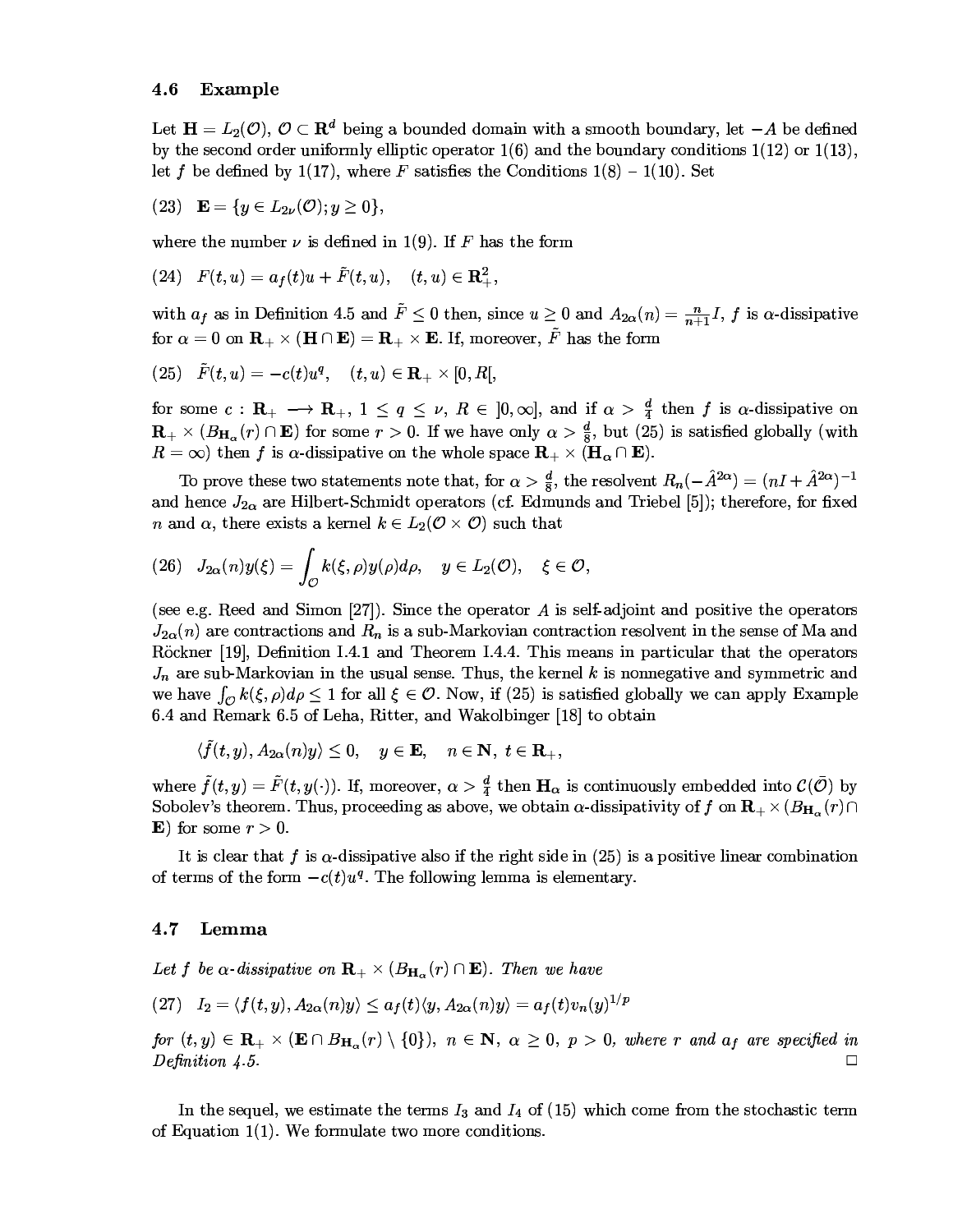### 4.6 Example

Let $\mathbf{H} = L_2(\mathcal{O})$, $\mathcal{O} \subset \mathbf{R}^d$ being a bounded domain with a smooth boundary, let $-A$ be defined by the second order uniformly elliptic operator 1(6) and the boundary conditions 1(12) or 1(13), let $f$ be defined by 1(17), where $F$ satisfies the Conditions 1(8) – 1(10). Set

$$(23) \quad \mathbf{E} = \{y \in L_{2\nu}(\mathcal{O}); y \geq 0\},$$

where the number $\nu$ is defined in 1(9). If $F$ has the form

$$(24) \quad F(t,u) = a_f(t)u + \tilde{F}(t,u), \quad (t,u) \in \mathbf{R}_+^2,$$

with $a_f$ as in Definition 4.5 and $\tilde{F} \leq 0$ then, since $u \geq 0$ and $A_{2\alpha}(n) = \frac{n}{n+1}I$, $f$ is $\alpha$-dissipative for $\alpha = 0$ on $\mathbf{R}_+ \times (\mathbf{H} \cap \mathbf{E}) = \mathbf{R}_+ \times \mathbf{E}$. If, moreover, $\tilde{F}$ has the form

$$(25) \quad \tilde{F}(t,u) = -c(t)u^q, \quad (t,u) \in \mathbf{R}_+ \times [0, R[,$$

for some $c : \mathbf{R}_+ \longrightarrow \mathbf{R}_+$, $1 \leq q \leq \nu$, $R \in ]0, \infty]$, and if $\alpha > \frac{d}{4}$ then $f$ is $\alpha$-dissipative on $\mathbf{R}_+ \times (B_{\mathbf{H}_\alpha}(r) \cap \mathbf{E})$ for some $r > 0$. If we have only $\alpha > \frac{d}{8}$, but (25) is satisfied globally (with $R = \infty$) then $f$ is $\alpha$-dissipative on the whole space $\mathbf{R}_+ \times (\mathbf{H}_\alpha \cap \mathbf{E})$.

To prove these two statements note that, for $\alpha > \frac{d}{8}$, the resolvent $R_n(-\hat{A}^{2\alpha}) = (nI + \hat{A}^{2\alpha})^{-1}$ and hence $J_{2\alpha}$ are Hilbert-Schmidt operators (cf. Edmunds and Triebel [5]); therefore, for fixed $n$ and $\alpha$, there exists a kernel $k \in L_2(\mathcal{O} \times \mathcal{O})$ such that

$$(26) \quad J_{2\alpha}(n)y(\xi) = \int_{\mathcal{O}} k(\xi, \rho)y(\rho)d\rho, \quad y \in L_2(\mathcal{O}), \quad \xi \in \mathcal{O},$$

(see e.g. Reed and Simon [27]). Since the operator $A$ is self-adjoint and positive the operators $J_{2\alpha}(n)$ are contractions and $R_n$ is a sub-Markovian contraction resolvent in the sense of Ma and Röckner [19], Definition I.4.1 and Theorem I.4.4. This means in particular that the operators $J_n$ are sub-Markovian in the usual sense. Thus, the kernel $k$ is nonnegative and symmetric and we have $\int_{\mathcal{O}} k(\xi, \rho)d\rho \leq 1$ for all $\xi \in \mathcal{O}$. Now, if (25) is satisfied globally we can apply Example 6.4 and Remark 6.5 of Leha, Ritter, and Wakolbinger [18] to obtain

$$\langle \tilde{f}(t,y), A_{2\alpha}(n)y \rangle \leq 0, \quad y \in \mathbf{E}, \quad n \in \mathbf{N}, \ t \in \mathbf{R}_+,$$

where $\tilde{f}(t,y) = \tilde{F}(t, y(\cdot))$. If, moreover, $\alpha > \frac{d}{4}$ then $\mathbf{H}_\alpha$ is continuously embedded into $\mathcal{C}(\bar{\mathcal{O}})$ by Sobolev's theorem. Thus, proceeding as above, we obtain $\alpha$-dissipativity of $f$ on $\mathbf{R}_+ \times (B_{\mathbf{H}_\alpha}(r) \cap \mathbf{E})$ for some $r > 0$.

It is clear that $f$ is $\alpha$-dissipative also if the right side in (25) is a positive linear combination of terms of the form $-c(t)u^q$. The following lemma is elementary.

### 4.7 Lemma

*Let $f$ be $\alpha$-dissipative on $\mathbf{R}_+ \times (B_{\mathbf{H}_\alpha}(r) \cap \mathbf{E})$. Then we have*

$$(27) \quad I_2 = \langle f(t,y), A_{2\alpha}(n)y \rangle \leq a_f(t)\langle y, A_{2\alpha}(n)y \rangle = a_f(t)v_n(y)^{1/p}$$

*for $(t,y) \in \mathbf{R}_+ \times (\mathbf{E} \cap B_{\mathbf{H}_\alpha}(r) \setminus \{0\})$, $n \in \mathbf{N}$, $\alpha \geq 0$, $p > 0$, where $r$ and $a_f$ are specified in Definition 4.5.* □

In the sequel, we estimate the terms $I_3$ and $I_4$ of (15) which come from the stochastic term of Equation 1(1). We formulate two more conditions.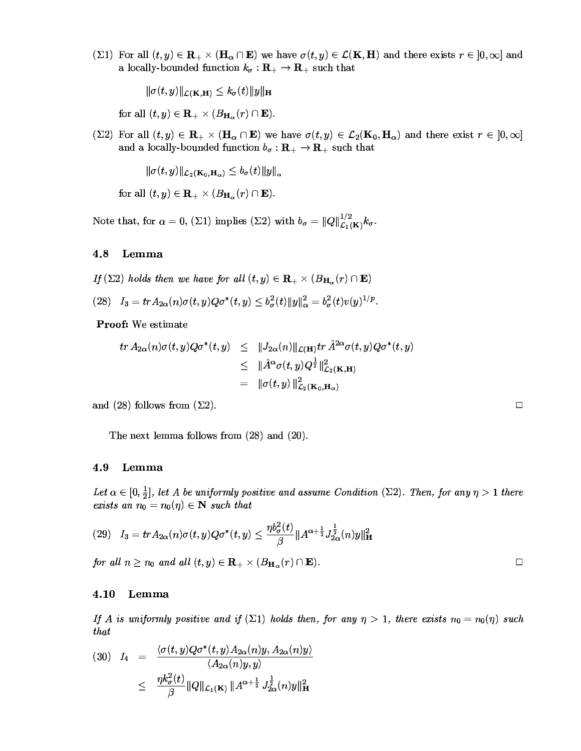($\Sigma 1$) For all $(t, y) \in \mathbf{R}_+ \times (\mathbf{H}_\alpha \cap \mathbf{E})$ we have $\sigma(t, y) \in \mathcal{L}(\mathbf{K}, \mathbf{H})$ and there exists $r \in ]0, \infty]$ and a locally-bounded function $k_\sigma : \mathbf{R}_+ \to \mathbf{R}_+$ such that

$$\|\sigma(t, y)\|_{\mathcal{L}(\mathbf{K},\mathbf{H})} \leq k_\sigma(t)\|y\|_{\mathbf{H}}$$

for all $(t, y) \in \mathbf{R}_+ \times (B_{\mathbf{H}_\alpha}(r) \cap \mathbf{E})$.

($\Sigma 2$) For all $(t, y) \in \mathbf{R}_+ \times (\mathbf{H}_\alpha \cap \mathbf{E})$ we have $\sigma(t, y) \in \mathcal{L}_2(\mathbf{K}_0, \mathbf{H}_\alpha)$ and there exist $r \in ]0, \infty]$ and a locally-bounded function $b_\sigma : \mathbf{R}_+ \to \mathbf{R}_+$ such that

$$\|\sigma(t, y)\|_{\mathcal{L}_2(\mathbf{K}_0,\mathbf{H}_\alpha)} \leq b_\sigma(t)\|y\|_\alpha$$

for all $(t, y) \in \mathbf{R}_+ \times (B_{\mathbf{H}_\alpha}(r) \cap \mathbf{E})$.

Note that, for $\alpha = 0$, ($\Sigma 1$) implies ($\Sigma 2$) with $b_\sigma = \|Q\|^{1/2}_{\mathcal{L}_1(\mathbf{K})} k_\sigma$.

## 4.8 Lemma

*If* ($\Sigma 2$) *holds then we have for all* $(t, y) \in \mathbf{R}_+ \times (B_{\mathbf{H}_\alpha}(r) \cap \mathbf{E})$

$$(28) \quad I_3 = tr\, A_{2\alpha}(n)\sigma(t, y)Q\sigma^*(t, y) \leq b^2_\sigma(t)\|y\|^2_\alpha = b^2_\sigma(t)v(y)^{1/p}.$$

**Proof:** We estimate

$$\begin{aligned} tr\, A_{2\alpha}(n)\sigma(t, y)Q\sigma^*(t, y) &\leq \|J_{2\alpha}(n)\|_{\mathcal{L}(\mathbf{H})} tr\, \hat{A}^{2\alpha}\sigma(t, y)Q\sigma^*(t, y) \\ &\leq \|\hat{A}^\alpha \sigma(t, y)Q^{\frac{1}{2}}\|^2_{\mathcal{L}_2(\mathbf{K},\mathbf{H})} \\ &= \|\sigma(t, y)\|^2_{\mathcal{L}_2(\mathbf{K}_0,\mathbf{H}_\alpha)} \end{aligned}$$

and (28) follows from ($\Sigma 2$). □

The next lemma follows from (28) and (20).

## 4.9 Lemma

*Let* $\alpha \in [0, \frac{1}{2}]$, *let* $A$ *be uniformly positive and assume Condition* ($\Sigma 2$). *Then, for any* $\eta > 1$ *there exists an* $n_0 = n_0(\eta) \in \mathbf{N}$ *such that*

$$(29) \quad I_3 = tr\, A_{2\alpha}(n)\sigma(t, y)Q\sigma^*(t, y) \leq \frac{\eta b^2_\sigma(t)}{\beta}\|A^{\alpha+\frac{1}{2}}J^{\frac{1}{2}}_{2\alpha}(n)y\|^2_{\mathbf{H}}$$

*for all* $n \geq n_0$ *and all* $(t, y) \in \mathbf{R}_+ \times (B_{\mathbf{H}_\alpha}(r) \cap \mathbf{E})$. □

## 4.10 Lemma

*If* $A$ *is uniformly positive and if* ($\Sigma 1$) *holds then, for any* $\eta > 1$, *there exists* $n_0 = n_0(\eta)$ *such that*

$$\begin{aligned} (30) \quad I_4 &= \frac{\langle \sigma(t, y)Q\sigma^*(t, y)A_{2\alpha}(n)y, A_{2\alpha}(n)y\rangle}{\langle A_{2\alpha}(n)y, y\rangle} \\ &\leq \frac{\eta k^2_\sigma(t)}{\beta}\|Q\|_{\mathcal{L}_1(\mathbf{K})}\|A^{\alpha+\frac{1}{2}}J^{\frac{1}{2}}_{2\alpha}(n)y\|^2_{\mathbf{H}} \end{aligned}$$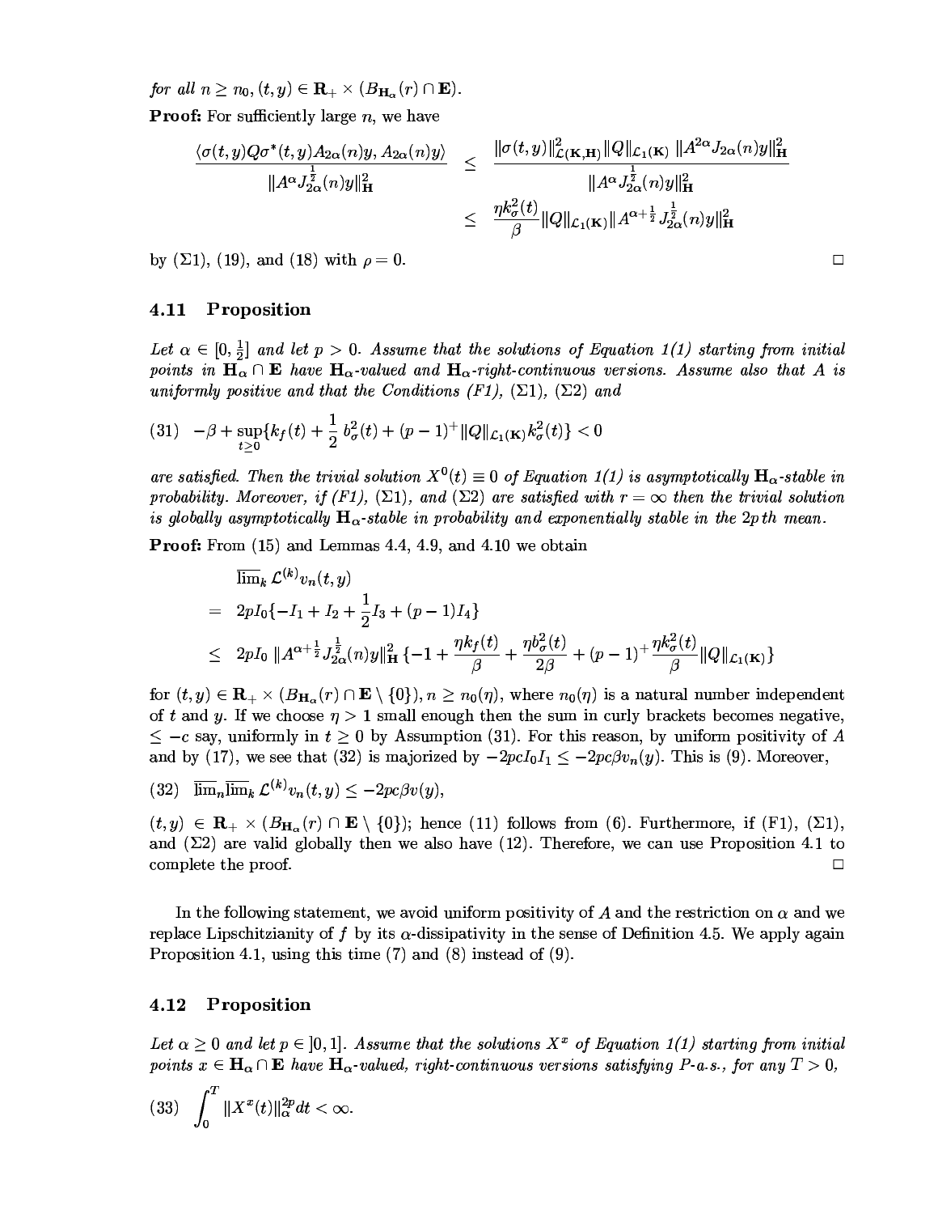*for all* $n \geq n_0$, $(t, y) \in \mathbf{R}_+ \times (B_{\mathbf{H}_\alpha}(r) \cap \mathbf{E})$.

**Proof:** For sufficiently large $n$, we have

$$
\begin{aligned}
\frac{\langle \sigma(t,y) Q \sigma^*(t,y) A_{2\alpha}(n) y, A_{2\alpha}(n) y\rangle}{\|A^\alpha J_{2\alpha}^{\frac{1}{2}}(n) y\|_{\mathbf{H}}^2} &\leq \frac{\|\sigma(t,y)\|_{\mathcal{L}(\mathbf{K},\mathbf{H})}^2 \|Q\|_{\mathcal{L}_1(\mathbf{K})} \; \|A^{2\alpha} J_{2\alpha}(n) y\|_{\mathbf{H}}^2}{\|A^\alpha J_{2\alpha}^{\frac{1}{2}}(n) y\|_{\mathbf{H}}^2} \\
&\leq \frac{\eta k_\sigma^2(t)}{\beta} \|Q\|_{\mathcal{L}_1(\mathbf{K})} \|A^{\alpha+\frac{1}{2}} J_{2\alpha}^{\frac{1}{2}}(n) y\|_{\mathbf{H}}^2
\end{aligned}
$$

by $(\Sigma 1)$, (19), and (18) with $\rho = 0$. $\square$

### 4.11 Proposition

*Let* $\alpha \in [0, \frac{1}{2}]$ *and let* $p > 0$. *Assume that the solutions of Equation 1(1) starting from initial points in* $\mathbf{H}_\alpha \cap \mathbf{E}$ *have* $\mathbf{H}_\alpha$*-valued and* $\mathbf{H}_\alpha$*-right-continuous versions. Assume also that* $A$ *is uniformly positive and that the Conditions (F1),* $(\Sigma 1)$, $(\Sigma 2)$ *and*

$$
(31) \quad -\beta + \sup_{t \geq 0} \{k_f(t) + \frac{1}{2}\, b_\sigma^2(t) + (p-1)^+ \|Q\|_{\mathcal{L}_1(\mathbf{K})} k_\sigma^2(t)\} < 0
$$

*are satisfied. Then the trivial solution* $X^0(t) \equiv 0$ *of Equation 1(1) is asymptotically* $\mathbf{H}_\alpha$*-stable in probability. Moreover, if (F1),* $(\Sigma 1)$, *and* $(\Sigma 2)$ *are satisfied with* $r = \infty$ *then the trivial solution is globally asymptotically* $\mathbf{H}_\alpha$*-stable in probability and exponentially stable in the* $2p$*th mean.*

**Proof:** From (15) and Lemmas 4.4, 4.9, and 4.10 we obtain

$$
\begin{aligned}
&\overline{\lim}_k\, \mathcal{L}^{(k)} v_n(t,y) \\
&= 2pI_0\{-I_1 + I_2 + \frac{1}{2} I_3 + (p-1) I_4\} \\
&\leq 2pI_0 \; \|A^{\alpha+\frac{1}{2}} J_{2\alpha}^{\frac{1}{2}}(n) y\|_{\mathbf{H}}^2 \{-1 + \frac{\eta k_f(t)}{\beta} + \frac{\eta b_\sigma^2(t)}{2\beta} + (p-1)^+ \frac{\eta k_\sigma^2(t)}{\beta} \|Q\|_{\mathcal{L}_1(\mathbf{K})}\}
\end{aligned}
$$

for $(t, y) \in \mathbf{R}_+ \times (B_{\mathbf{H}_\alpha}(r) \cap \mathbf{E} \setminus \{0\})$, $n \geq n_0(\eta)$, where $n_0(\eta)$ is a natural number independent of $t$ and $y$. If we choose $\eta > 1$ small enough then the sum in curly brackets becomes negative, $\leq -c$ say, uniformly in $t \geq 0$ by Assumption (31). For this reason, by uniform positivity of $A$ and by (17), we see that (32) is majorized by $-2pcI_0 I_1 \leq -2pc\beta v_n(y)$. This is (9). Moreover,

$$
(32) \quad \overline{\lim}_n \overline{\lim}_k\, \mathcal{L}^{(k)} v_n(t,y) \leq -2pc\beta v(y),
$$

$(t, y) \in \mathbf{R}_+ \times (B_{\mathbf{H}_\alpha}(r) \cap \mathbf{E} \setminus \{0\})$; hence (11) follows from (6). Furthermore, if (F1), $(\Sigma 1)$, and $(\Sigma 2)$ are valid globally then we also have (12). Therefore, we can use Proposition 4.1 to complete the proof. $\square$

In the following statement, we avoid uniform positivity of $A$ and the restriction on $\alpha$ and we replace Lipschitzianity of $f$ by its $\alpha$-dissipativity in the sense of Definition 4.5. We apply again Proposition 4.1, using this time (7) and (8) instead of (9).

### 4.12 Proposition

*Let* $\alpha \geq 0$ *and let* $p \in ]0, 1]$. *Assume that the solutions* $X^x$ *of Equation 1(1) starting from initial points* $x \in \mathbf{H}_\alpha \cap \mathbf{E}$ *have* $\mathbf{H}_\alpha$*-valued, right-continuous versions satisfying P-a.s., for any* $T > 0$,

$$
(33) \quad \int_0^T \|X^x(t)\|_\alpha^{2p} dt < \infty.
$$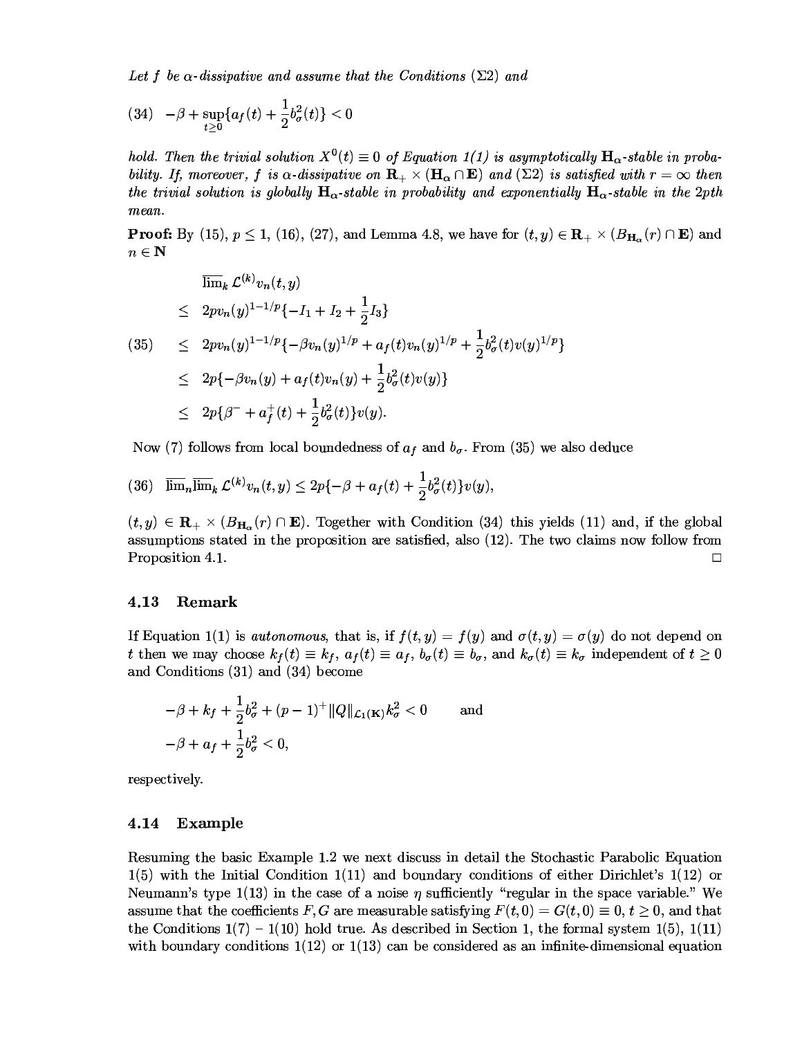*Let $f$ be $\alpha$-dissipative and assume that the Conditions ($\Sigma 2$) and*

$$(34) \quad -\beta + \sup_{t\geq 0}\{a_f(t) + \frac{1}{2}b_\sigma^2(t)\} < 0$$

*hold. Then the trivial solution $X^0(t) \equiv 0$ of Equation 1(1) is asymptotically $\mathbf{H}_\alpha$-stable in probability. If, moreover, $f$ is $\alpha$-dissipative on $\mathbf{R}_+ \times (\mathbf{H}_\alpha \cap \mathbf{E})$ and ($\Sigma 2$) is satisfied with $r = \infty$ then the trivial solution is globally $\mathbf{H}_\alpha$-stable in probability and exponentially $\mathbf{H}_\alpha$-stable in the 2pth mean.*

**Proof:** By (15), $p \leq 1$, (16), (27), and Lemma 4.8, we have for $(t, y) \in \mathbf{R}_+ \times (B_{\mathbf{H}_\alpha}(r) \cap \mathbf{E})$ and $n \in \mathbf{N}$

$$
\begin{aligned}
& \overline{\lim}_k \, \mathcal{L}^{(k)} v_n(t,y) \\
\leq \;& 2pv_n(y)^{1-1/p}\{-I_1 + I_2 + \frac{1}{2}I_3\} \\
(35) \qquad \leq \;& 2pv_n(y)^{1-1/p}\{-\beta v_n(y)^{1/p} + a_f(t)v_n(y)^{1/p} + \frac{1}{2}b_\sigma^2(t)v(y)^{1/p}\} \\
\leq \;& 2p\{-\beta v_n(y) + a_f(t)v_n(y) + \frac{1}{2}b_\sigma^2(t)v(y)\} \\
\leq \;& 2p\{\beta^- + a_f^+(t) + \frac{1}{2}b_\sigma^2(t)\}v(y).
\end{aligned}
$$

Now (7) follows from local boundedness of $a_f$ and $b_\sigma$. From (35) we also deduce

$$(36) \quad \overline{\lim}_n \overline{\lim}_k \, \mathcal{L}^{(k)} v_n(t,y) \leq 2p\{-\beta + a_f(t) + \frac{1}{2}b_\sigma^2(t)\}v(y),$$

$(t, y) \in \mathbf{R}_+ \times (B_{\mathbf{H}_\alpha}(r) \cap \mathbf{E})$. Together with Condition (34) this yields (11) and, if the global assumptions stated in the proposition are satisfied, also (12). The two claims now follow from Proposition 4.1. □

### 4.13 Remark

If Equation 1(1) is *autonomous*, that is, if $f(t, y) = f(y)$ and $\sigma(t, y) = \sigma(y)$ do not depend on $t$ then we may choose $k_f(t) \equiv k_f$, $a_f(t) \equiv a_f$, $b_\sigma(t) \equiv b_\sigma$, and $k_\sigma(t) \equiv k_\sigma$ independent of $t \geq 0$ and Conditions (31) and (34) become

$$-\beta + k_f + \frac{1}{2}b_\sigma^2 + (p-1)^+\|Q\|_{\mathcal{L}_1(\mathbf{K})}k_\sigma^2 < 0 \qquad \text{and}$$

$$-\beta + a_f + \frac{1}{2}b_\sigma^2 < 0,$$

respectively.

### 4.14 Example

Resuming the basic Example 1.2 we next discuss in detail the Stochastic Parabolic Equation 1(5) with the Initial Condition 1(11) and boundary conditions of either Dirichlet's 1(12) or Neumann's type 1(13) in the case of a noise $\eta$ sufficiently "regular in the space variable." We assume that the coefficients $F, G$ are measurable satisfying $F(t, 0) = G(t, 0) \equiv 0$, $t \geq 0$, and that the Conditions 1(7) – 1(10) hold true. As described in Section 1, the formal system 1(5), 1(11) with boundary conditions 1(12) or 1(13) can be considered as an infinite-dimensional equation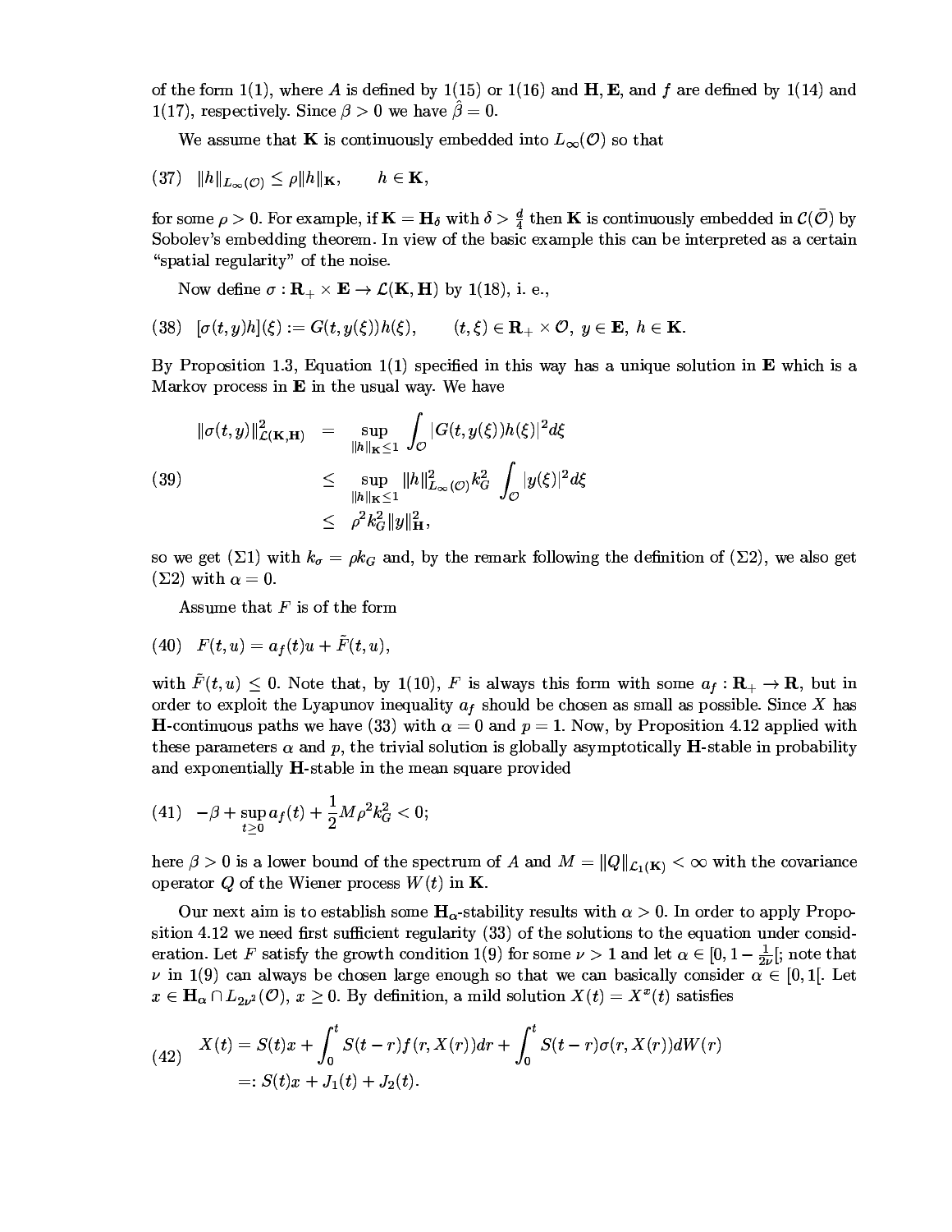of the form 1(1), where $A$ is defined by 1(15) or 1(16) and $\mathbf{H}$, $\mathbf{E}$, and $f$ are defined by 1(14) and 1(17), respectively. Since $\beta > 0$ we have $\hat{\beta} = 0$.

We assume that $\mathbf{K}$ is continuously embedded into $L_\infty(\mathcal{O})$ so that

$$(37) \quad \|h\|_{L_\infty(\mathcal{O})} \leq \rho \|h\|_{\mathbf{K}}, \qquad h \in \mathbf{K},$$

for some $\rho > 0$. For example, if $\mathbf{K} = \mathbf{H}_\delta$ with $\delta > \frac{d}{4}$ then $\mathbf{K}$ is continuously embedded in $\mathcal{C}(\bar{\mathcal{O}})$ by Sobolev's embedding theorem. In view of the basic example this can be interpreted as a certain "spatial regularity" of the noise.

Now define $\sigma : \mathbf{R}_+ \times \mathbf{E} \to \mathcal{L}(\mathbf{K}, \mathbf{H})$ by 1(18), i. e.,

$$(38) \quad [\sigma(t, y)h](\xi) := G(t, y(\xi))h(\xi), \qquad (t, \xi) \in \mathbf{R}_+ \times \mathcal{O},\ y \in \mathbf{E},\ h \in \mathbf{K}.$$

By Proposition 1.3, Equation 1(1) specified in this way has a unique solution in $\mathbf{E}$ which is a Markov process in $\mathbf{E}$ in the usual way. We have

$$(39) \quad \begin{aligned} \|\sigma(t, y)\|^2_{\mathcal{L}(\mathbf{K},\mathbf{H})} &= \sup_{\|h\|_{\mathbf{K}} \leq 1} \int_{\mathcal{O}} |G(t, y(\xi))h(\xi)|^2 d\xi \\ &\leq \sup_{\|h\|_{\mathbf{K}} \leq 1} \|h\|^2_{L_\infty(\mathcal{O})} k_G^2 \int_{\mathcal{O}} |y(\xi)|^2 d\xi \\ &\leq \rho^2 k_G^2 \|y\|^2_{\mathbf{H}}, \end{aligned}$$

so we get $(\Sigma 1)$ with $k_\sigma = \rho k_G$ and, by the remark following the definition of $(\Sigma 2)$, we also get $(\Sigma 2)$ with $\alpha = 0$.

Assume that $F$ is of the form

$$(40) \quad F(t, u) = a_f(t)u + \tilde{F}(t, u),$$

with $\tilde{F}(t, u) \leq 0$. Note that, by 1(10), $F$ is always this form with some $a_f : \mathbf{R}_+ \to \mathbf{R}$, but in order to exploit the Lyapunov inequality $a_f$ should be chosen as small as possible. Since $X$ has $\mathbf{H}$-continuous paths we have (33) with $\alpha = 0$ and $p = 1$. Now, by Proposition 4.12 applied with these parameters $\alpha$ and $p$, the trivial solution is globally asymptotically $\mathbf{H}$-stable in probability and exponentially $\mathbf{H}$-stable in the mean square provided

$$(41) \quad -\beta + \sup_{t \geq 0} a_f(t) + \frac{1}{2} M \rho^2 k_G^2 < 0;$$

here $\beta > 0$ is a lower bound of the spectrum of $A$ and $M = \|Q\|_{\mathcal{L}_1(\mathbf{K})} < \infty$ with the covariance operator $Q$ of the Wiener process $W(t)$ in $\mathbf{K}$.

Our next aim is to establish some $\mathbf{H}_\alpha$-stability results with $\alpha > 0$. In order to apply Proposition 4.12 we need first sufficient regularity (33) of the solutions to the equation under consideration. Let $F$ satisfy the growth condition 1(9) for some $\nu > 1$ and let $\alpha \in [0, 1 - \frac{1}{2\nu}[$; note that $\nu$ in 1(9) can always be chosen large enough so that we can basically consider $\alpha \in [0, 1[$. Let $x \in \mathbf{H}_\alpha \cap L_{2\nu^2}(\mathcal{O})$, $x \geq 0$. By definition, a mild solution $X(t) = X^x(t)$ satisfies

$$(42) \quad \begin{aligned} X(t) &= S(t)x + \int_0^t S(t - r)f(r, X(r))dr + \int_0^t S(t - r)\sigma(r, X(r))dW(r) \\ &=: S(t)x + J_1(t) + J_2(t). \end{aligned}$$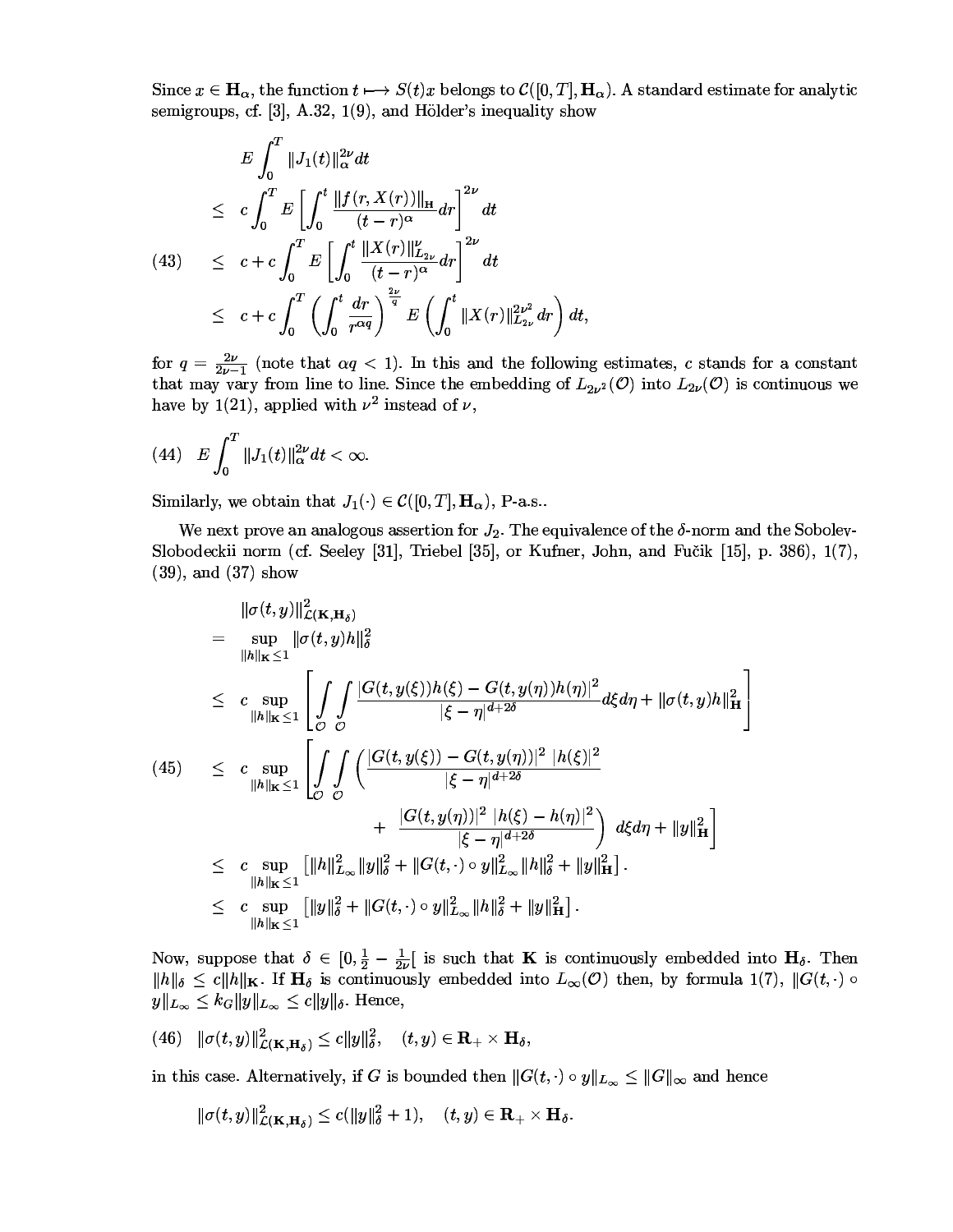Since $x \in \mathbf{H}_\alpha$, the function $t \longmapsto S(t)x$ belongs to $\mathcal{C}([0,T], \mathbf{H}_\alpha)$. A standard estimate for analytic semigroups, cf. [3], A.32, 1(9), and Hölder's inequality show

$$
\begin{aligned}
& E \int_0^T \|J_1(t)\|_\alpha^{2\nu} dt \\
\leq\ & c \int_0^T E \left[ \int_0^t \frac{\|f(r, X(r))\|_{\mathbf{H}}}{(t-r)^\alpha} dr \right]^{2\nu} dt \\
\leq\ & c + c \int_0^T E \left[ \int_0^t \frac{\|X(r)\|_{L_{2\nu}}^\nu}{(t-r)^\alpha} dr \right]^{2\nu} dt \qquad (43)\\
\leq\ & c + c \int_0^T \left( \int_0^t \frac{dr}{r^{\alpha q}} \right)^{\frac{2\nu}{q}} E \left( \int_0^t \|X(r)\|_{L_{2\nu}}^{2\nu^2} dr \right) dt,
\end{aligned}
$$

for $q = \frac{2\nu}{2\nu - 1}$ (note that $\alpha q < 1$). In this and the following estimates, $c$ stands for a constant that may vary from line to line. Since the embedding of $L_{2\nu^2}(\mathcal{O})$ into $L_{2\nu}(\mathcal{O})$ is continuous we have by 1(21), applied with $\nu^2$ instead of $\nu$,

$$
E \int_0^T \|J_1(t)\|_\alpha^{2\nu} dt < \infty. \qquad (44)
$$

Similarly, we obtain that $J_1(\cdot) \in \mathcal{C}([0,T], \mathbf{H}_\alpha)$, P-a.s..

We next prove an analogous assertion for $J_2$. The equivalence of the $\delta$-norm and the Sobolev-Slobodeckii norm (cf. Seeley [31], Triebel [35], or Kufner, John, and Fučik [15], p. 386), 1(7), (39), and (37) show

$$
\begin{aligned}
& \|\sigma(t,y)\|_{\mathcal{L}(\mathbf{K}, \mathbf{H}_\delta)}^2 \\
=\ & \sup_{\|h\|_{\mathbf{K}} \leq 1} \|\sigma(t,y)h\|_\delta^2 \\
\leq\ & c \sup_{\|h\|_{\mathbf{K}} \leq 1} \left[ \int_{\mathcal{O}} \int_{\mathcal{O}} \frac{|G(t, y(\xi))h(\xi) - G(t, y(\eta))h(\eta)|^2}{|\xi - \eta|^{d+2\delta}} d\xi d\eta + \|\sigma(t,y)h\|_{\mathbf{H}}^2 \right] \\
\leq\ & c \sup_{\|h\|_{\mathbf{K}} \leq 1} \left[ \int_{\mathcal{O}} \int_{\mathcal{O}} \left( \frac{|G(t, y(\xi)) - G(t, y(\eta))|^2 \ |h(\xi)|^2}{|\xi - \eta|^{d+2\delta}} \right. \right. \qquad (45)\\
& \qquad \left. \left. + \ \frac{|G(t, y(\eta))|^2 \ |h(\xi) - h(\eta)|^2}{|\xi - \eta|^{d+2\delta}} \right) d\xi d\eta + \|y\|_{\mathbf{H}}^2 \right] \\
\leq\ & c \sup_{\|h\|_{\mathbf{K}} \leq 1} \left[ \|h\|_{L_\infty}^2 \|y\|_\delta^2 + \|G(t, \cdot) \circ y\|_{L_\infty}^2 \|h\|_\delta^2 + \|y\|_{\mathbf{H}}^2 \right]. \\
\leq\ & c \sup_{\|h\|_{\mathbf{K}} \leq 1} \left[ \|y\|_\delta^2 + \|G(t, \cdot) \circ y\|_{L_\infty}^2 \|h\|_\delta^2 + \|y\|_{\mathbf{H}}^2 \right].
\end{aligned}
$$

Now, suppose that $\delta \in [0, \frac{1}{2} - \frac{1}{2\nu}[$ is such that $\mathbf{K}$ is continuously embedded into $\mathbf{H}_\delta$. Then $\|h\|_\delta \leq c\|h\|_{\mathbf{K}}$. If $\mathbf{H}_\delta$ is continuously embedded into $L_\infty(\mathcal{O})$ then, by formula 1(7), $\|G(t, \cdot) \circ y\|_{L_\infty} \leq k_G \|y\|_{L_\infty} \leq c\|y\|_\delta$. Hence,

$$
\|\sigma(t,y)\|_{\mathcal{L}(\mathbf{K}, \mathbf{H}_\delta)}^2 \leq c\|y\|_\delta^2, \quad (t, y) \in \mathbf{R}_+ \times \mathbf{H}_\delta, \qquad (46)
$$

in this case. Alternatively, if $G$ is bounded then $\|G(t, \cdot) \circ y\|_{L_\infty} \leq \|G\|_\infty$ and hence

$$
\|\sigma(t,y)\|_{\mathcal{L}(\mathbf{K}, \mathbf{H}_\delta)}^2 \leq c(\|y\|_\delta^2 + 1), \quad (t, y) \in \mathbf{R}_+ \times \mathbf{H}_\delta.
$$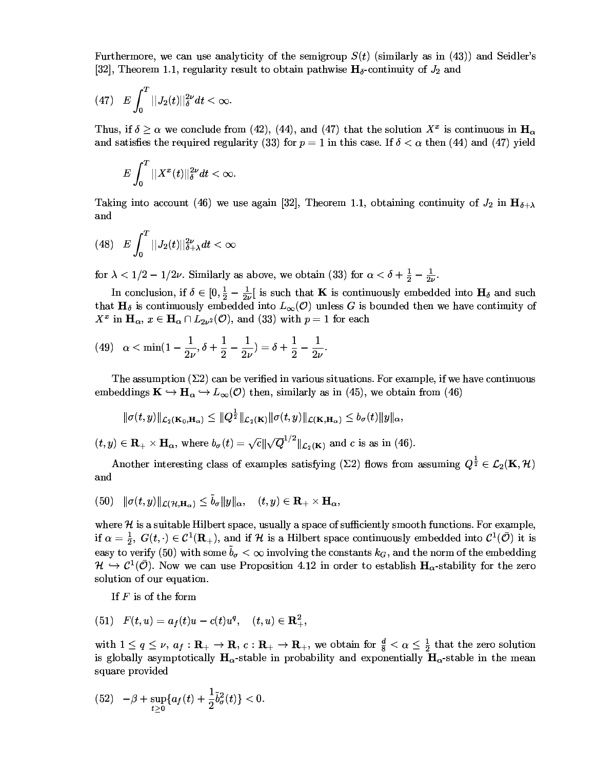Furthermore, we can use analyticity of the semigroup $S(t)$ (similarly as in (43)) and Seidler's [32], Theorem 1.1, regularity result to obtain pathwise $\mathbf{H}_\delta$-continuity of $J_2$ and

$$(47)\quad E\int_0^T ||J_2(t)||_\delta^{2\nu}\,dt < \infty.$$

Thus, if $\delta \geq \alpha$ we conclude from (42), (44), and (47) that the solution $X^x$ is continuous in $\mathbf{H}_\alpha$ and satisfies the required regularity (33) for $p = 1$ in this case. If $\delta < \alpha$ then (44) and (47) yield

$$E\int_0^T ||X^x(t)||_\delta^{2\nu}\,dt < \infty.$$

Taking into account (46) we use again [32], Theorem 1.1, obtaining continuity of $J_2$ in $\mathbf{H}_{\delta+\lambda}$ and

$$(48)\quad E\int_0^T ||J_2(t)||_{\delta+\lambda}^{2\nu}\,dt < \infty$$

for $\lambda < 1/2 - 1/2\nu$. Similarly as above, we obtain (33) for $\alpha < \delta + \frac{1}{2} - \frac{1}{2\nu}$.

In conclusion, if $\delta \in [0, \frac{1}{2} - \frac{1}{2\nu}[$ is such that $\mathbf{K}$ is continuously embedded into $\mathbf{H}_\delta$ and such that $\mathbf{H}_\delta$ is continuously embedded into $L_\infty(\mathcal{O})$ unless $G$ is bounded then we have continuity of $X^x$ in $\mathbf{H}_\alpha$, $x \in \mathbf{H}_\alpha \cap L_{2\nu^2}(\mathcal{O})$, and (33) with $p = 1$ for each

$$(49)\quad \alpha < \min(1 - \frac{1}{2\nu}, \delta + \frac{1}{2} - \frac{1}{2\nu}) = \delta + \frac{1}{2} - \frac{1}{2\nu}.$$

The assumption $(\Sigma 2)$ can be verified in various situations. For example, if we have continuous embeddings $\mathbf{K} \hookrightarrow \mathbf{H}_\alpha \hookrightarrow L_\infty(\mathcal{O})$ then, similarly as in (45), we obtain from (46)

$$\|\sigma(t,y)\|_{\mathcal{L}_2(\mathbf{K}_0,\mathbf{H}_\alpha)} \leq \|Q^{\frac{1}{2}}\|_{\mathcal{L}_2(\mathbf{K})}\|\sigma(t,y)\|_{\mathcal{L}(\mathbf{K},\mathbf{H}_\alpha)} \leq b_\sigma(t)\|y\|_\alpha,$$

$(t,y) \in \mathbf{R}_+ \times \mathbf{H}_\alpha$, where $b_\sigma(t) = \sqrt{c}\|\sqrt{Q}^{1/2}\|_{\mathcal{L}_2(\mathbf{K})}$ and $c$ is as in (46).

Another interesting class of examples satisfying $(\Sigma 2)$ flows from assuming $Q^{\frac{1}{2}} \in \mathcal{L}_2(\mathbf{K}, \mathcal{H})$ and

$$(50)\quad \|\sigma(t,y)\|_{\mathcal{L}(\mathcal{H},\mathbf{H}_\alpha)} \leq \tilde{b}_\sigma\|y\|_\alpha, \quad (t,y) \in \mathbf{R}_+ \times \mathbf{H}_\alpha,$$

where $\mathcal{H}$ is a suitable Hilbert space, usually a space of sufficiently smooth functions. For example, if $\alpha = \frac{1}{2}$, $G(t,\cdot) \in \mathcal{C}^1(\mathbf{R}_+)$, and if $\mathcal{H}$ is a Hilbert space continuously embedded into $\mathcal{C}^1(\bar{\mathcal{O}})$ it is easy to verify (50) with some $\tilde{b}_\sigma < \infty$ involving the constants $k_G$, and the norm of the embedding $\mathcal{H} \hookrightarrow \mathcal{C}^1(\bar{\mathcal{O}})$. Now we can use Proposition 4.12 in order to establish $\mathbf{H}_\alpha$-stability for the zero solution of our equation.

If $F$ is of the form

$$(51)\quad F(t,u) = a_f(t)u - c(t)u^q, \quad (t,u) \in \mathbf{R}_+^2,$$

with $1 \leq q \leq \nu$, $a_f : \mathbf{R}_+ \to \mathbf{R}$, $c : \mathbf{R}_+ \to \mathbf{R}_+$, we obtain for $\frac{d}{8} < \alpha \leq \frac{1}{2}$ that the zero solution is globally asymptotically $\mathbf{H}_\alpha$-stable in probability and exponentially $\mathbf{H}_\alpha$-stable in the mean square provided

$$(52)\quad -\beta + \sup_{t\geq 0}\{a_f(t) + \frac{1}{2}\tilde{b}_\sigma^2(t)\} < 0.$$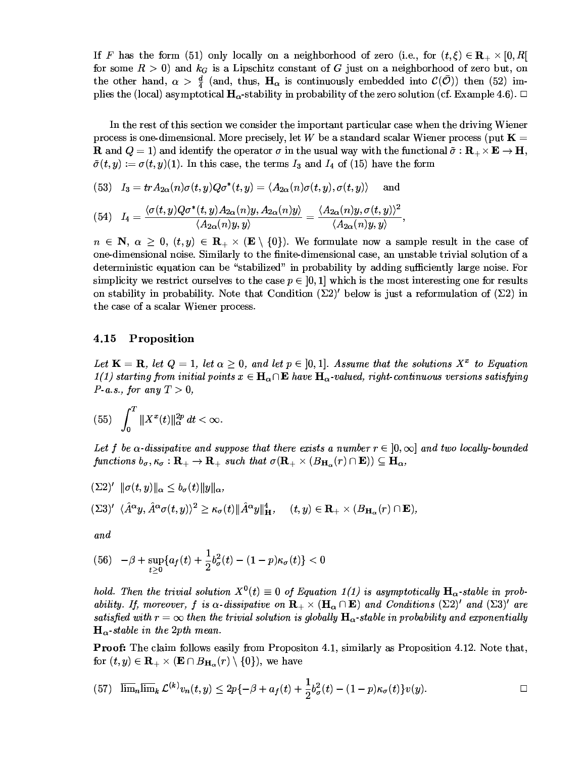If $F$ has the form (51) only locally on a neighborhood of zero (i.e., for $(t,\xi) \in \mathbf{R}_+ \times [0, R[$ for some $R > 0$) and $k_G$ is a Lipschitz constant of $G$ just on a neighborhood of zero but, on the other hand, $\alpha > \frac{d}{4}$ (and, thus, $\mathbf{H}_\alpha$ is continuously embedded into $\mathcal{C}(\bar{\mathcal{O}})$) then (52) implies the (local) asymptotical $\mathbf{H}_\alpha$-stability in probability of the zero solution (cf. Example 4.6). □

In the rest of this section we consider the important particular case when the driving Wiener process is one-dimensional. More precisely, let $W$ be a standard scalar Wiener process (put $\mathbf{K} = \mathbf{R}$ and $Q = 1$) and identify the operator $\sigma$ in the usual way with the functional $\tilde{\sigma} : \mathbf{R}_+ \times \mathbf{E} \to \mathbf{H}$, $\tilde{\sigma}(t,y) := \sigma(t,y)(1)$. In this case, the terms $I_3$ and $I_4$ of (15) have the form

$$(53) \quad I_3 = tr\, A_{2\alpha}(n)\sigma(t,y)Q\sigma^*(t,y) = \langle A_{2\alpha}(n)\sigma(t,y), \sigma(t,y)\rangle \quad \text{and}$$

$$(54) \quad I_4 = \frac{\langle \sigma(t,y)Q\sigma^*(t,y)A_{2\alpha}(n)y, A_{2\alpha}(n)y\rangle}{\langle A_{2\alpha}(n)y, y\rangle} = \frac{\langle A_{2\alpha}(n)y, \sigma(t,y)\rangle^2}{\langle A_{2\alpha}(n)y, y\rangle},$$

$n \in \mathbf{N}$, $\alpha \geq 0$, $(t,y) \in \mathbf{R}_+ \times (\mathbf{E} \setminus \{0\})$. We formulate now a sample result in the case of one-dimensional noise. Similarly to the finite-dimensional case, an unstable trivial solution of a deterministic equation can be "stabilized" in probability by adding sufficiently large noise. For simplicity we restrict ourselves to the case $p \in ]0,1]$ which is the most interesting one for results on stability in probability. Note that Condition $(\Sigma 2)'$ below is just a reformulation of $(\Sigma 2)$ in the case of a scalar Wiener process.

### 4.15 Proposition

*Let $\mathbf{K} = \mathbf{R}$, let $Q = 1$, let $\alpha \geq 0$, and let $p \in ]0,1]$. Assume that the solutions $X^x$ to Equation 1(1) starting from initial points $x \in \mathbf{H}_\alpha \cap \mathbf{E}$ have $\mathbf{H}_\alpha$-valued, right-continuous versions satisfying P-a.s., for any $T > 0$,*

$$(55) \quad \int_0^T \|X^x(t)\|_\alpha^{2p}\, dt < \infty.$$

*Let $f$ be $\alpha$-dissipative and suppose that there exists a number $r \in ]0,\infty]$ and two locally-bounded functions $b_\sigma, \kappa_\sigma : \mathbf{R}_+ \to \mathbf{R}_+$ such that $\sigma(\mathbf{R}_+ \times (B_{\mathbf{H}_\alpha}(r) \cap \mathbf{E})) \subseteq \mathbf{H}_\alpha$,*

$(\Sigma 2)'$ $\|\sigma(t,y)\|_\alpha \leq b_\sigma(t)\|y\|_\alpha$,

$(\Sigma 3)'$ $\langle \hat{A}^\alpha y, \hat{A}^\alpha \sigma(t,y)\rangle^2 \geq \kappa_\sigma(t)\|\hat{A}^\alpha y\|_{\mathbf{H}}^4, \quad (t,y) \in \mathbf{R}_+ \times (B_{\mathbf{H}_\alpha}(r) \cap \mathbf{E})$,

*and*

$$(56) \quad -\beta + \sup_{t\geq 0}\{a_f(t) + \frac{1}{2}b_\sigma^2(t) - (1-p)\kappa_\sigma(t)\} < 0$$

*hold. Then the trivial solution $X^0(t) \equiv 0$ of Equation 1(1) is asymptotically $\mathbf{H}_\alpha$-stable in probability. If, moreover, $f$ is $\alpha$-dissipative on $\mathbf{R}_+ \times (\mathbf{H}_\alpha \cap \mathbf{E})$ and Conditions $(\Sigma 2)'$ and $(\Sigma 3)'$ are satisfied with $r = \infty$ then the trivial solution is globally $\mathbf{H}_\alpha$-stable in probability and exponentially $\mathbf{H}_\alpha$-stable in the 2pth mean.*

**Proof:** The claim follows easily from Propositon 4.1, similarly as Proposition 4.12. Note that, for $(t,y) \in \mathbf{R}_+ \times (\mathbf{E} \cap B_{\mathbf{H}_\alpha}(r) \setminus \{0\})$, we have

$$(57) \quad \overline{\lim}_n \overline{\lim}_k\, \mathcal{L}^{(k)} v_n(t,y) \leq 2p\{-\beta + a_f(t) + \frac{1}{2}b_\sigma^2(t) - (1-p)\kappa_\sigma(t)\}v(y). \qquad \square$$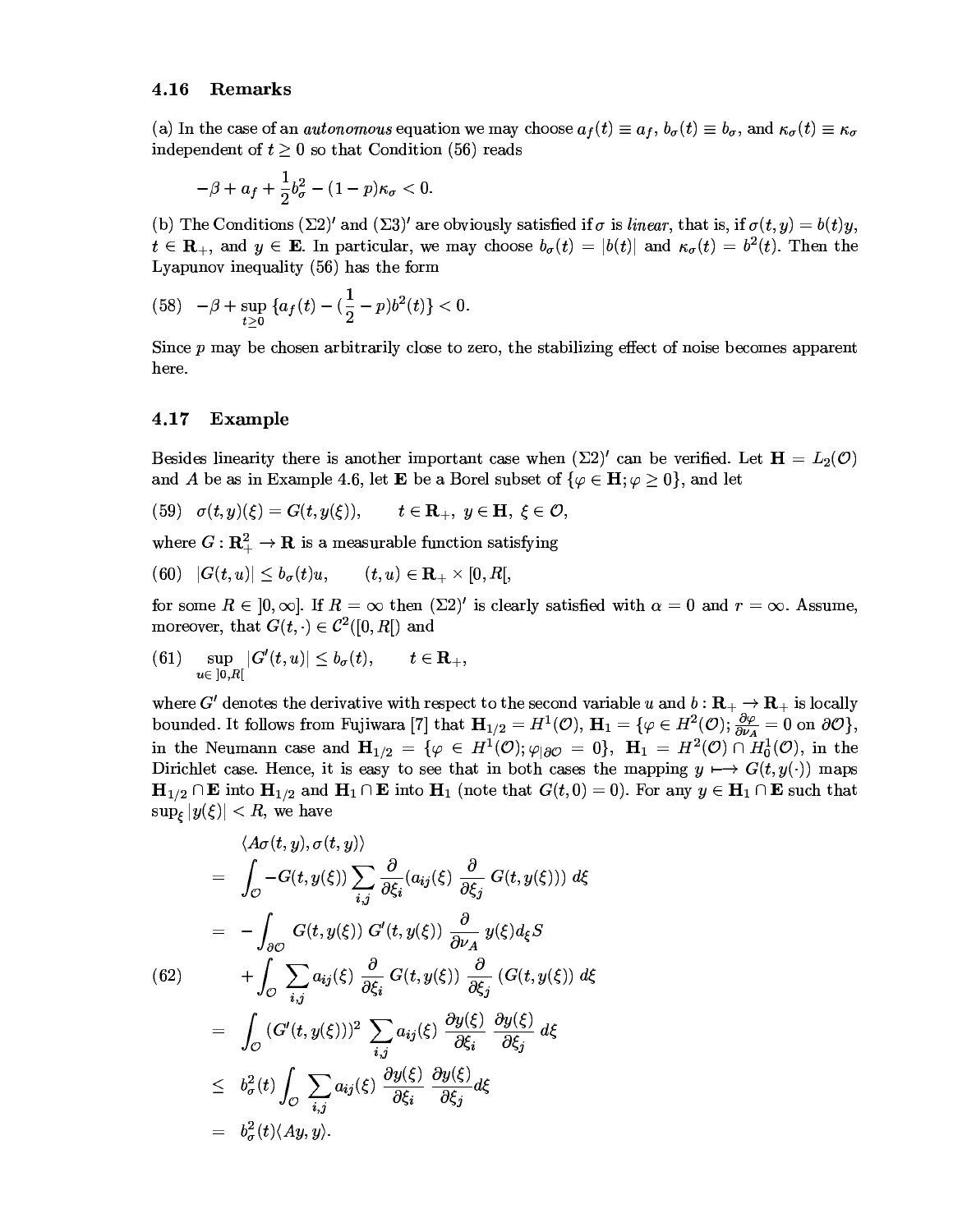### 4.16 Remarks

(a) In the case of an *autonomous* equation we may choose $a_f(t) \equiv a_f$, $b_\sigma(t) \equiv b_\sigma$, and $\kappa_\sigma(t) \equiv \kappa_\sigma$ independent of $t \geq 0$ so that Condition (56) reads

$$-\beta + a_f + \frac{1}{2}b_\sigma^2 - (1-p)\kappa_\sigma < 0.$$

(b) The Conditions $(\Sigma 2)'$ and $(\Sigma 3)'$ are obviously satisfied if $\sigma$ is *linear*, that is, if $\sigma(t,y) = b(t)y$, $t \in \mathbf{R}_+$, and $y \in \mathbf{E}$. In particular, we may choose $b_\sigma(t) = |b(t)|$ and $\kappa_\sigma(t) = b^2(t)$. Then the Lyapunov inequality (56) has the form

$$(58) \quad -\beta + \sup_{t \geq 0} \{a_f(t) - (\frac{1}{2} - p)b^2(t)\} < 0.$$

Since $p$ may be chosen arbitrarily close to zero, the stabilizing effect of noise becomes apparent here.

### 4.17 Example

Besides linearity there is another important case when $(\Sigma 2)'$ can be verified. Let $\mathbf{H} = L_2(\mathcal{O})$ and $A$ be as in Example 4.6, let $\mathbf{E}$ be a Borel subset of $\{\varphi \in \mathbf{H}; \varphi \geq 0\}$, and let

$$(59) \quad \sigma(t,y)(\xi) = G(t, y(\xi)), \qquad t \in \mathbf{R}_+,\ y \in \mathbf{H},\ \xi \in \mathcal{O},$$

where $G : \mathbf{R}_+^2 \to \mathbf{R}$ is a measurable function satisfying

$$(60) \quad |G(t,u)| \leq b_\sigma(t)u, \qquad (t,u) \in \mathbf{R}_+ \times [0, R[,$$

for some $R \in ]0, \infty]$. If $R = \infty$ then $(\Sigma 2)'$ is clearly satisfied with $\alpha = 0$ and $r = \infty$. Assume, moreover, that $G(t,\cdot) \in \mathcal{C}^2([0,R[)$ and

$$(61) \quad \sup_{u \in ]0,R[} |G'(t,u)| \leq b_\sigma(t), \qquad t \in \mathbf{R}_+,$$

where $G'$ denotes the derivative with respect to the second variable $u$ and $b : \mathbf{R}_+ \to \mathbf{R}_+$ is locally bounded. It follows from Fujiwara [7] that $\mathbf{H}_{1/2} = H^1(\mathcal{O})$, $\mathbf{H}_1 = \{\varphi \in H^2(\mathcal{O}); \frac{\partial \varphi}{\partial \nu_A} = 0 \text{ on } \partial\mathcal{O}\}$, in the Neumann case and $\mathbf{H}_{1/2} = \{\varphi \in H^1(\mathcal{O}); \varphi_{|\partial\mathcal{O}} = 0\}$, $\mathbf{H}_1 = H^2(\mathcal{O}) \cap H_0^1(\mathcal{O})$, in the Dirichlet case. Hence, it is easy to see that in both cases the mapping $y \longmapsto G(t, y(\cdot))$ maps $\mathbf{H}_{1/2} \cap \mathbf{E}$ into $\mathbf{H}_{1/2}$ and $\mathbf{H}_1 \cap \mathbf{E}$ into $\mathbf{H}_1$ (note that $G(t,0) = 0$). For any $y \in \mathbf{H}_1 \cap \mathbf{E}$ such that $\sup_\xi |y(\xi)| < R$, we have

$$
\begin{aligned}
&\langle A\sigma(t,y), \sigma(t,y)\rangle \\
&= \int_{\mathcal{O}} -G(t,y(\xi)) \sum_{i,j} \frac{\partial}{\partial \xi_i}(a_{ij}(\xi)\ \frac{\partial}{\partial \xi_j}\ G(t,y(\xi)))\ d\xi \\
&= -\int_{\partial\mathcal{O}} G(t,y(\xi))\ G'(t,y(\xi))\ \frac{\partial}{\partial \nu_A}\ y(\xi) d_\xi S \\
(62) \qquad &\quad + \int_{\mathcal{O}} \sum_{i,j} a_{ij}(\xi)\ \frac{\partial}{\partial \xi_i}\ G(t,y(\xi))\ \frac{\partial}{\partial \xi_j}\ (G(t,y(\xi))\ d\xi \\
&= \int_{\mathcal{O}} (G'(t,y(\xi)))^2 \sum_{i,j} a_{ij}(\xi)\ \frac{\partial y(\xi)}{\partial \xi_i}\ \frac{\partial y(\xi)}{\partial \xi_j}\ d\xi \\
&\leq b_\sigma^2(t) \int_{\mathcal{O}} \sum_{i,j} a_{ij}(\xi)\ \frac{\partial y(\xi)}{\partial \xi_i}\ \frac{\partial y(\xi)}{\partial \xi_j} d\xi \\
&= b_\sigma^2(t)\langle Ay, y\rangle.
\end{aligned}
$$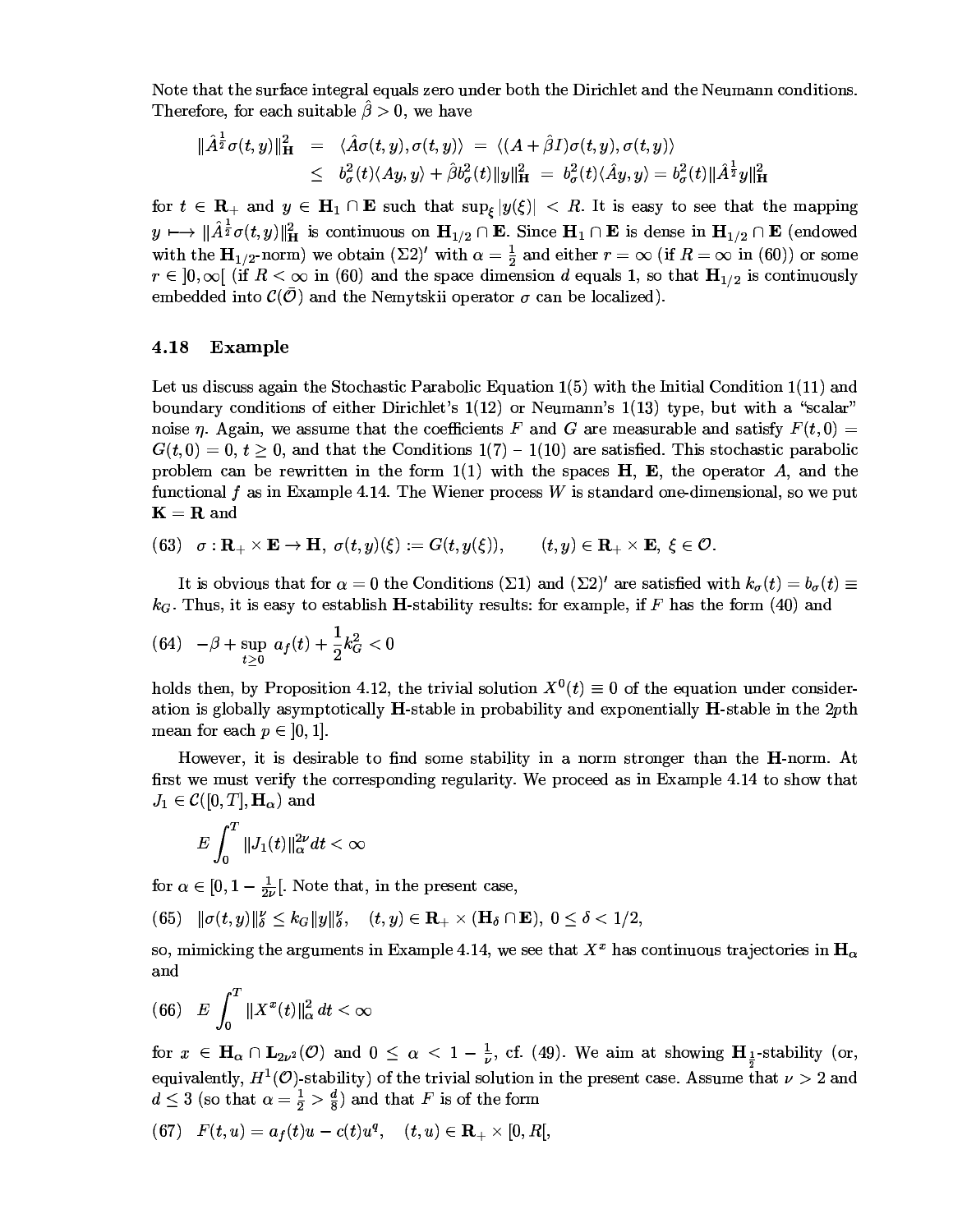Note that the surface integral equals zero under both the Dirichlet and the Neumann conditions. Therefore, for each suitable $\hat{\beta} > 0$, we have

$$\begin{aligned}
\|\hat{A}^{\frac{1}{2}}\sigma(t,y)\|_{\mathbf{H}}^2 &= \langle \hat{A}\sigma(t,y), \sigma(t,y)\rangle = \langle (A+\hat{\beta}I)\sigma(t,y), \sigma(t,y)\rangle \\
&\leq b_\sigma^2(t)\langle Ay, y\rangle + \hat{\beta} b_\sigma^2(t)\|y\|_{\mathbf{H}}^2 = b_\sigma^2(t)\langle \hat{A}y, y\rangle = b_\sigma^2(t)\|\hat{A}^{\frac{1}{2}}y\|_{\mathbf{H}}^2
\end{aligned}$$

for $t \in \mathbf{R}_+$ and $y \in \mathbf{H}_1 \cap \mathbf{E}$ such that $\sup_\xi |y(\xi)| < R$. It is easy to see that the mapping $y \longmapsto \|\hat{A}^{\frac{1}{2}}\sigma(t,y)\|_{\mathbf{H}}^2$ is continuous on $\mathbf{H}_{1/2} \cap \mathbf{E}$. Since $\mathbf{H}_1 \cap \mathbf{E}$ is dense in $\mathbf{H}_{1/2} \cap \mathbf{E}$ (endowed with the $\mathbf{H}_{1/2}$-norm) we obtain $(\Sigma 2)'$ with $\alpha = \frac{1}{2}$ and either $r = \infty$ (if $R = \infty$ in (60)) or some $r \in ]0, \infty[$ (if $R < \infty$ in (60) and the space dimension $d$ equals 1, so that $\mathbf{H}_{1/2}$ is continuously embedded into $\mathcal{C}(\bar{\mathcal{O}})$ and the Nemytskii operator $\sigma$ can be localized).

### 4.18 Example

Let us discuss again the Stochastic Parabolic Equation 1(5) with the Initial Condition 1(11) and boundary conditions of either Dirichlet's 1(12) or Neumann's 1(13) type, but with a "scalar" noise $\eta$. Again, we assume that the coefficients $F$ and $G$ are measurable and satisfy $F(t,0) = G(t,0) = 0$, $t \geq 0$, and that the Conditions 1(7) – 1(10) are satisfied. This stochastic parabolic problem can be rewritten in the form 1(1) with the spaces $\mathbf{H}$, $\mathbf{E}$, the operator $A$, and the functional $f$ as in Example 4.14. The Wiener process $W$ is standard one-dimensional, so we put $\mathbf{K} = \mathbf{R}$ and

$$(63) \quad \sigma : \mathbf{R}_+ \times \mathbf{E} \to \mathbf{H},\ \sigma(t,y)(\xi) := G(t, y(\xi)), \qquad (t,y) \in \mathbf{R}_+ \times \mathbf{E},\ \xi \in \mathcal{O}.$$

It is obvious that for $\alpha = 0$ the Conditions $(\Sigma 1)$ and $(\Sigma 2)'$ are satisfied with $k_\sigma(t) = b_\sigma(t) \equiv k_G$. Thus, it is easy to establish $\mathbf{H}$-stability results: for example, if $F$ has the form (40) and

$$(64) \quad -\beta + \sup_{t\geq 0} a_f(t) + \frac{1}{2}k_G^2 < 0$$

holds then, by Proposition 4.12, the trivial solution $X^0(t) \equiv 0$ of the equation under consideration is globally asymptotically $\mathbf{H}$-stable in probability and exponentially $\mathbf{H}$-stable in the $2p$th mean for each $p \in ]0,1]$.

However, it is desirable to find some stability in a norm stronger than the $\mathbf{H}$-norm. At first we must verify the corresponding regularity. We proceed as in Example 4.14 to show that $J_1 \in \mathcal{C}([0,T], \mathbf{H}_\alpha)$ and

$$E\int_0^T \|J_1(t)\|_\alpha^{2\nu} dt < \infty$$

for $\alpha \in [0, 1 - \frac{1}{2\nu}[$. Note that, in the present case,

$$(65) \quad \|\sigma(t,y)\|_\delta^\nu \leq k_G \|y\|_\delta^\nu, \quad (t,y) \in \mathbf{R}_+ \times (\mathbf{H}_\delta \cap \mathbf{E}),\ 0 \leq \delta < 1/2,$$

so, mimicking the arguments in Example 4.14, we see that $X^x$ has continuous trajectories in $\mathbf{H}_\alpha$ and

$$(66) \quad E\int_0^T \|X^x(t)\|_\alpha^2 dt < \infty$$

for $x \in \mathbf{H}_\alpha \cap \mathbf{L}_{2\nu^2}(\mathcal{O})$ and $0 \leq \alpha < 1 - \frac{1}{\nu}$, cf. (49). We aim at showing $\mathbf{H}_{\frac{1}{2}}$-stability (or, equivalently, $H^1(\mathcal{O})$-stability) of the trivial solution in the present case. Assume that $\nu > 2$ and $d \leq 3$ (so that $\alpha = \frac{1}{2} > \frac{d}{8}$) and that $F$ is of the form

$$(67) \quad F(t,u) = a_f(t)u - c(t)u^q, \quad (t,u) \in \mathbf{R}_+ \times [0, R[,$$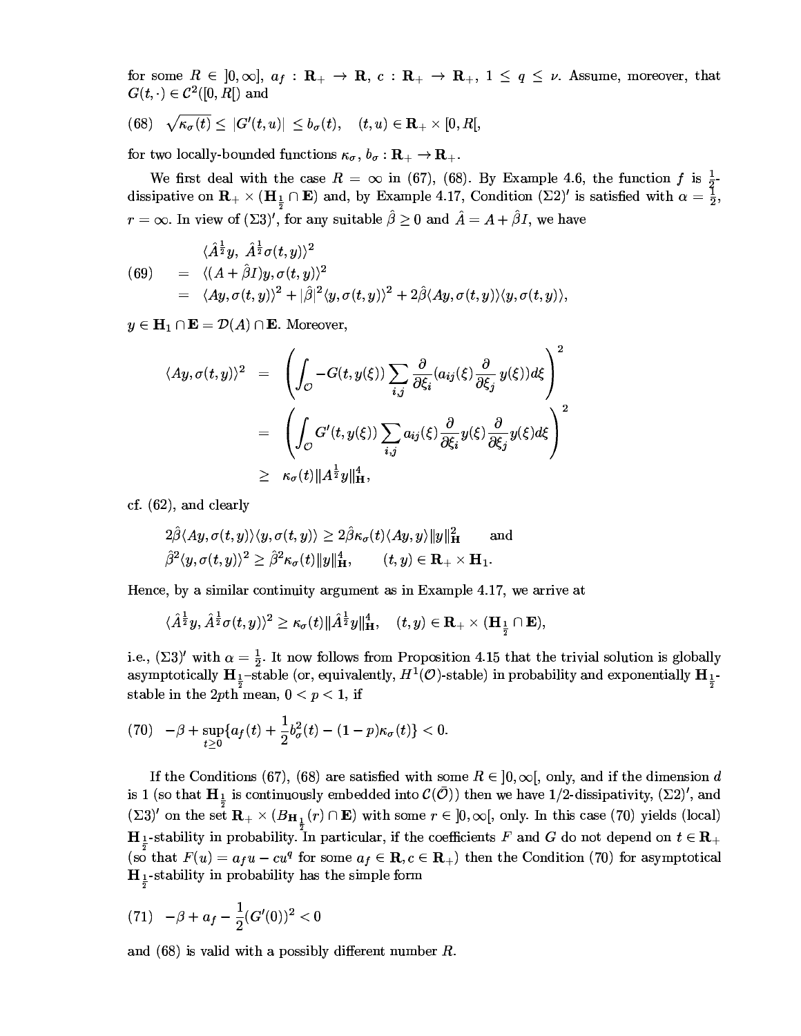for some $R \in \,]0, \infty]$, $a_f : \mathbf{R}_+ \to \mathbf{R}$, $c : \mathbf{R}_+ \to \mathbf{R}_+$, $1 \le q \le \nu$. Assume, moreover, that $G(t, \cdot) \in \mathcal{C}^2([0, R[)$ and

$$\text{(68)} \quad \sqrt{\kappa_\sigma(t)} \le |G'(t, u)| \le b_\sigma(t), \quad (t, u) \in \mathbf{R}_+ \times [0, R[,$$

for two locally-bounded functions $\kappa_\sigma$, $b_\sigma : \mathbf{R}_+ \to \mathbf{R}_+$.

We first deal with the case $R = \infty$ in (67), (68). By Example 4.6, the function $f$ is $\frac{1}{2}$-dissipative on $\mathbf{R}_+ \times (\mathbf{H}_{\frac{1}{2}} \cap \mathbf{E})$ and, by Example 4.17, Condition $(\Sigma 2)'$ is satisfied with $\alpha = \frac{1}{2}$, $r = \infty$. In view of $(\Sigma 3)'$, for any suitable $\hat{\beta} \ge 0$ and $\hat{A} = A + \hat{\beta} I$, we have

$$\text{(69)} \quad \begin{aligned} & \langle \hat{A}^{\frac{1}{2}} y, \, \hat{A}^{\frac{1}{2}} \sigma(t, y) \rangle^2 \\ = \; & \langle (A + \hat{\beta} I) y, \sigma(t, y) \rangle^2 \\ = \; & \langle Ay, \sigma(t, y) \rangle^2 + |\hat{\beta}|^2 \langle y, \sigma(t, y) \rangle^2 + 2\hat{\beta} \langle Ay, \sigma(t, y) \rangle \langle y, \sigma(t, y) \rangle, \end{aligned}$$

$y \in \mathbf{H}_1 \cap \mathbf{E} = \mathcal{D}(A) \cap \mathbf{E}$. Moreover,

$$\begin{aligned} \langle Ay, \sigma(t, y) \rangle^2 & = \left( \int_{\mathcal{O}} -G(t, y(\xi)) \sum_{i,j} \frac{\partial}{\partial \xi_i} (a_{ij}(\xi) \frac{\partial}{\partial \xi_j} y(\xi)) d\xi \right)^2 \\ & = \left( \int_{\mathcal{O}} G'(t, y(\xi)) \sum_{i,j} a_{ij}(\xi) \frac{\partial}{\partial \xi_i} y(\xi) \frac{\partial}{\partial \xi_j} y(\xi) d\xi \right)^2 \\ & \ge \kappa_\sigma(t) \| A^{\frac{1}{2}} y \|_{\mathbf{H}}^4, \end{aligned}$$

cf. (62), and clearly

$$\begin{aligned} & 2\hat{\beta} \langle Ay, \sigma(t, y) \rangle \langle y, \sigma(t, y) \rangle \ge 2\hat{\beta} \kappa_\sigma(t) \langle Ay, y \rangle \|y\|_{\mathbf{H}}^2 \qquad \text{and} \\ & \hat{\beta}^2 \langle y, \sigma(t, y) \rangle^2 \ge \hat{\beta}^2 \kappa_\sigma(t) \|y\|_{\mathbf{H}}^4, \qquad (t, y) \in \mathbf{R}_+ \times \mathbf{H}_1. \end{aligned}$$

Hence, by a similar continuity argument as in Example 4.17, we arrive at

$$\langle \hat{A}^{\frac{1}{2}} y, \hat{A}^{\frac{1}{2}} \sigma(t, y) \rangle^2 \ge \kappa_\sigma(t) \| \hat{A}^{\frac{1}{2}} y \|_{\mathbf{H}}^4, \quad (t, y) \in \mathbf{R}_+ \times (\mathbf{H}_{\frac{1}{2}} \cap \mathbf{E}),$$

i.e., $(\Sigma 3)'$ with $\alpha = \frac{1}{2}$. It now follows from Proposition 4.15 that the trivial solution is globally asymptotically $\mathbf{H}_{\frac{1}{2}}$-stable (or, equivalently, $H^1(\mathcal{O})$-stable) in probability and exponentially $\mathbf{H}_{\frac{1}{2}}$-stable in the $2p$th mean, $0 < p < 1$, if

$$\text{(70)} \quad -\beta + \sup_{t \ge 0} \{ a_f(t) + \frac{1}{2} b_\sigma^2(t) - (1 - p) \kappa_\sigma(t) \} < 0.$$

If the Conditions (67), (68) are satisfied with some $R \in \,]0, \infty[$, only, and if the dimension $d$ is 1 (so that $\mathbf{H}_{\frac{1}{2}}$ is continuously embedded into $\mathcal{C}(\bar{\mathcal{O}})$) then we have 1/2-dissipativity, $(\Sigma 2)'$, and $(\Sigma 3)'$ on the set $\mathbf{R}_+ \times (B_{\mathbf{H}_{\frac{1}{2}}}(r) \cap \mathbf{E})$ with some $r \in \,]0, \infty[$, only. In this case (70) yields (local) $\mathbf{H}_{\frac{1}{2}}$-stability in probability. In particular, if the coefficients $F$ and $G$ do not depend on $t \in \mathbf{R}_+$ (so that $F(u) = a_f u - c u^q$ for some $a_f \in \mathbf{R}, c \in \mathbf{R}_+$) then the Condition (70) for asymptotical $\mathbf{H}_{\frac{1}{2}}$-stability in probability has the simple form

$$\text{(71)} \quad -\beta + a_f - \frac{1}{2} (G'(0))^2 < 0$$

and (68) is valid with a possibly different number $R$.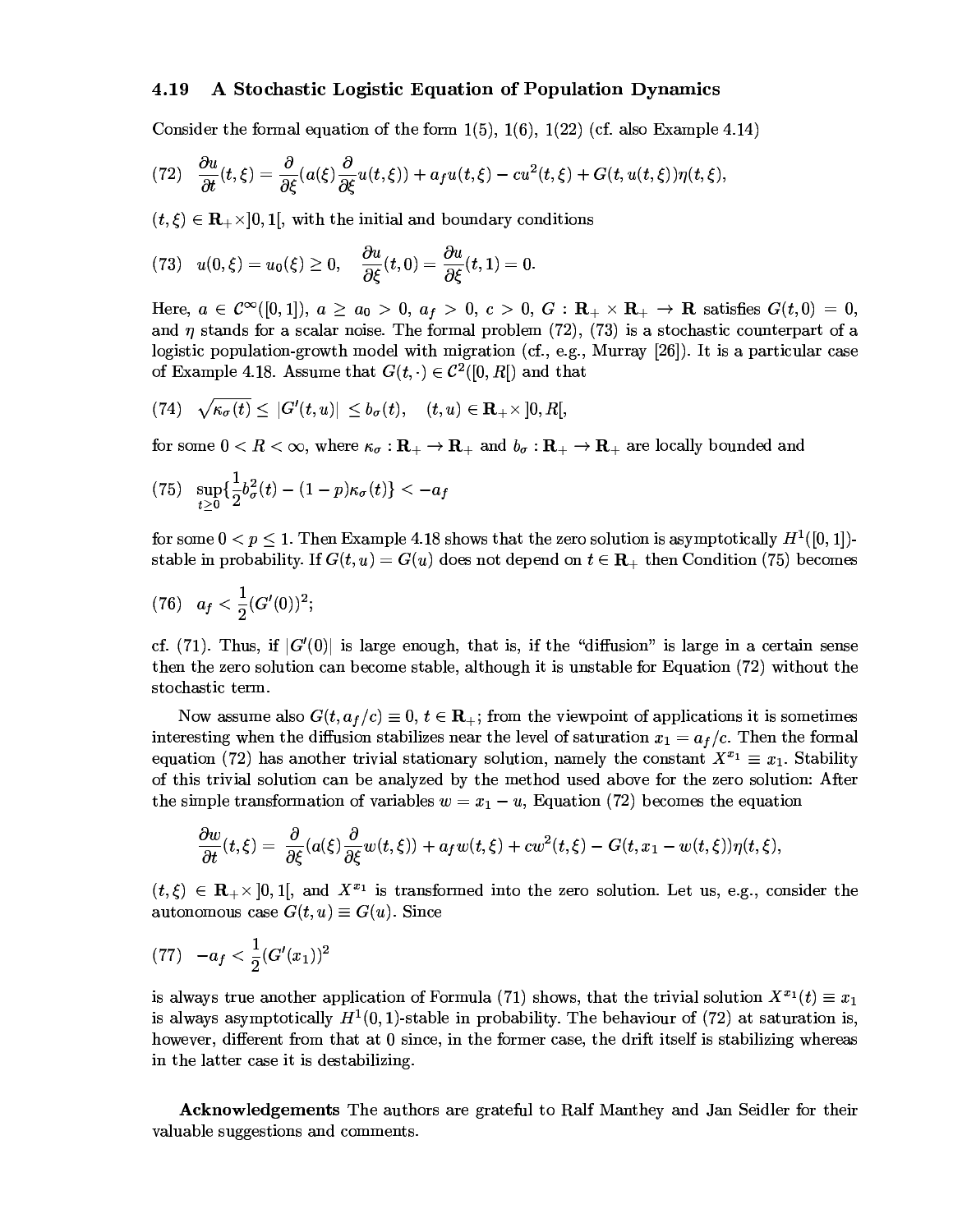### 4.19 A Stochastic Logistic Equation of Population Dynamics

Consider the formal equation of the form 1(5), 1(6), 1(22) (cf. also Example 4.14)

$$(72) \quad \frac{\partial u}{\partial t}(t,\xi) = \frac{\partial}{\partial \xi}(a(\xi)\frac{\partial}{\partial \xi}u(t,\xi)) + a_f u(t,\xi) - cu^2(t,\xi) + G(t,u(t,\xi))\eta(t,\xi),$$

$(t,\xi) \in \mathbf{R}_+ \times ]0,1[$, with the initial and boundary conditions

$$(73) \quad u(0,\xi) = u_0(\xi) \geq 0, \quad \frac{\partial u}{\partial \xi}(t,0) = \frac{\partial u}{\partial \xi}(t,1) = 0.$$

Here, $a \in \mathcal{C}^\infty([0,1])$, $a \geq a_0 > 0$, $a_f > 0$, $c > 0$, $G : \mathbf{R}_+ \times \mathbf{R}_+ \to \mathbf{R}$ satisfies $G(t,0) = 0$, and $\eta$ stands for a scalar noise. The formal problem (72), (73) is a stochastic counterpart of a logistic population-growth model with migration (cf., e.g., Murray [26]). It is a particular case of Example 4.18. Assume that $G(t,\cdot) \in \mathcal{C}^2([0,R[)$ and that

$$(74) \quad \sqrt{\kappa_\sigma(t)} \leq |G'(t,u)| \leq b_\sigma(t), \quad (t,u) \in \mathbf{R}_+ \times ]0,R[,$$

for some $0 < R < \infty$, where $\kappa_\sigma : \mathbf{R}_+ \to \mathbf{R}_+$ and $b_\sigma : \mathbf{R}_+ \to \mathbf{R}_+$ are locally bounded and

$$(75) \quad \sup_{t \geq 0}\{\frac{1}{2}b_\sigma^2(t) - (1-p)\kappa_\sigma(t)\} < -a_f$$

for some $0 < p \leq 1$. Then Example 4.18 shows that the zero solution is asymptotically $H^1([0,1])$-stable in probability. If $G(t,u) = G(u)$ does not depend on $t \in \mathbf{R}_+$ then Condition (75) becomes

$$(76) \quad a_f < \frac{1}{2}(G'(0))^2;$$

cf. (71). Thus, if $|G'(0)|$ is large enough, that is, if the "diffusion" is large in a certain sense then the zero solution can become stable, although it is unstable for Equation (72) without the stochastic term.

Now assume also $G(t,a_f/c) \equiv 0$, $t \in \mathbf{R}_+$; from the viewpoint of applications it is sometimes interesting when the diffusion stabilizes near the level of saturation $x_1 = a_f/c$. Then the formal equation (72) has another trivial stationary solution, namely the constant $X^{x_1} \equiv x_1$. Stability of this trivial solution can be analyzed by the method used above for the zero solution: After the simple transformation of variables $w = x_1 - u$, Equation (72) becomes the equation

$$\frac{\partial w}{\partial t}(t,\xi) = \frac{\partial}{\partial \xi}(a(\xi)\frac{\partial}{\partial \xi}w(t,\xi)) + a_f w(t,\xi) + cw^2(t,\xi) - G(t,x_1 - w(t,\xi))\eta(t,\xi),$$

$(t,\xi) \in \mathbf{R}_+ \times ]0,1[$, and $X^{x_1}$ is transformed into the zero solution. Let us, e.g., consider the autonomous case $G(t,u) \equiv G(u)$. Since

$$(77) \quad -a_f < \frac{1}{2}(G'(x_1))^2$$

is always true another application of Formula (71) shows, that the trivial solution $X^{x_1}(t) \equiv x_1$ is always asymptotically $H^1(0,1)$-stable in probability. The behaviour of (72) at saturation is, however, different from that at 0 since, in the former case, the drift itself is stabilizing whereas in the latter case it is destabilizing.

**Acknowledgements** The authors are grateful to Ralf Manthey and Jan Seidler for their valuable suggestions and comments.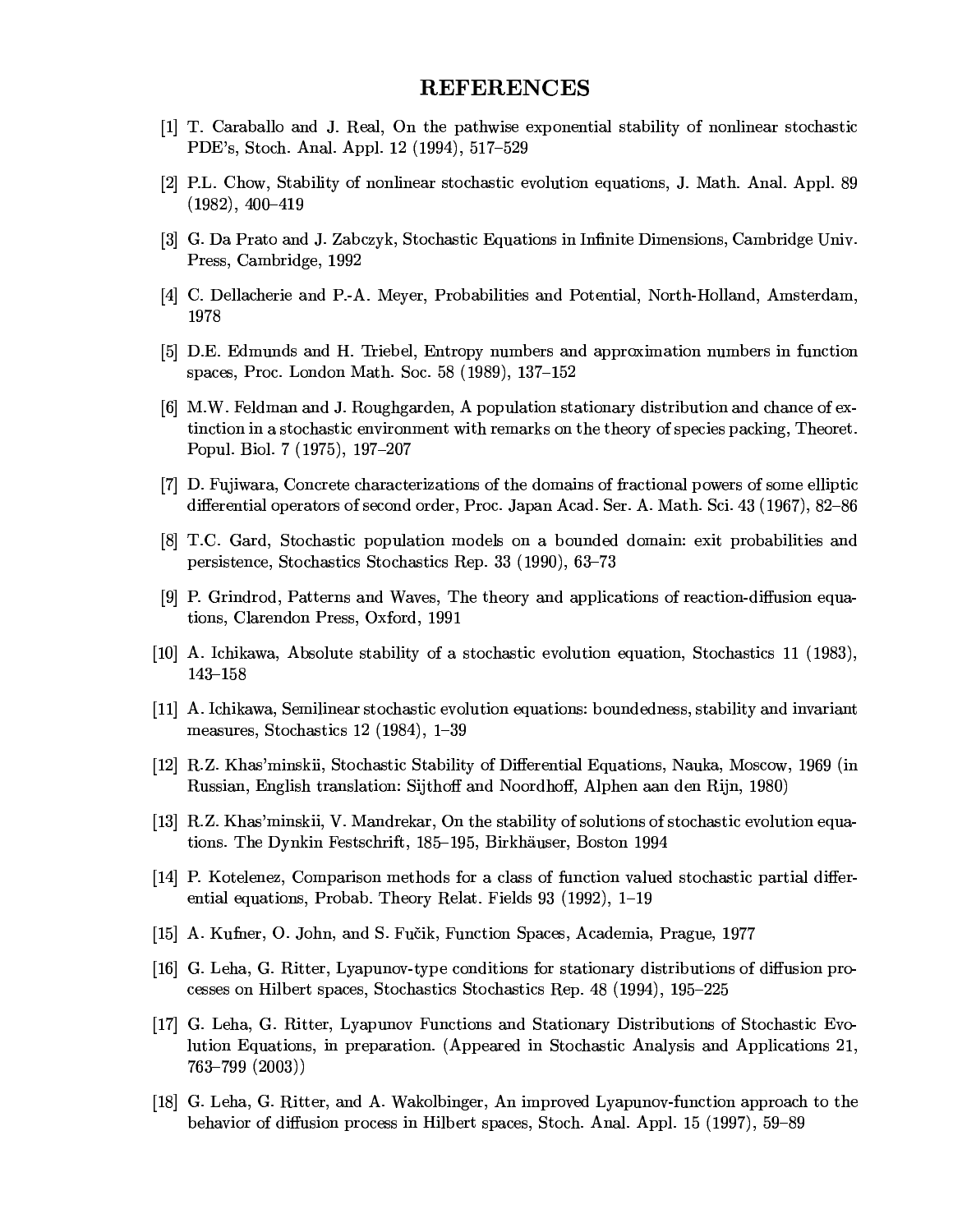# REFERENCES

[1] T. Caraballo and J. Real, On the pathwise exponential stability of nonlinear stochastic PDE's, Stoch. Anal. Appl. 12 (1994), 517–529

[2] P.L. Chow, Stability of nonlinear stochastic evolution equations, J. Math. Anal. Appl. 89 (1982), 400–419

[3] G. Da Prato and J. Zabczyk, Stochastic Equations in Infinite Dimensions, Cambridge Univ. Press, Cambridge, 1992

[4] C. Dellacherie and P.-A. Meyer, Probabilities and Potential, North-Holland, Amsterdam, 1978

[5] D.E. Edmunds and H. Triebel, Entropy numbers and approximation numbers in function spaces, Proc. London Math. Soc. 58 (1989), 137–152

[6] M.W. Feldman and J. Roughgarden, A population stationary distribution and chance of extinction in a stochastic environment with remarks on the theory of species packing, Theoret. Popul. Biol. 7 (1975), 197–207

[7] D. Fujiwara, Concrete characterizations of the domains of fractional powers of some elliptic differential operators of second order, Proc. Japan Acad. Ser. A. Math. Sci. 43 (1967), 82–86

[8] T.C. Gard, Stochastic population models on a bounded domain: exit probabilities and persistence, Stochastics Stochastics Rep. 33 (1990), 63–73

[9] P. Grindrod, Patterns and Waves, The theory and applications of reaction-diffusion equations, Clarendon Press, Oxford, 1991

[10] A. Ichikawa, Absolute stability of a stochastic evolution equation, Stochastics 11 (1983), 143–158

[11] A. Ichikawa, Semilinear stochastic evolution equations: boundedness, stability and invariant measures, Stochastics 12 (1984), 1–39

[12] R.Z. Khas'minskii, Stochastic Stability of Differential Equations, Nauka, Moscow, 1969 (in Russian, English translation: Sijthoff and Noordhoff, Alphen aan den Rijn, 1980)

[13] R.Z. Khas'minskii, V. Mandrekar, On the stability of solutions of stochastic evolution equations. The Dynkin Festschrift, 185–195, Birkhäuser, Boston 1994

[14] P. Kotelenez, Comparison methods for a class of function valued stochastic partial differential equations, Probab. Theory Relat. Fields 93 (1992), 1–19

[15] A. Kufner, O. John, and S. Fučik, Function Spaces, Academia, Prague, 1977

[16] G. Leha, G. Ritter, Lyapunov-type conditions for stationary distributions of diffusion processes on Hilbert spaces, Stochastics Stochastics Rep. 48 (1994), 195–225

[17] G. Leha, G. Ritter, Lyapunov Functions and Stationary Distributions of Stochastic Evolution Equations, in preparation. (Appeared in Stochastic Analysis and Applications 21, 763–799 (2003))

[18] G. Leha, G. Ritter, and A. Wakolbinger, An improved Lyapunov-function approach to the behavior of diffusion process in Hilbert spaces, Stoch. Anal. Appl. 15 (1997), 59–89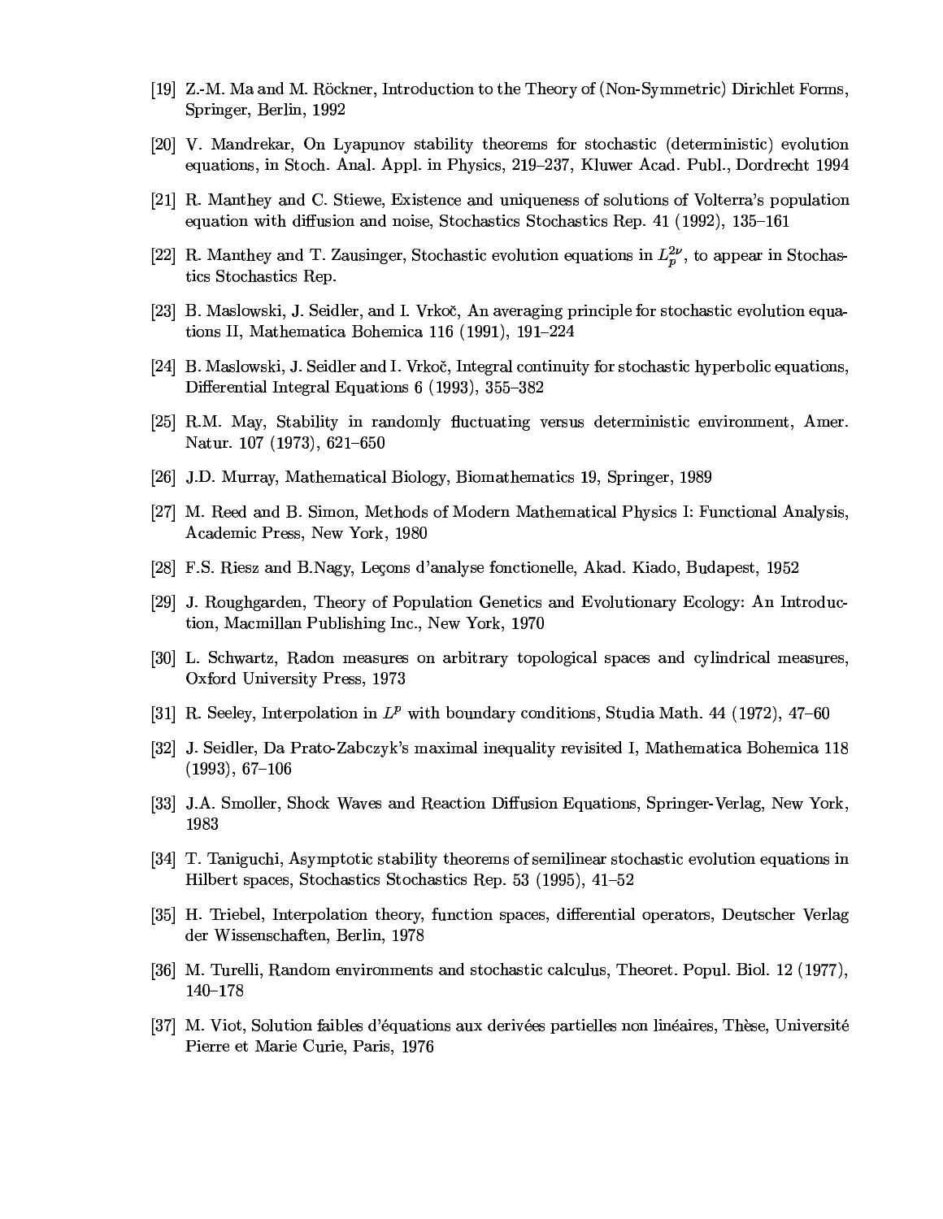[19] Z.-M. Ma and M. Röckner, Introduction to the Theory of (Non-Symmetric) Dirichlet Forms, Springer, Berlin, 1992

[20] V. Mandrekar, On Lyapunov stability theorems for stochastic (deterministic) evolution equations, in Stoch. Anal. Appl. in Physics, 219–237, Kluwer Acad. Publ., Dordrecht 1994

[21] R. Manthey and C. Stiewe, Existence and uniqueness of solutions of Volterra's population equation with diffusion and noise, Stochastics Stochastics Rep. 41 (1992), 135–161

[22] R. Manthey and T. Zausinger, Stochastic evolution equations in $L_p^{2\nu}$, to appear in Stochastics Stochastics Rep.

[23] B. Maslowski, J. Seidler, and I. Vrkoč, An averaging principle for stochastic evolution equations II, Mathematica Bohemica 116 (1991), 191–224

[24] B. Maslowski, J. Seidler and I. Vrkoč, Integral continuity for stochastic hyperbolic equations, Differential Integral Equations 6 (1993), 355–382

[25] R.M. May, Stability in randomly fluctuating versus deterministic environment, Amer. Natur. 107 (1973), 621–650

[26] J.D. Murray, Mathematical Biology, Biomathematics 19, Springer, 1989

[27] M. Reed and B. Simon, Methods of Modern Mathematical Physics I: Functional Analysis, Academic Press, New York, 1980

[28] F.S. Riesz and B.Nagy, Leçons d'analyse fonctionelle, Akad. Kiado, Budapest, 1952

[29] J. Roughgarden, Theory of Population Genetics and Evolutionary Ecology: An Introduction, Macmillan Publishing Inc., New York, 1970

[30] L. Schwartz, Radon measures on arbitrary topological spaces and cylindrical measures, Oxford University Press, 1973

[31] R. Seeley, Interpolation in $L^p$ with boundary conditions, Studia Math. 44 (1972), 47–60

[32] J. Seidler, Da Prato-Zabczyk's maximal inequality revisited I, Mathematica Bohemica 118 (1993), 67–106

[33] J.A. Smoller, Shock Waves and Reaction Diffusion Equations, Springer-Verlag, New York, 1983

[34] T. Taniguchi, Asymptotic stability theorems of semilinear stochastic evolution equations in Hilbert spaces, Stochastics Stochastics Rep. 53 (1995), 41–52

[35] H. Triebel, Interpolation theory, function spaces, differential operators, Deutscher Verlag der Wissenschaften, Berlin, 1978

[36] M. Turelli, Random environments and stochastic calculus, Theoret. Popul. Biol. 12 (1977), 140–178

[37] M. Viot, Solution faibles d'équations aux derivées partielles non linéaires, Thèse, Université Pierre et Marie Curie, Paris, 1976